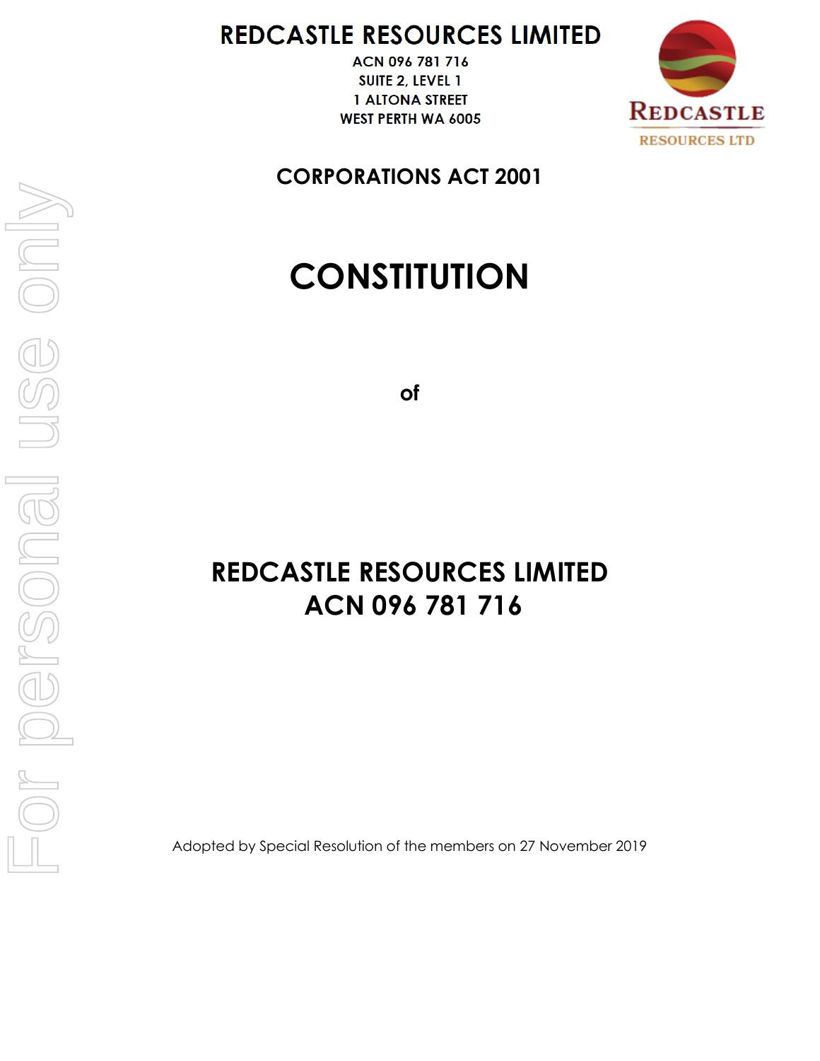# REDCASTLE RESOURCES LIMITED

ACN 096 781 716
SUITE 2, LEVEL 1
1 ALTONA STREET
WEST PERTH WA 6005

REDCASTLE
RESOURCES LTD

## CORPORATIONS ACT 2001

# CONSTITUTION

**of**

# REDCASTLE RESOURCES LIMITED
# ACN 096 781 716

Adopted by Special Resolution of the members on 27 November 2019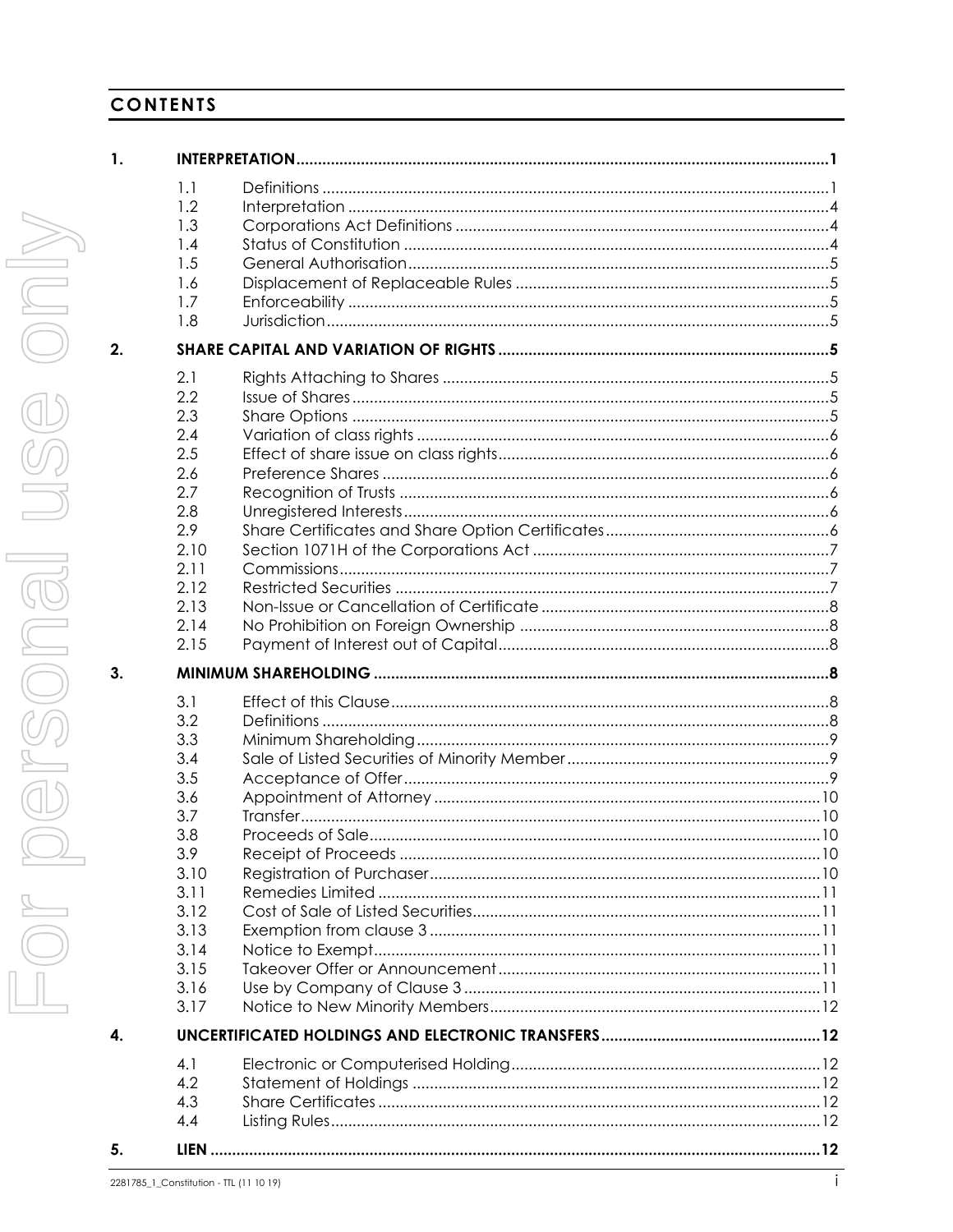# CONTENTS

| | | | |
|---|---|---|---|
| **1.** | **INTERPRETATION** | | **1** |
| | 1.1 | Definitions | 1 |
| | 1.2 | Interpretation | 4 |
| | 1.3 | Corporations Act Definitions | 4 |
| | 1.4 | Status of Constitution | 4 |
| | 1.5 | General Authorisation | 5 |
| | 1.6 | Displacement of Replaceable Rules | 5 |
| | 1.7 | Enforceability | 5 |
| | 1.8 | Jurisdiction | 5 |
| **2.** | **SHARE CAPITAL AND VARIATION OF RIGHTS** | | **5** |
| | 2.1 | Rights Attaching to Shares | 5 |
| | 2.2 | Issue of Shares | 5 |
| | 2.3 | Share Options | 5 |
| | 2.4 | Variation of class rights | 6 |
| | 2.5 | Effect of share issue on class rights | 6 |
| | 2.6 | Preference Shares | 6 |
| | 2.7 | Recognition of Trusts | 6 |
| | 2.8 | Unregistered Interests | 6 |
| | 2.9 | Share Certificates and Share Option Certificates | 6 |
| | 2.10 | Section 1071H of the Corporations Act | 7 |
| | 2.11 | Commissions | 7 |
| | 2.12 | Restricted Securities | 7 |
| | 2.13 | Non-Issue or Cancellation of Certificate | 8 |
| | 2.14 | No Prohibition on Foreign Ownership | 8 |
| | 2.15 | Payment of Interest out of Capital | 8 |
| **3.** | **MINIMUM SHAREHOLDING** | | **8** |
| | 3.1 | Effect of this Clause | 8 |
| | 3.2 | Definitions | 8 |
| | 3.3 | Minimum Shareholding | 9 |
| | 3.4 | Sale of Listed Securities of Minority Member | 9 |
| | 3.5 | Acceptance of Offer | 9 |
| | 3.6 | Appointment of Attorney | 10 |
| | 3.7 | Transfer | 10 |
| | 3.8 | Proceeds of Sale | 10 |
| | 3.9 | Receipt of Proceeds | 10 |
| | 3.10 | Registration of Purchaser | 10 |
| | 3.11 | Remedies Limited | 11 |
| | 3.12 | Cost of Sale of Listed Securities | 11 |
| | 3.13 | Exemption from clause 3 | 11 |
| | 3.14 | Notice to Exempt | 11 |
| | 3.15 | Takeover Offer or Announcement | 11 |
| | 3.16 | Use by Company of Clause 3 | 11 |
| | 3.17 | Notice to New Minority Members | 12 |
| **4.** | **UNCERTIFICATED HOLDINGS AND ELECTRONIC TRANSFERS** | | **12** |
| | 4.1 | Electronic or Computerised Holding | 12 |
| | 4.2 | Statement of Holdings | 12 |
| | 4.3 | Share Certificates | 12 |
| | 4.4 | Listing Rules | 12 |
| **5.** | **LIEN** | | **12** |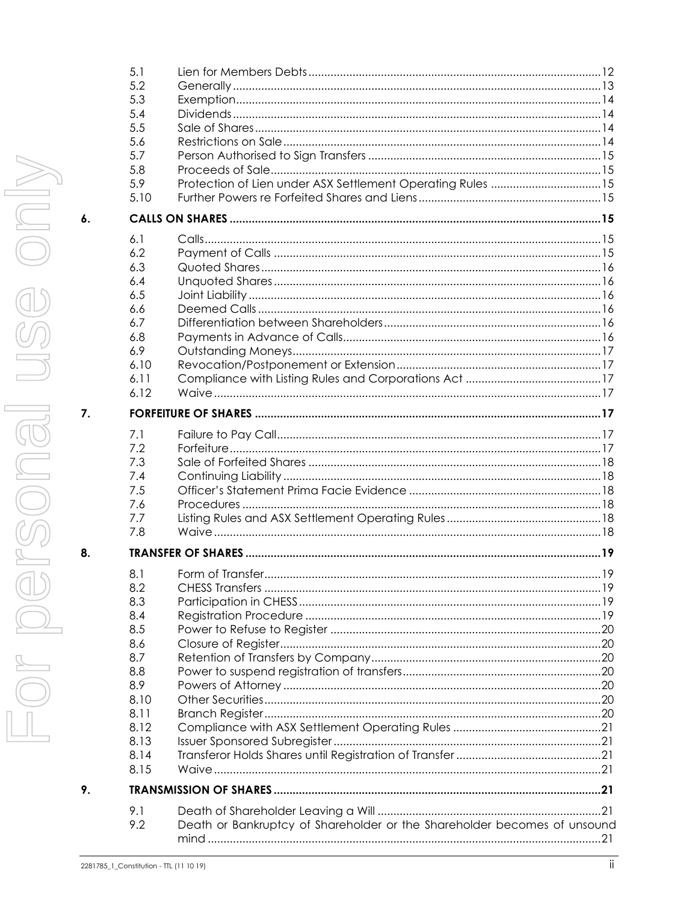| | | |
|---|---|---|
| 5.1 | Lien for Members Debts | 12 |
| 5.2 | Generally | 13 |
| 5.3 | Exemption | 14 |
| 5.4 | Dividends | 14 |
| 5.5 | Sale of Shares | 14 |
| 5.6 | Restrictions on Sale | 14 |
| 5.7 | Person Authorised to Sign Transfers | 15 |
| 5.8 | Proceeds of Sale | 15 |
| 5.9 | Protection of Lien under ASX Settlement Operating Rules | 15 |
| 5.10 | Further Powers re Forfeited Shares and Liens | 15 |

**6. CALLS ON SHARES** ..... **15**

| | | |
|---|---|---|
| 6.1 | Calls | 15 |
| 6.2 | Payment of Calls | 15 |
| 6.3 | Quoted Shares | 16 |
| 6.4 | Unquoted Shares | 16 |
| 6.5 | Joint Liability | 16 |
| 6.6 | Deemed Calls | 16 |
| 6.7 | Differentiation between Shareholders | 16 |
| 6.8 | Payments in Advance of Calls | 16 |
| 6.9 | Outstanding Moneys | 17 |
| 6.10 | Revocation/Postponement or Extension | 17 |
| 6.11 | Compliance with Listing Rules and Corporations Act | 17 |
| 6.12 | Waive | 17 |

**7. FORFEITURE OF SHARES** ..... **17**

| | | |
|---|---|---|
| 7.1 | Failure to Pay Call | 17 |
| 7.2 | Forfeiture | 17 |
| 7.3 | Sale of Forfeited Shares | 18 |
| 7.4 | Continuing Liability | 18 |
| 7.5 | Officer's Statement Prima Facie Evidence | 18 |
| 7.6 | Procedures | 18 |
| 7.7 | Listing Rules and ASX Settlement Operating Rules | 18 |
| 7.8 | Waive | 18 |

**8. TRANSFER OF SHARES** ..... **19**

| | | |
|---|---|---|
| 8.1 | Form of Transfer | 19 |
| 8.2 | CHESS Transfers | 19 |
| 8.3 | Participation in CHESS | 19 |
| 8.4 | Registration Procedure | 19 |
| 8.5 | Power to Refuse to Register | 20 |
| 8.6 | Closure of Register | 20 |
| 8.7 | Retention of Transfers by Company | 20 |
| 8.8 | Power to suspend registration of transfers | 20 |
| 8.9 | Powers of Attorney | 20 |
| 8.10 | Other Securities | 20 |
| 8.11 | Branch Register | 20 |
| 8.12 | Compliance with ASX Settlement Operating Rules | 21 |
| 8.13 | Issuer Sponsored Subregister | 21 |
| 8.14 | Transferor Holds Shares until Registration of Transfer | 21 |
| 8.15 | Waive | 21 |

**9. TRANSMISSION OF SHARES** ..... **21**

| | | |
|---|---|---|
| 9.1 | Death of Shareholder Leaving a Will | 21 |
| 9.2 | Death or Bankruptcy of Shareholder or the Shareholder becomes of unsound mind | 21 |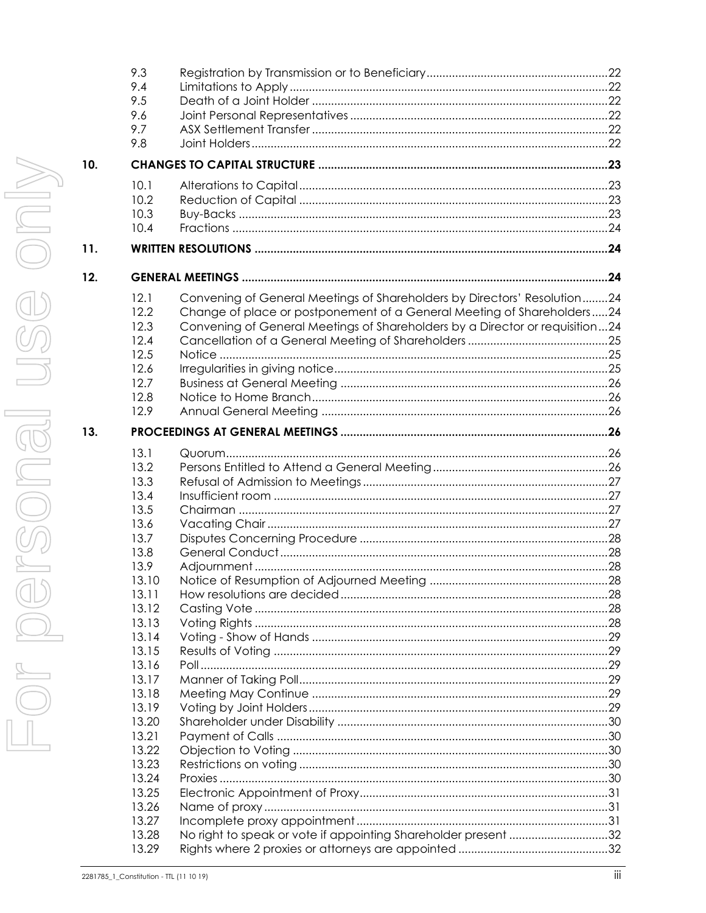| | | |
|---|---|---|
| 9.3 | Registration by Transmission or to Beneficiary | 22 |
| 9.4 | Limitations to Apply | 22 |
| 9.5 | Death of a Joint Holder | 22 |
| 9.6 | Joint Personal Representatives | 22 |
| 9.7 | ASX Settlement Transfer | 22 |
| 9.8 | Joint Holders | 22 |
| **10.** | **CHANGES TO CAPITAL STRUCTURE** | **23** |
| 10.1 | Alterations to Capital | 23 |
| 10.2 | Reduction of Capital | 23 |
| 10.3 | Buy-Backs | 23 |
| 10.4 | Fractions | 24 |
| **11.** | **WRITTEN RESOLUTIONS** | **24** |
| **12.** | **GENERAL MEETINGS** | **24** |
| 12.1 | Convening of General Meetings of Shareholders by Directors' Resolution | 24 |
| 12.2 | Change of place or postponement of a General Meeting of Shareholders | 24 |
| 12.3 | Convening of General Meetings of Shareholders by a Director or requisition | 24 |
| 12.4 | Cancellation of a General Meeting of Shareholders | 25 |
| 12.5 | Notice | 25 |
| 12.6 | Irregularities in giving notice | 25 |
| 12.7 | Business at General Meeting | 26 |
| 12.8 | Notice to Home Branch | 26 |
| 12.9 | Annual General Meeting | 26 |
| **13.** | **PROCEEDINGS AT GENERAL MEETINGS** | **26** |
| 13.1 | Quorum | 26 |
| 13.2 | Persons Entitled to Attend a General Meeting | 26 |
| 13.3 | Refusal of Admission to Meetings | 27 |
| 13.4 | Insufficient room | 27 |
| 13.5 | Chairman | 27 |
| 13.6 | Vacating Chair | 27 |
| 13.7 | Disputes Concerning Procedure | 28 |
| 13.8 | General Conduct | 28 |
| 13.9 | Adjournment | 28 |
| 13.10 | Notice of Resumption of Adjourned Meeting | 28 |
| 13.11 | How resolutions are decided | 28 |
| 13.12 | Casting Vote | 28 |
| 13.13 | Voting Rights | 28 |
| 13.14 | Voting - Show of Hands | 29 |
| 13.15 | Results of Voting | 29 |
| 13.16 | Poll | 29 |
| 13.17 | Manner of Taking Poll | 29 |
| 13.18 | Meeting May Continue | 29 |
| 13.19 | Voting by Joint Holders | 29 |
| 13.20 | Shareholder under Disability | 30 |
| 13.21 | Payment of Calls | 30 |
| 13.22 | Objection to Voting | 30 |
| 13.23 | Restrictions on voting | 30 |
| 13.24 | Proxies | 30 |
| 13.25 | Electronic Appointment of Proxy | 31 |
| 13.26 | Name of proxy | 31 |
| 13.27 | Incomplete proxy appointment | 31 |
| 13.28 | No right to speak or vote if appointing Shareholder present | 32 |
| 13.29 | Rights where 2 proxies or attorneys are appointed | 32 |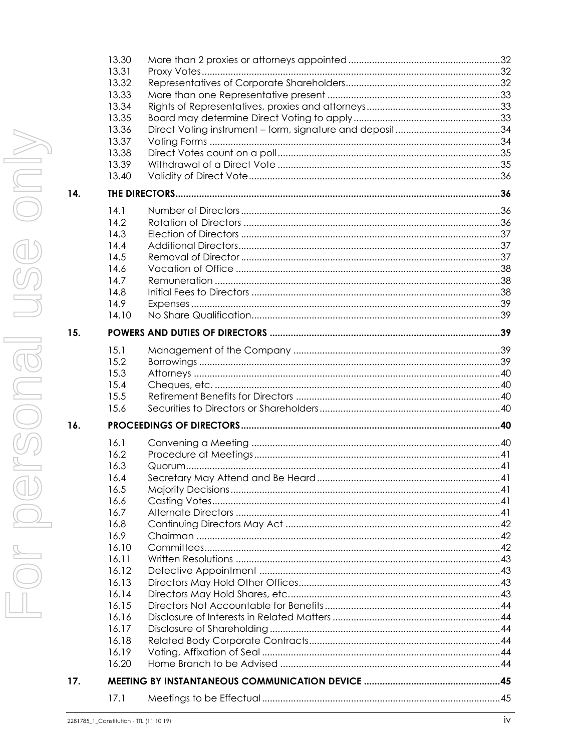| | | |
|---|---|---|
| 13.30 | More than 2 proxies or attorneys appointed | 32 |
| 13.31 | Proxy Votes | 32 |
| 13.32 | Representatives of Corporate Shareholders | 32 |
| 13.33 | More than one Representative present | 33 |
| 13.34 | Rights of Representatives, proxies and attorneys | 33 |
| 13.35 | Board may determine Direct Voting to apply | 33 |
| 13.36 | Direct Voting instrument – form, signature and deposit | 34 |
| 13.37 | Voting Forms | 34 |
| 13.38 | Direct Votes count on a poll | 35 |
| 13.39 | Withdrawal of a Direct Vote | 35 |
| 13.40 | Validity of Direct Vote | 36 |
| **14.** | **THE DIRECTORS** | **36** |
| 14.1 | Number of Directors | 36 |
| 14.2 | Rotation of Directors | 36 |
| 14.3 | Election of Directors | 37 |
| 14.4 | Additional Directors | 37 |
| 14.5 | Removal of Director | 37 |
| 14.6 | Vacation of Office | 38 |
| 14.7 | Remuneration | 38 |
| 14.8 | Initial Fees to Directors | 38 |
| 14.9 | Expenses | 39 |
| 14.10 | No Share Qualification | 39 |
| **15.** | **POWERS AND DUTIES OF DIRECTORS** | **39** |
| 15.1 | Management of the Company | 39 |
| 15.2 | Borrowings | 39 |
| 15.3 | Attorneys | 40 |
| 15.4 | Cheques, etc. | 40 |
| 15.5 | Retirement Benefits for Directors | 40 |
| 15.6 | Securities to Directors or Shareholders | 40 |
| **16.** | **PROCEEDINGS OF DIRECTORS** | **40** |
| 16.1 | Convening a Meeting | 40 |
| 16.2 | Procedure at Meetings | 41 |
| 16.3 | Quorum | 41 |
| 16.4 | Secretary May Attend and Be Heard | 41 |
| 16.5 | Majority Decisions | 41 |
| 16.6 | Casting Votes | 41 |
| 16.7 | Alternate Directors | 41 |
| 16.8 | Continuing Directors May Act | 42 |
| 16.9 | Chairman | 42 |
| 16.10 | Committees | 42 |
| 16.11 | Written Resolutions | 43 |
| 16.12 | Defective Appointment | 43 |
| 16.13 | Directors May Hold Other Offices | 43 |
| 16.14 | Directors May Hold Shares, etc. | 43 |
| 16.15 | Directors Not Accountable for Benefits | 44 |
| 16.16 | Disclosure of Interests in Related Matters | 44 |
| 16.17 | Disclosure of Shareholding | 44 |
| 16.18 | Related Body Corporate Contracts | 44 |
| 16.19 | Voting, Affixation of Seal | 44 |
| 16.20 | Home Branch to be Advised | 44 |
| **17.** | **MEETING BY INSTANTANEOUS COMMUNICATION DEVICE** | **45** |
| 17.1 | Meetings to be Effectual | 45 |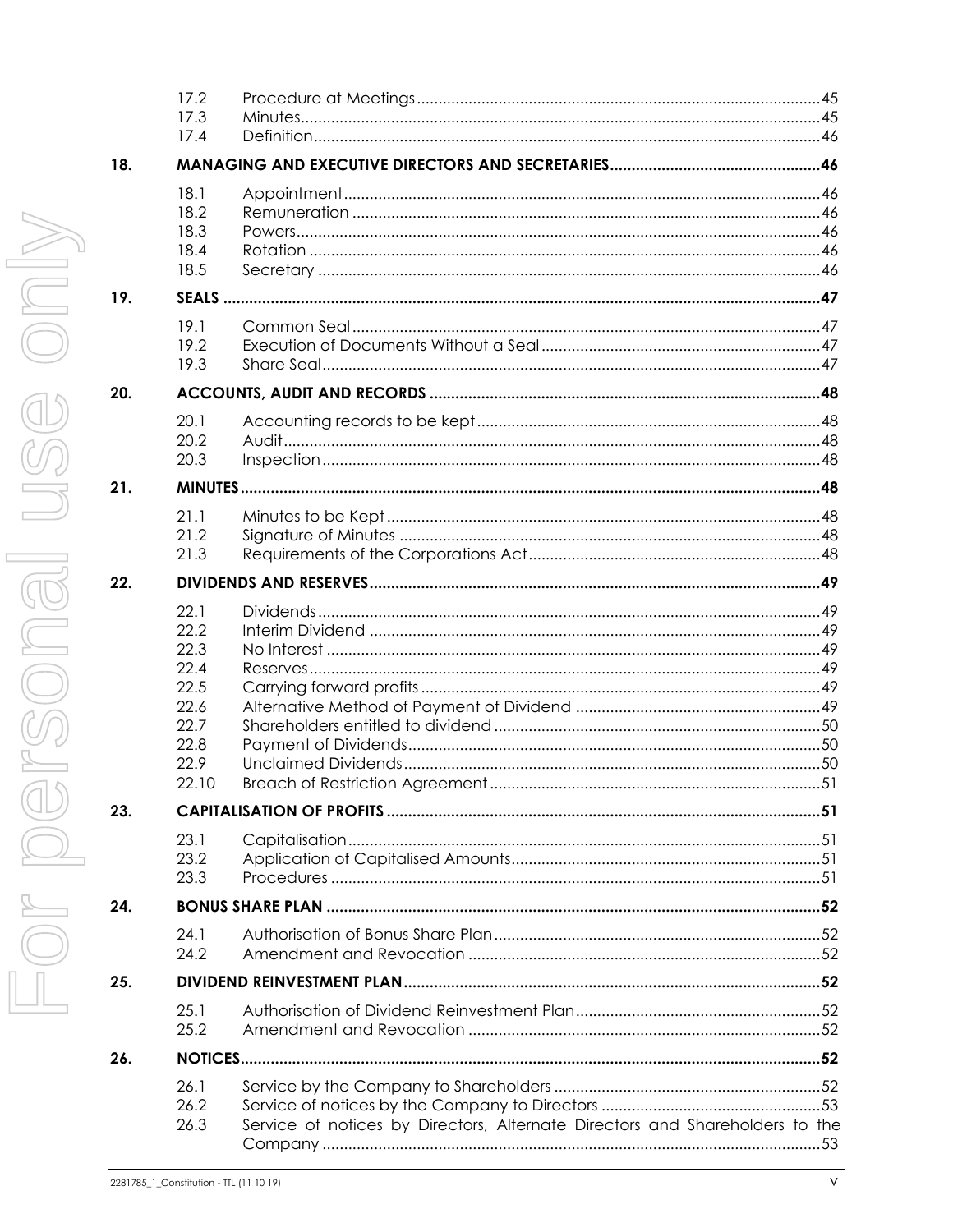| | | |
|---|---|---|
| | 17.2 | Procedure at Meetings ..... 45 |
| | 17.3 | Minutes ..... 45 |
| | 17.4 | Definition ..... 46 |
| **18.** | **MANAGING AND EXECUTIVE DIRECTORS AND SECRETARIES** | **46** |
| | 18.1 | Appointment ..... 46 |
| | 18.2 | Remuneration ..... 46 |
| | 18.3 | Powers ..... 46 |
| | 18.4 | Rotation ..... 46 |
| | 18.5 | Secretary ..... 46 |
| **19.** | **SEALS** | **47** |
| | 19.1 | Common Seal ..... 47 |
| | 19.2 | Execution of Documents Without a Seal ..... 47 |
| | 19.3 | Share Seal ..... 47 |
| **20.** | **ACCOUNTS, AUDIT AND RECORDS** | **48** |
| | 20.1 | Accounting records to be kept ..... 48 |
| | 20.2 | Audit ..... 48 |
| | 20.3 | Inspection ..... 48 |
| **21.** | **MINUTES** | **48** |
| | 21.1 | Minutes to be Kept ..... 48 |
| | 21.2 | Signature of Minutes ..... 48 |
| | 21.3 | Requirements of the Corporations Act ..... 48 |
| **22.** | **DIVIDENDS AND RESERVES** | **49** |
| | 22.1 | Dividends ..... 49 |
| | 22.2 | Interim Dividend ..... 49 |
| | 22.3 | No Interest ..... 49 |
| | 22.4 | Reserves ..... 49 |
| | 22.5 | Carrying forward profits ..... 49 |
| | 22.6 | Alternative Method of Payment of Dividend ..... 49 |
| | 22.7 | Shareholders entitled to dividend ..... 50 |
| | 22.8 | Payment of Dividends ..... 50 |
| | 22.9 | Unclaimed Dividends ..... 50 |
| | 22.10 | Breach of Restriction Agreement ..... 51 |
| **23.** | **CAPITALISATION OF PROFITS** | **51** |
| | 23.1 | Capitalisation ..... 51 |
| | 23.2 | Application of Capitalised Amounts ..... 51 |
| | 23.3 | Procedures ..... 51 |
| **24.** | **BONUS SHARE PLAN** | **52** |
| | 24.1 | Authorisation of Bonus Share Plan ..... 52 |
| | 24.2 | Amendment and Revocation ..... 52 |
| **25.** | **DIVIDEND REINVESTMENT PLAN** | **52** |
| | 25.1 | Authorisation of Dividend Reinvestment Plan ..... 52 |
| | 25.2 | Amendment and Revocation ..... 52 |
| **26.** | **NOTICES** | **52** |
| | 26.1 | Service by the Company to Shareholders ..... 52 |
| | 26.2 | Service of notices by the Company to Directors ..... 53 |
| | 26.3 | Service of notices by Directors, Alternate Directors and Shareholders to the Company ..... 53 |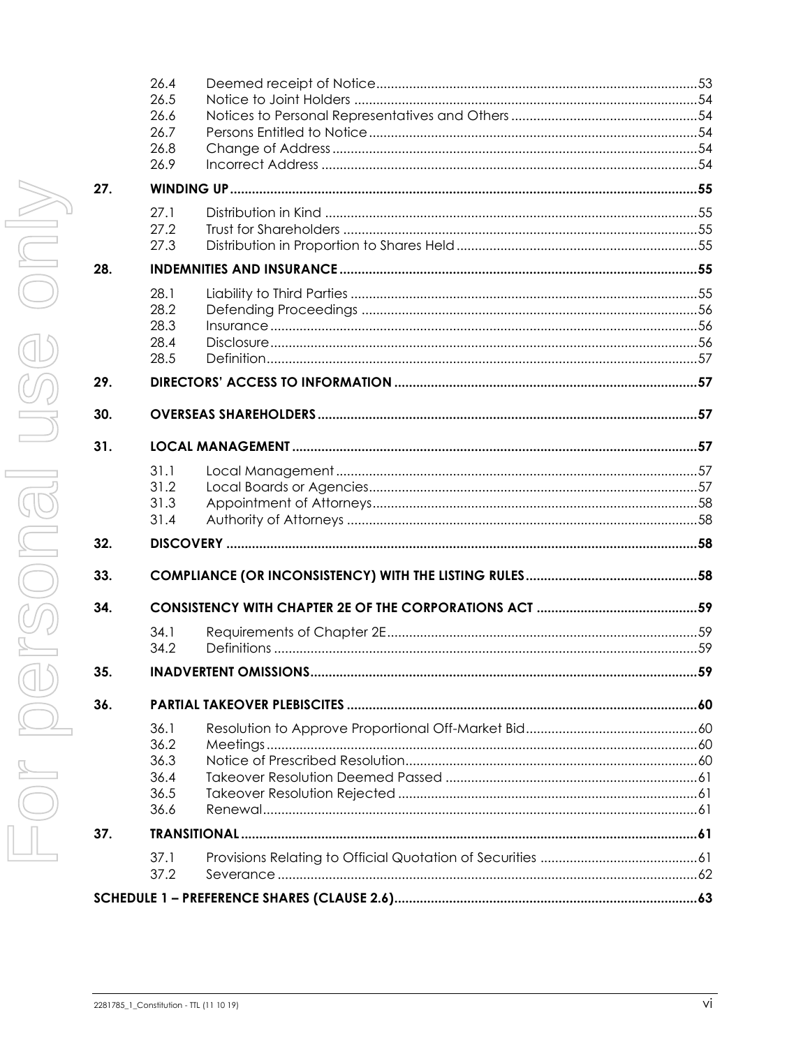| | | |
|---|---|---|
| 26.4 | Deemed receipt of Notice | 53 |
| 26.5 | Notice to Joint Holders | 54 |
| 26.6 | Notices to Personal Representatives and Others | 54 |
| 26.7 | Persons Entitled to Notice | 54 |
| 26.8 | Change of Address | 54 |
| 26.9 | Incorrect Address | 54 |
| **27.** | **WINDING UP** | **55** |
| 27.1 | Distribution in Kind | 55 |
| 27.2 | Trust for Shareholders | 55 |
| 27.3 | Distribution in Proportion to Shares Held | 55 |
| **28.** | **INDEMNITIES AND INSURANCE** | **55** |
| 28.1 | Liability to Third Parties | 55 |
| 28.2 | Defending Proceedings | 56 |
| 28.3 | Insurance | 56 |
| 28.4 | Disclosure | 56 |
| 28.5 | Definition | 57 |
| **29.** | **DIRECTORS' ACCESS TO INFORMATION** | **57** |
| **30.** | **OVERSEAS SHAREHOLDERS** | **57** |
| **31.** | **LOCAL MANAGEMENT** | **57** |
| 31.1 | Local Management | 57 |
| 31.2 | Local Boards or Agencies | 57 |
| 31.3 | Appointment of Attorneys | 58 |
| 31.4 | Authority of Attorneys | 58 |
| **32.** | **DISCOVERY** | **58** |
| **33.** | **COMPLIANCE (OR INCONSISTENCY) WITH THE LISTING RULES** | **58** |
| **34.** | **CONSISTENCY WITH CHAPTER 2E OF THE CORPORATIONS ACT** | **59** |
| 34.1 | Requirements of Chapter 2E | 59 |
| 34.2 | Definitions | 59 |
| **35.** | **INADVERTENT OMISSIONS** | **59** |
| **36.** | **PARTIAL TAKEOVER PLEBISCITES** | **60** |
| 36.1 | Resolution to Approve Proportional Off-Market Bid | 60 |
| 36.2 | Meetings | 60 |
| 36.3 | Notice of Prescribed Resolution | 60 |
| 36.4 | Takeover Resolution Deemed Passed | 61 |
| 36.5 | Takeover Resolution Rejected | 61 |
| 36.6 | Renewal | 61 |
| **37.** | **TRANSITIONAL** | **61** |
| 37.1 | Provisions Relating to Official Quotation of Securities | 61 |
| 37.2 | Severance | 62 |
| **SCHEDULE 1 – PREFERENCE SHARES (CLAUSE 2.6)** | | **63** |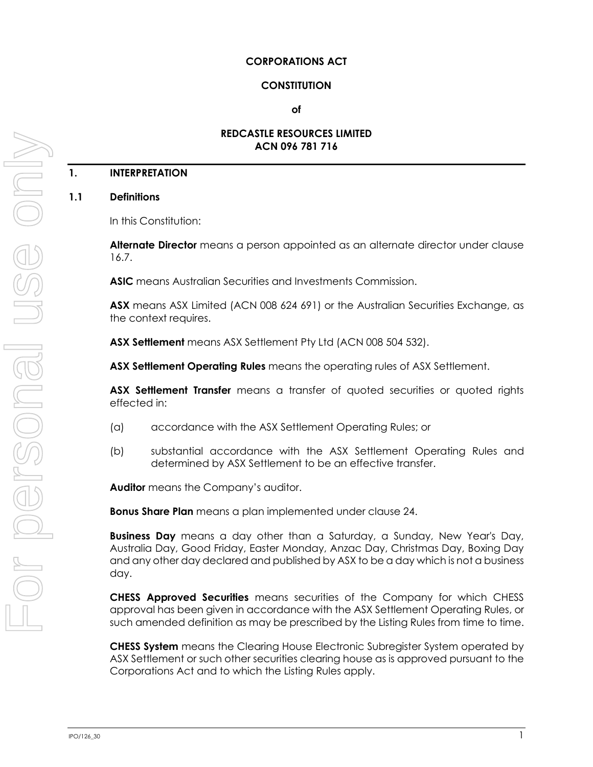**CORPORATIONS ACT**

**CONSTITUTION**

**of**

**REDCASTLE RESOURCES LIMITED**
**ACN 096 781 716**

# 1. INTERPRETATION

## 1.1 Definitions

In this Constitution:

**Alternate Director** means a person appointed as an alternate director under clause 16.7.

**ASIC** means Australian Securities and Investments Commission.

**ASX** means ASX Limited (ACN 008 624 691) or the Australian Securities Exchange, as the context requires.

**ASX Settlement** means ASX Settlement Pty Ltd (ACN 008 504 532).

**ASX Settlement Operating Rules** means the operating rules of ASX Settlement.

**ASX Settlement Transfer** means a transfer of quoted securities or quoted rights effected in:

(a) accordance with the ASX Settlement Operating Rules; or

(b) substantial accordance with the ASX Settlement Operating Rules and determined by ASX Settlement to be an effective transfer.

**Auditor** means the Company's auditor.

**Bonus Share Plan** means a plan implemented under clause 24.

**Business Day** means a day other than a Saturday, a Sunday, New Year's Day, Australia Day, Good Friday, Easter Monday, Anzac Day, Christmas Day, Boxing Day and any other day declared and published by ASX to be a day which is not a business day.

**CHESS Approved Securities** means securities of the Company for which CHESS approval has been given in accordance with the ASX Settlement Operating Rules, or such amended definition as may be prescribed by the Listing Rules from time to time.

**CHESS System** means the Clearing House Electronic Subregister System operated by ASX Settlement or such other securities clearing house as is approved pursuant to the Corporations Act and to which the Listing Rules apply.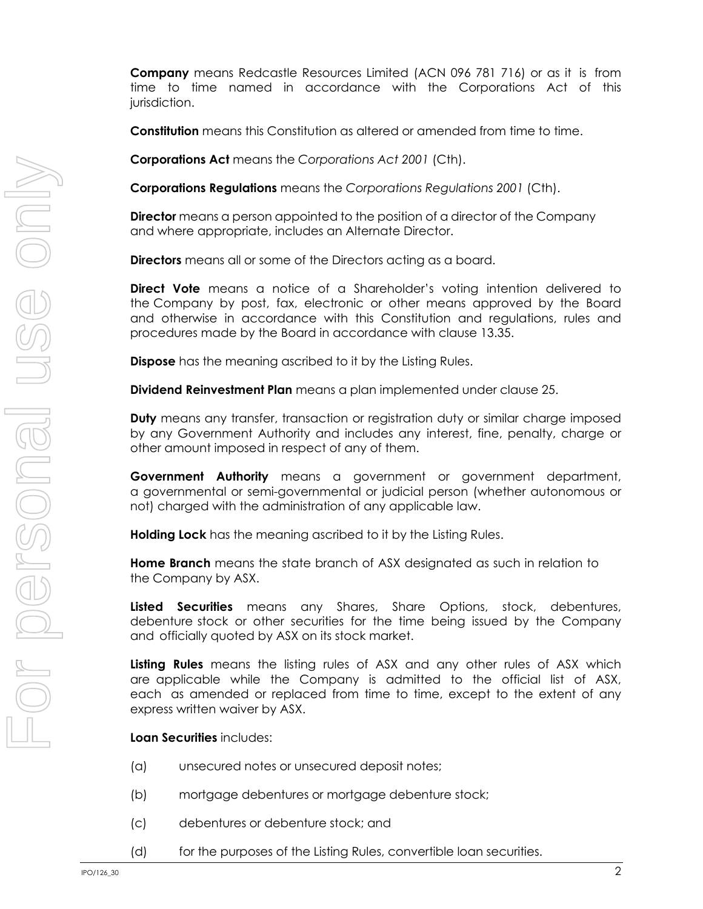**Company** means Redcastle Resources Limited (ACN 096 781 716) or as it is from time to time named in accordance with the Corporations Act of this jurisdiction.

**Constitution** means this Constitution as altered or amended from time to time.

**Corporations Act** means the *Corporations Act 2001* (Cth).

**Corporations Regulations** means the *Corporations Regulations 2001* (Cth).

**Director** means a person appointed to the position of a director of the Company and where appropriate, includes an Alternate Director.

**Directors** means all or some of the Directors acting as a board.

**Direct Vote** means a notice of a Shareholder's voting intention delivered to the Company by post, fax, electronic or other means approved by the Board and otherwise in accordance with this Constitution and regulations, rules and procedures made by the Board in accordance with clause 13.35.

**Dispose** has the meaning ascribed to it by the Listing Rules.

**Dividend Reinvestment Plan** means a plan implemented under clause 25.

**Duty** means any transfer, transaction or registration duty or similar charge imposed by any Government Authority and includes any interest, fine, penalty, charge or other amount imposed in respect of any of them.

**Government Authority** means a government or government department, a governmental or semi-governmental or judicial person (whether autonomous or not) charged with the administration of any applicable law.

**Holding Lock** has the meaning ascribed to it by the Listing Rules.

**Home Branch** means the state branch of ASX designated as such in relation to the Company by ASX.

**Listed Securities** means any Shares, Share Options, stock, debentures, debenture stock or other securities for the time being issued by the Company and officially quoted by ASX on its stock market.

**Listing Rules** means the listing rules of ASX and any other rules of ASX which are applicable while the Company is admitted to the official list of ASX, each as amended or replaced from time to time, except to the extent of any express written waiver by ASX.

**Loan Securities** includes:

(a) unsecured notes or unsecured deposit notes;

(b) mortgage debentures or mortgage debenture stock;

(c) debentures or debenture stock; and

(d) for the purposes of the Listing Rules, convertible loan securities.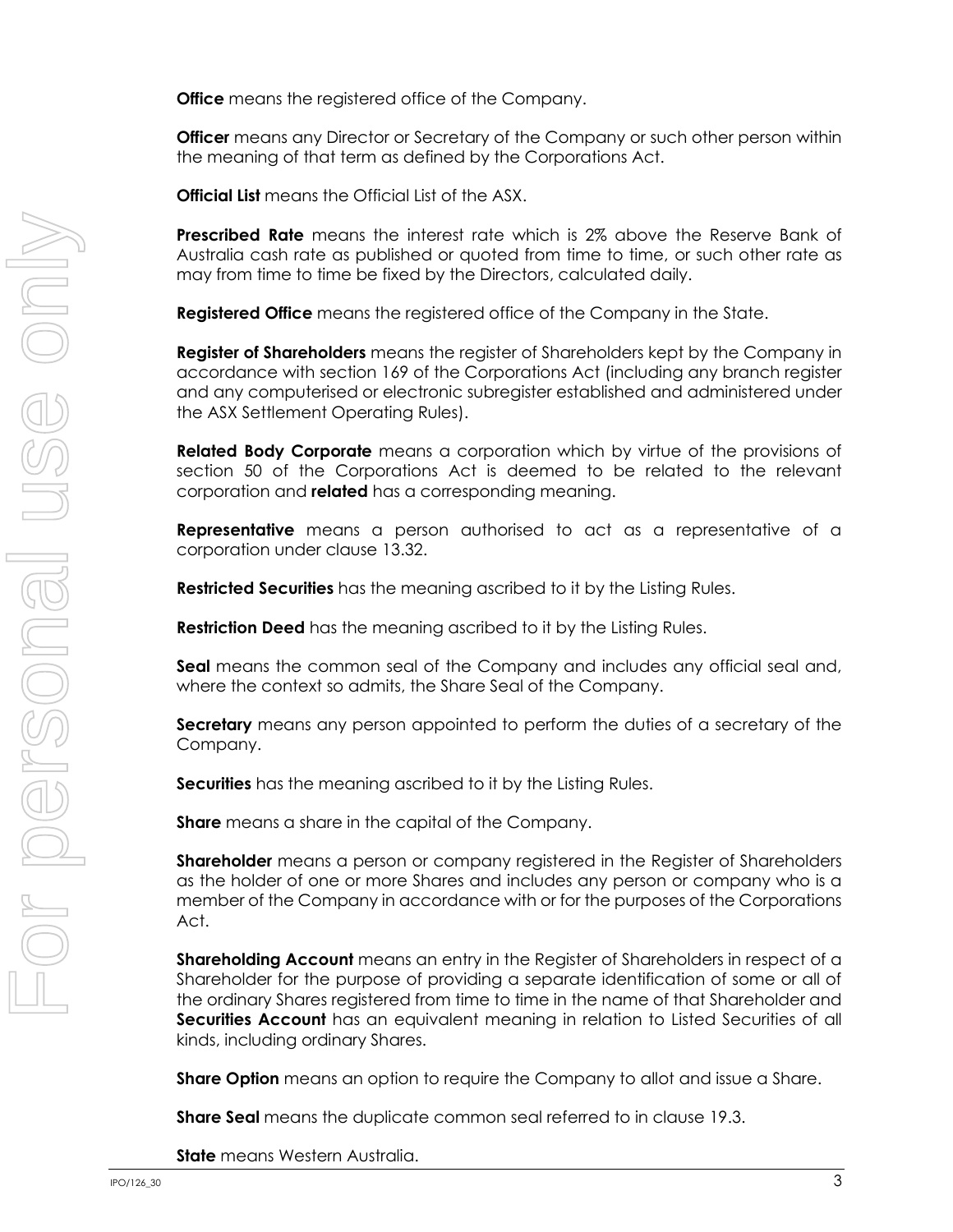**Office** means the registered office of the Company.

**Officer** means any Director or Secretary of the Company or such other person within the meaning of that term as defined by the Corporations Act.

**Official List** means the Official List of the ASX.

**Prescribed Rate** means the interest rate which is 2% above the Reserve Bank of Australia cash rate as published or quoted from time to time, or such other rate as may from time to time be fixed by the Directors, calculated daily.

**Registered Office** means the registered office of the Company in the State.

**Register of Shareholders** means the register of Shareholders kept by the Company in accordance with section 169 of the Corporations Act (including any branch register and any computerised or electronic subregister established and administered under the ASX Settlement Operating Rules).

**Related Body Corporate** means a corporation which by virtue of the provisions of section 50 of the Corporations Act is deemed to be related to the relevant corporation and **related** has a corresponding meaning.

**Representative** means a person authorised to act as a representative of a corporation under clause 13.32.

**Restricted Securities** has the meaning ascribed to it by the Listing Rules.

**Restriction Deed** has the meaning ascribed to it by the Listing Rules.

**Seal** means the common seal of the Company and includes any official seal and, where the context so admits, the Share Seal of the Company.

**Secretary** means any person appointed to perform the duties of a secretary of the Company.

**Securities** has the meaning ascribed to it by the Listing Rules.

**Share** means a share in the capital of the Company.

**Shareholder** means a person or company registered in the Register of Shareholders as the holder of one or more Shares and includes any person or company who is a member of the Company in accordance with or for the purposes of the Corporations Act.

**Shareholding Account** means an entry in the Register of Shareholders in respect of a Shareholder for the purpose of providing a separate identification of some or all of the ordinary Shares registered from time to time in the name of that Shareholder and **Securities Account** has an equivalent meaning in relation to Listed Securities of all kinds, including ordinary Shares.

**Share Option** means an option to require the Company to allot and issue a Share.

**Share Seal** means the duplicate common seal referred to in clause 19.3.

**State** means Western Australia.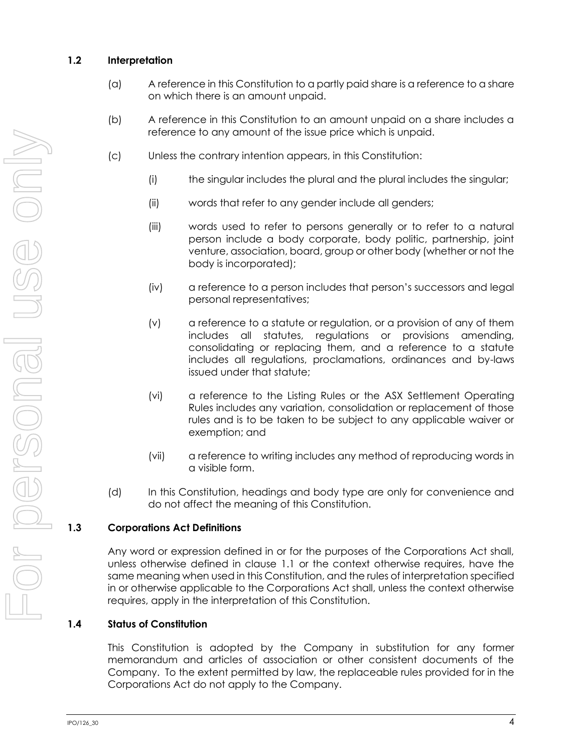### 1.2 Interpretation

(a) A reference in this Constitution to a partly paid share is a reference to a share on which there is an amount unpaid.

(b) A reference in this Constitution to an amount unpaid on a share includes a reference to any amount of the issue price which is unpaid.

(c) Unless the contrary intention appears, in this Constitution:

(i) the singular includes the plural and the plural includes the singular;

(ii) words that refer to any gender include all genders;

(iii) words used to refer to persons generally or to refer to a natural person include a body corporate, body politic, partnership, joint venture, association, board, group or other body (whether or not the body is incorporated);

(iv) a reference to a person includes that person's successors and legal personal representatives;

(v) a reference to a statute or regulation, or a provision of any of them includes all statutes, regulations or provisions amending, consolidating or replacing them, and a reference to a statute includes all regulations, proclamations, ordinances and by-laws issued under that statute;

(vi) a reference to the Listing Rules or the ASX Settlement Operating Rules includes any variation, consolidation or replacement of those rules and is to be taken to be subject to any applicable waiver or exemption; and

(vii) a reference to writing includes any method of reproducing words in a visible form.

(d) In this Constitution, headings and body type are only for convenience and do not affect the meaning of this Constitution.

### 1.3 Corporations Act Definitions

Any word or expression defined in or for the purposes of the Corporations Act shall, unless otherwise defined in clause 1.1 or the context otherwise requires, have the same meaning when used in this Constitution, and the rules of interpretation specified in or otherwise applicable to the Corporations Act shall, unless the context otherwise requires, apply in the interpretation of this Constitution.

### 1.4 Status of Constitution

This Constitution is adopted by the Company in substitution for any former memorandum and articles of association or other consistent documents of the Company. To the extent permitted by law, the replaceable rules provided for in the Corporations Act do not apply to the Company.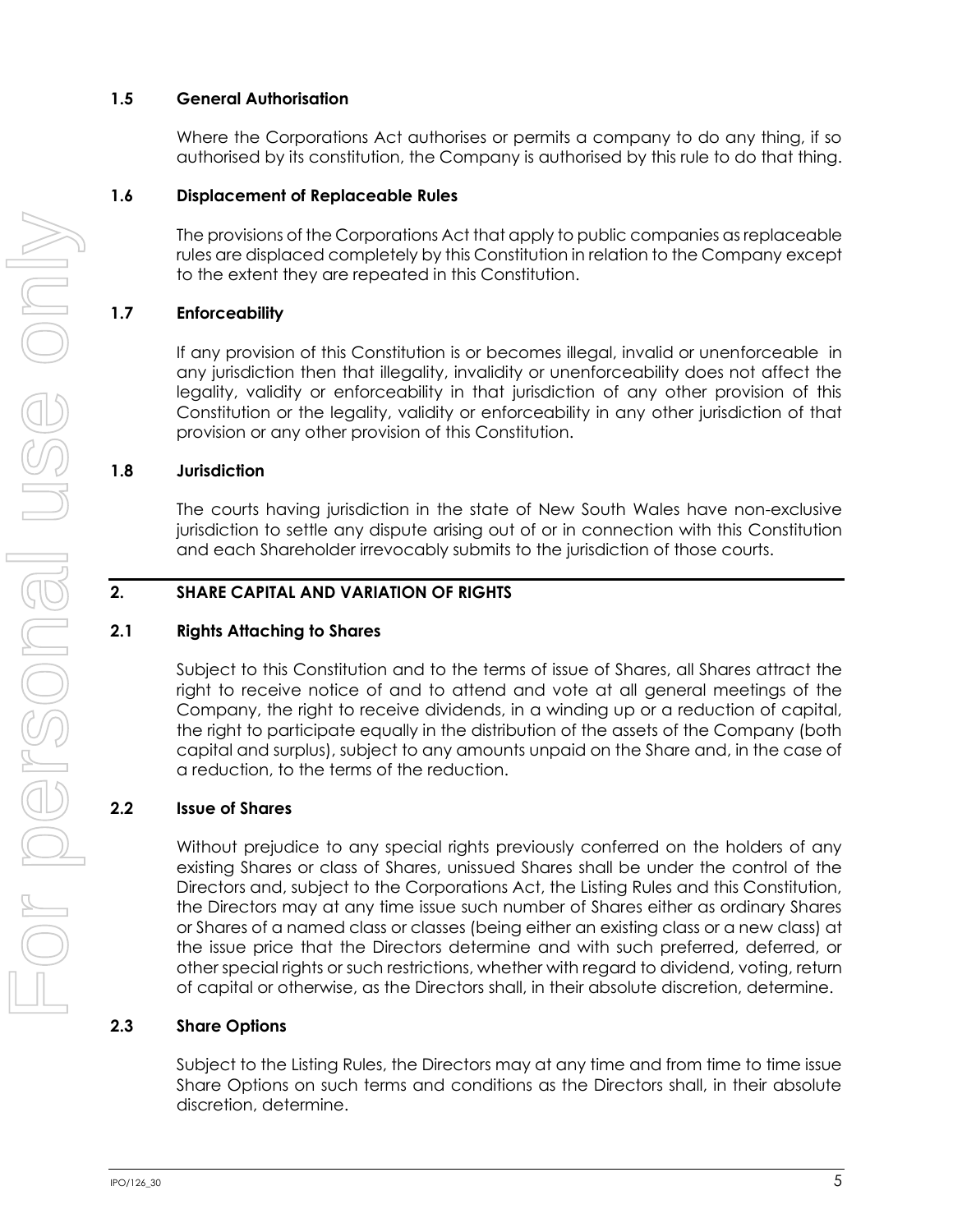### 1.5 General Authorisation

Where the Corporations Act authorises or permits a company to do any thing, if so authorised by its constitution, the Company is authorised by this rule to do that thing.

### 1.6 Displacement of Replaceable Rules

The provisions of the Corporations Act that apply to public companies as replaceable rules are displaced completely by this Constitution in relation to the Company except to the extent they are repeated in this Constitution.

### 1.7 Enforceability

If any provision of this Constitution is or becomes illegal, invalid or unenforceable in any jurisdiction then that illegality, invalidity or unenforceability does not affect the legality, validity or enforceability in that jurisdiction of any other provision of this Constitution or the legality, validity or enforceability in any other jurisdiction of that provision or any other provision of this Constitution.

### 1.8 Jurisdiction

The courts having jurisdiction in the state of New South Wales have non-exclusive jurisdiction to settle any dispute arising out of or in connection with this Constitution and each Shareholder irrevocably submits to the jurisdiction of those courts.

## 2. SHARE CAPITAL AND VARIATION OF RIGHTS

### 2.1 Rights Attaching to Shares

Subject to this Constitution and to the terms of issue of Shares, all Shares attract the right to receive notice of and to attend and vote at all general meetings of the Company, the right to receive dividends, in a winding up or a reduction of capital, the right to participate equally in the distribution of the assets of the Company (both capital and surplus), subject to any amounts unpaid on the Share and, in the case of a reduction, to the terms of the reduction.

### 2.2 Issue of Shares

Without prejudice to any special rights previously conferred on the holders of any existing Shares or class of Shares, unissued Shares shall be under the control of the Directors and, subject to the Corporations Act, the Listing Rules and this Constitution, the Directors may at any time issue such number of Shares either as ordinary Shares or Shares of a named class or classes (being either an existing class or a new class) at the issue price that the Directors determine and with such preferred, deferred, or other special rights or such restrictions, whether with regard to dividend, voting, return of capital or otherwise, as the Directors shall, in their absolute discretion, determine.

### 2.3 Share Options

Subject to the Listing Rules, the Directors may at any time and from time to time issue Share Options on such terms and conditions as the Directors shall, in their absolute discretion, determine.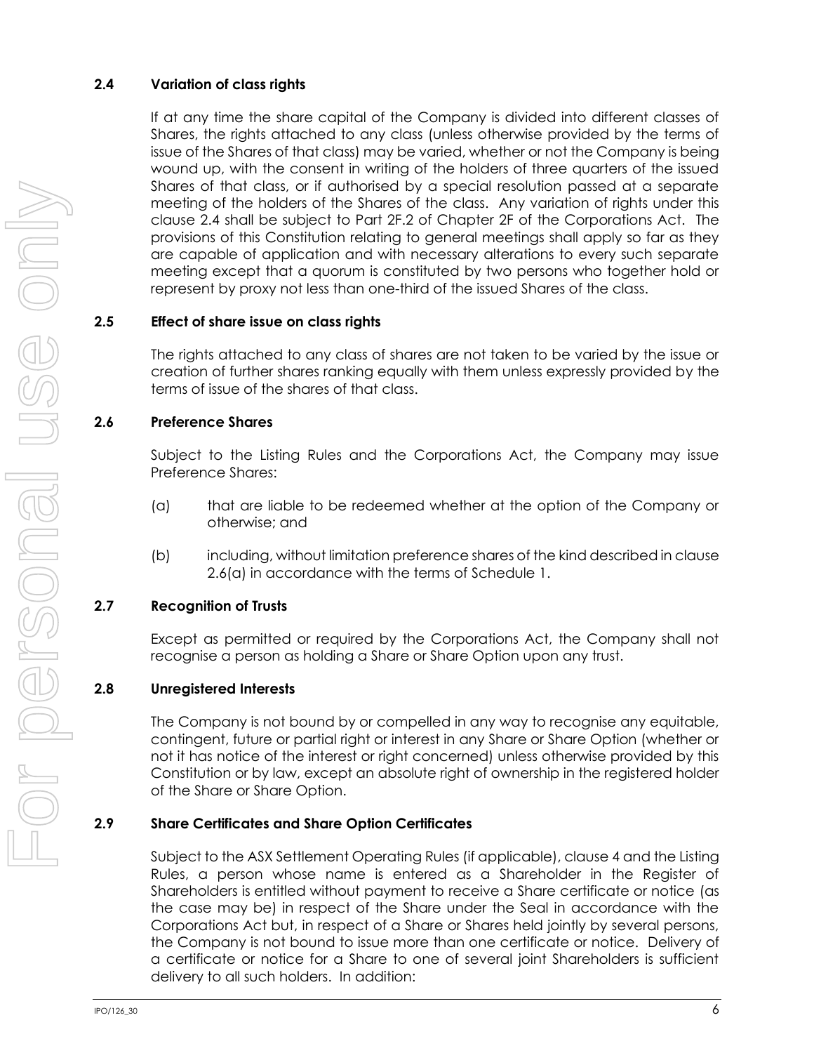### 2.4 Variation of class rights

If at any time the share capital of the Company is divided into different classes of Shares, the rights attached to any class (unless otherwise provided by the terms of issue of the Shares of that class) may be varied, whether or not the Company is being wound up, with the consent in writing of the holders of three quarters of the issued Shares of that class, or if authorised by a special resolution passed at a separate meeting of the holders of the Shares of the class. Any variation of rights under this clause 2.4 shall be subject to Part 2F.2 of Chapter 2F of the Corporations Act. The provisions of this Constitution relating to general meetings shall apply so far as they are capable of application and with necessary alterations to every such separate meeting except that a quorum is constituted by two persons who together hold or represent by proxy not less than one-third of the issued Shares of the class.

### 2.5 Effect of share issue on class rights

The rights attached to any class of shares are not taken to be varied by the issue or creation of further shares ranking equally with them unless expressly provided by the terms of issue of the shares of that class.

### 2.6 Preference Shares

Subject to the Listing Rules and the Corporations Act, the Company may issue Preference Shares:

(a) that are liable to be redeemed whether at the option of the Company or otherwise; and

(b) including, without limitation preference shares of the kind described in clause 2.6(a) in accordance with the terms of Schedule 1.

### 2.7 Recognition of Trusts

Except as permitted or required by the Corporations Act, the Company shall not recognise a person as holding a Share or Share Option upon any trust.

### 2.8 Unregistered Interests

The Company is not bound by or compelled in any way to recognise any equitable, contingent, future or partial right or interest in any Share or Share Option (whether or not it has notice of the interest or right concerned) unless otherwise provided by this Constitution or by law, except an absolute right of ownership in the registered holder of the Share or Share Option.

### 2.9 Share Certificates and Share Option Certificates

Subject to the ASX Settlement Operating Rules (if applicable), clause 4 and the Listing Rules, a person whose name is entered as a Shareholder in the Register of Shareholders is entitled without payment to receive a Share certificate or notice (as the case may be) in respect of the Share under the Seal in accordance with the Corporations Act but, in respect of a Share or Shares held jointly by several persons, the Company is not bound to issue more than one certificate or notice. Delivery of a certificate or notice for a Share to one of several joint Shareholders is sufficient delivery to all such holders. In addition: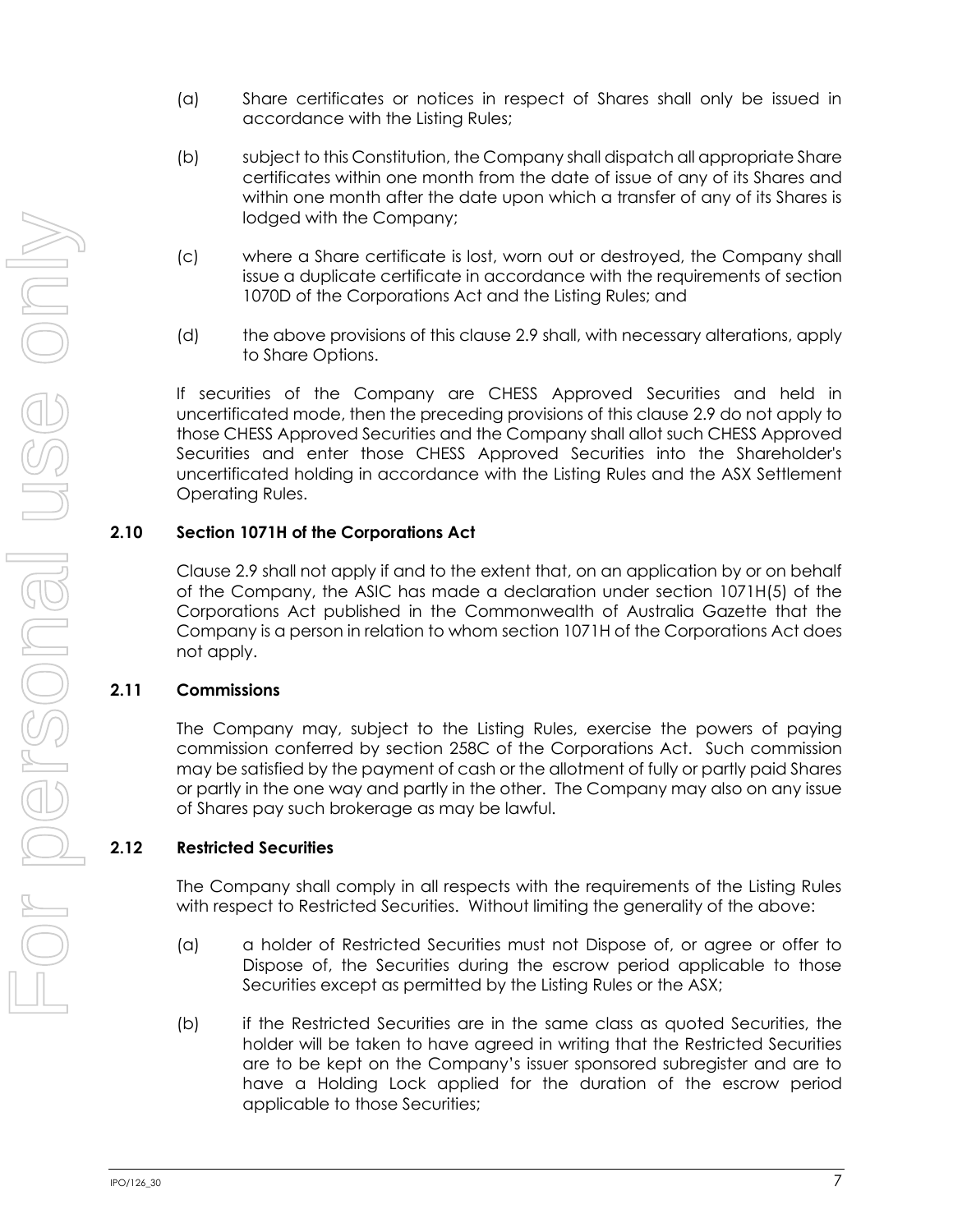(a) Share certificates or notices in respect of Shares shall only be issued in accordance with the Listing Rules;

(b) subject to this Constitution, the Company shall dispatch all appropriate Share certificates within one month from the date of issue of any of its Shares and within one month after the date upon which a transfer of any of its Shares is lodged with the Company;

(c) where a Share certificate is lost, worn out or destroyed, the Company shall issue a duplicate certificate in accordance with the requirements of section 1070D of the Corporations Act and the Listing Rules; and

(d) the above provisions of this clause 2.9 shall, with necessary alterations, apply to Share Options.

If securities of the Company are CHESS Approved Securities and held in uncertificated mode, then the preceding provisions of this clause 2.9 do not apply to those CHESS Approved Securities and the Company shall allot such CHESS Approved Securities and enter those CHESS Approved Securities into the Shareholder's uncertificated holding in accordance with the Listing Rules and the ASX Settlement Operating Rules.

### 2.10 Section 1071H of the Corporations Act

Clause 2.9 shall not apply if and to the extent that, on an application by or on behalf of the Company, the ASIC has made a declaration under section 1071H(5) of the Corporations Act published in the Commonwealth of Australia Gazette that the Company is a person in relation to whom section 1071H of the Corporations Act does not apply.

### 2.11 Commissions

The Company may, subject to the Listing Rules, exercise the powers of paying commission conferred by section 258C of the Corporations Act. Such commission may be satisfied by the payment of cash or the allotment of fully or partly paid Shares or partly in the one way and partly in the other. The Company may also on any issue of Shares pay such brokerage as may be lawful.

### 2.12 Restricted Securities

The Company shall comply in all respects with the requirements of the Listing Rules with respect to Restricted Securities. Without limiting the generality of the above:

(a) a holder of Restricted Securities must not Dispose of, or agree or offer to Dispose of, the Securities during the escrow period applicable to those Securities except as permitted by the Listing Rules or the ASX;

(b) if the Restricted Securities are in the same class as quoted Securities, the holder will be taken to have agreed in writing that the Restricted Securities are to be kept on the Company's issuer sponsored subregister and are to have a Holding Lock applied for the duration of the escrow period applicable to those Securities;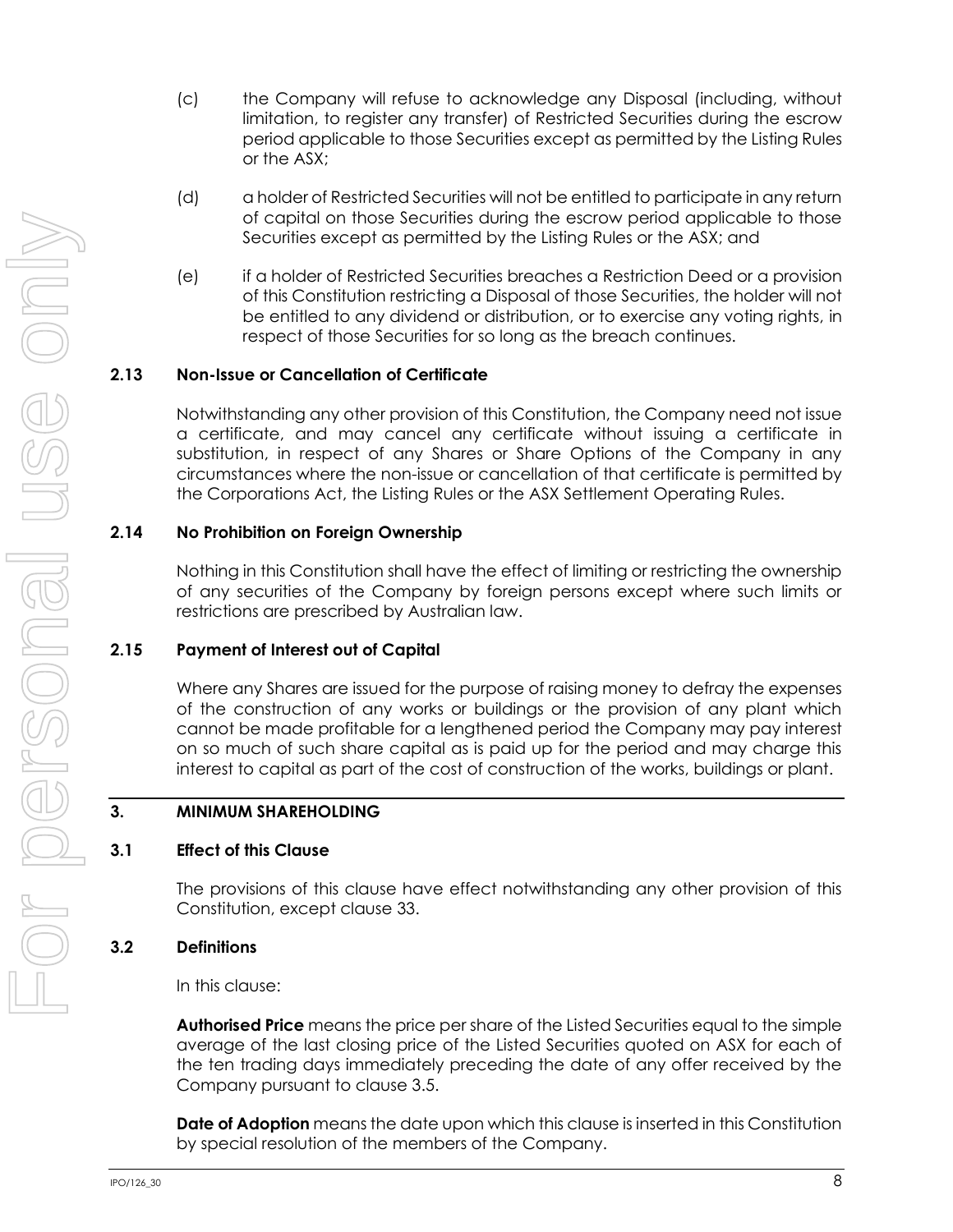(c) the Company will refuse to acknowledge any Disposal (including, without limitation, to register any transfer) of Restricted Securities during the escrow period applicable to those Securities except as permitted by the Listing Rules or the ASX;

(d) a holder of Restricted Securities will not be entitled to participate in any return of capital on those Securities during the escrow period applicable to those Securities except as permitted by the Listing Rules or the ASX; and

(e) if a holder of Restricted Securities breaches a Restriction Deed or a provision of this Constitution restricting a Disposal of those Securities, the holder will not be entitled to any dividend or distribution, or to exercise any voting rights, in respect of those Securities for so long as the breach continues.

### 2.13 Non-Issue or Cancellation of Certificate

Notwithstanding any other provision of this Constitution, the Company need not issue a certificate, and may cancel any certificate without issuing a certificate in substitution, in respect of any Shares or Share Options of the Company in any circumstances where the non-issue or cancellation of that certificate is permitted by the Corporations Act, the Listing Rules or the ASX Settlement Operating Rules.

### 2.14 No Prohibition on Foreign Ownership

Nothing in this Constitution shall have the effect of limiting or restricting the ownership of any securities of the Company by foreign persons except where such limits or restrictions are prescribed by Australian law.

### 2.15 Payment of Interest out of Capital

Where any Shares are issued for the purpose of raising money to defray the expenses of the construction of any works or buildings or the provision of any plant which cannot be made profitable for a lengthened period the Company may pay interest on so much of such share capital as is paid up for the period and may charge this interest to capital as part of the cost of construction of the works, buildings or plant.

## 3. MINIMUM SHAREHOLDING

### 3.1 Effect of this Clause

The provisions of this clause have effect notwithstanding any other provision of this Constitution, except clause 33.

### 3.2 Definitions

In this clause:

**Authorised Price** means the price per share of the Listed Securities equal to the simple average of the last closing price of the Listed Securities quoted on ASX for each of the ten trading days immediately preceding the date of any offer received by the Company pursuant to clause 3.5.

**Date of Adoption** means the date upon which this clause is inserted in this Constitution by special resolution of the members of the Company.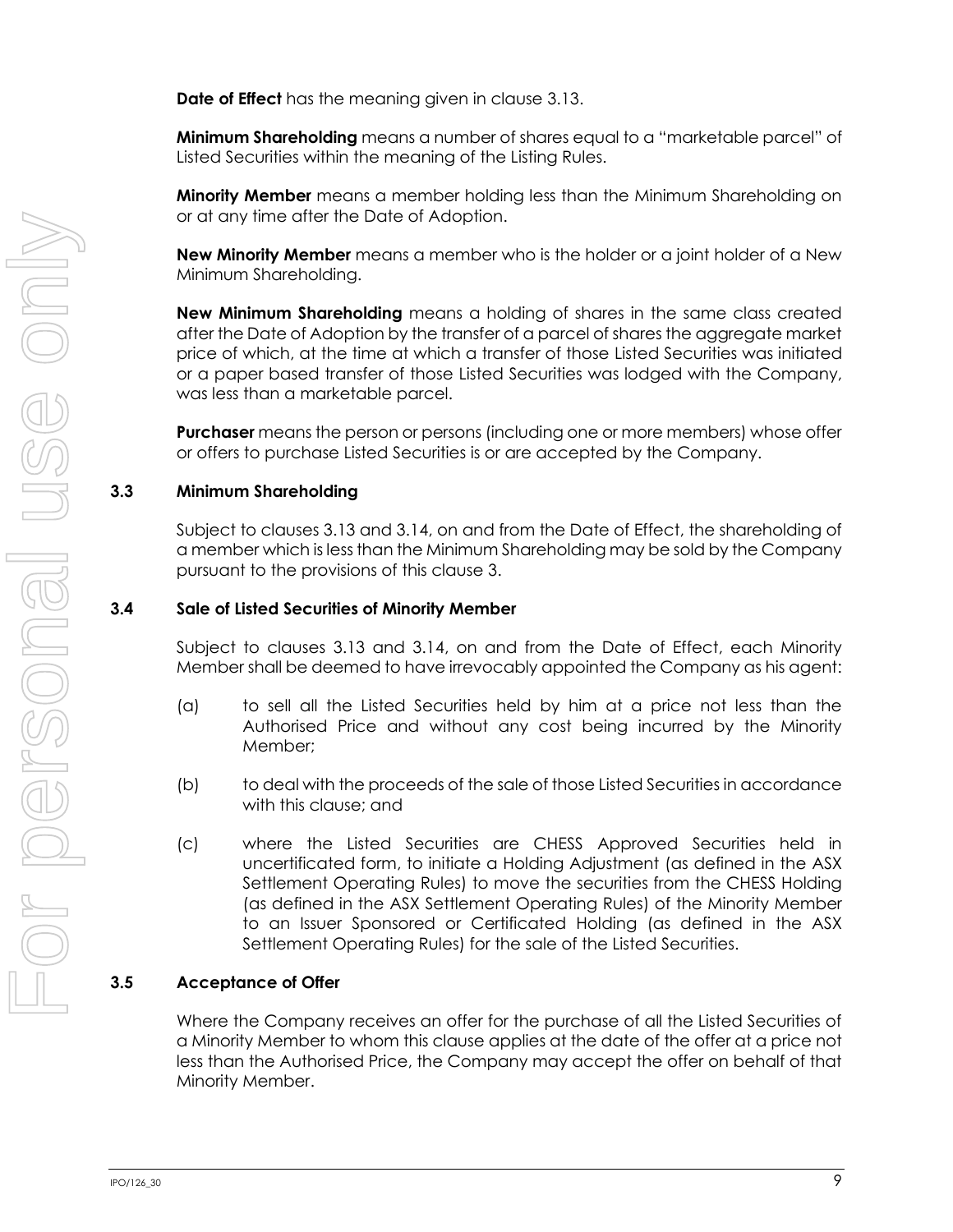**Date of Effect** has the meaning given in clause 3.13.

**Minimum Shareholding** means a number of shares equal to a "marketable parcel" of Listed Securities within the meaning of the Listing Rules.

**Minority Member** means a member holding less than the Minimum Shareholding on or at any time after the Date of Adoption.

**New Minority Member** means a member who is the holder or a joint holder of a New Minimum Shareholding.

**New Minimum Shareholding** means a holding of shares in the same class created after the Date of Adoption by the transfer of a parcel of shares the aggregate market price of which, at the time at which a transfer of those Listed Securities was initiated or a paper based transfer of those Listed Securities was lodged with the Company, was less than a marketable parcel.

**Purchaser** means the person or persons (including one or more members) whose offer or offers to purchase Listed Securities is or are accepted by the Company.

### 3.3 Minimum Shareholding

Subject to clauses 3.13 and 3.14, on and from the Date of Effect, the shareholding of a member which is less than the Minimum Shareholding may be sold by the Company pursuant to the provisions of this clause 3.

### 3.4 Sale of Listed Securities of Minority Member

Subject to clauses 3.13 and 3.14, on and from the Date of Effect, each Minority Member shall be deemed to have irrevocably appointed the Company as his agent:

(a) to sell all the Listed Securities held by him at a price not less than the Authorised Price and without any cost being incurred by the Minority Member;

(b) to deal with the proceeds of the sale of those Listed Securities in accordance with this clause; and

(c) where the Listed Securities are CHESS Approved Securities held in uncertificated form, to initiate a Holding Adjustment (as defined in the ASX Settlement Operating Rules) to move the securities from the CHESS Holding (as defined in the ASX Settlement Operating Rules) of the Minority Member to an Issuer Sponsored or Certificated Holding (as defined in the ASX Settlement Operating Rules) for the sale of the Listed Securities.

### 3.5 Acceptance of Offer

Where the Company receives an offer for the purchase of all the Listed Securities of a Minority Member to whom this clause applies at the date of the offer at a price not less than the Authorised Price, the Company may accept the offer on behalf of that Minority Member.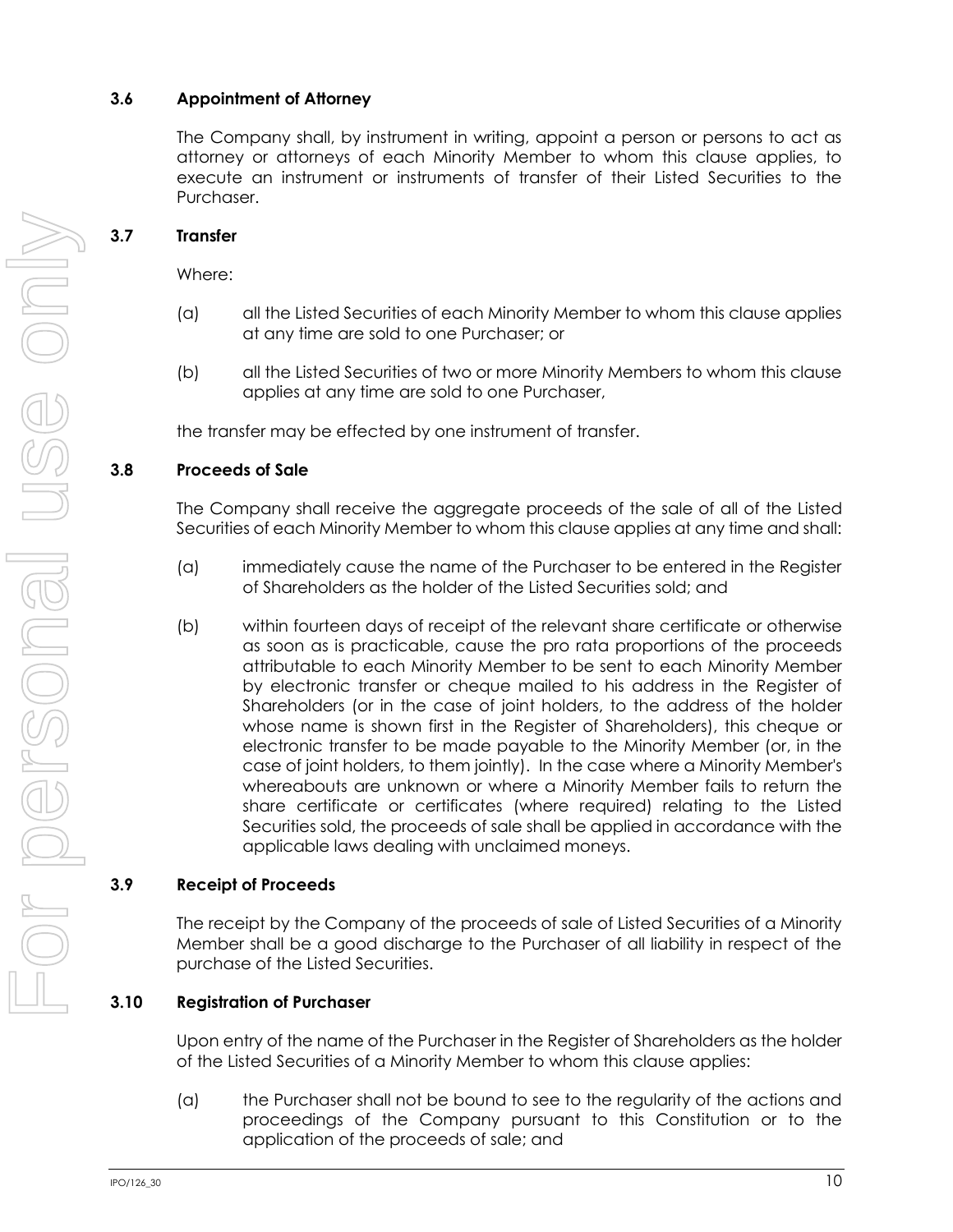### 3.6 Appointment of Attorney

The Company shall, by instrument in writing, appoint a person or persons to act as attorney or attorneys of each Minority Member to whom this clause applies, to execute an instrument or instruments of transfer of their Listed Securities to the Purchaser.

### 3.7 Transfer

Where:

(a) all the Listed Securities of each Minority Member to whom this clause applies at any time are sold to one Purchaser; or

(b) all the Listed Securities of two or more Minority Members to whom this clause applies at any time are sold to one Purchaser,

the transfer may be effected by one instrument of transfer.

### 3.8 Proceeds of Sale

The Company shall receive the aggregate proceeds of the sale of all of the Listed Securities of each Minority Member to whom this clause applies at any time and shall:

(a) immediately cause the name of the Purchaser to be entered in the Register of Shareholders as the holder of the Listed Securities sold; and

(b) within fourteen days of receipt of the relevant share certificate or otherwise as soon as is practicable, cause the pro rata proportions of the proceeds attributable to each Minority Member to be sent to each Minority Member by electronic transfer or cheque mailed to his address in the Register of Shareholders (or in the case of joint holders, to the address of the holder whose name is shown first in the Register of Shareholders), this cheque or electronic transfer to be made payable to the Minority Member (or, in the case of joint holders, to them jointly). In the case where a Minority Member's whereabouts are unknown or where a Minority Member fails to return the share certificate or certificates (where required) relating to the Listed Securities sold, the proceeds of sale shall be applied in accordance with the applicable laws dealing with unclaimed moneys.

### 3.9 Receipt of Proceeds

The receipt by the Company of the proceeds of sale of Listed Securities of a Minority Member shall be a good discharge to the Purchaser of all liability in respect of the purchase of the Listed Securities.

### 3.10 Registration of Purchaser

Upon entry of the name of the Purchaser in the Register of Shareholders as the holder of the Listed Securities of a Minority Member to whom this clause applies:

(a) the Purchaser shall not be bound to see to the regularity of the actions and proceedings of the Company pursuant to this Constitution or to the application of the proceeds of sale; and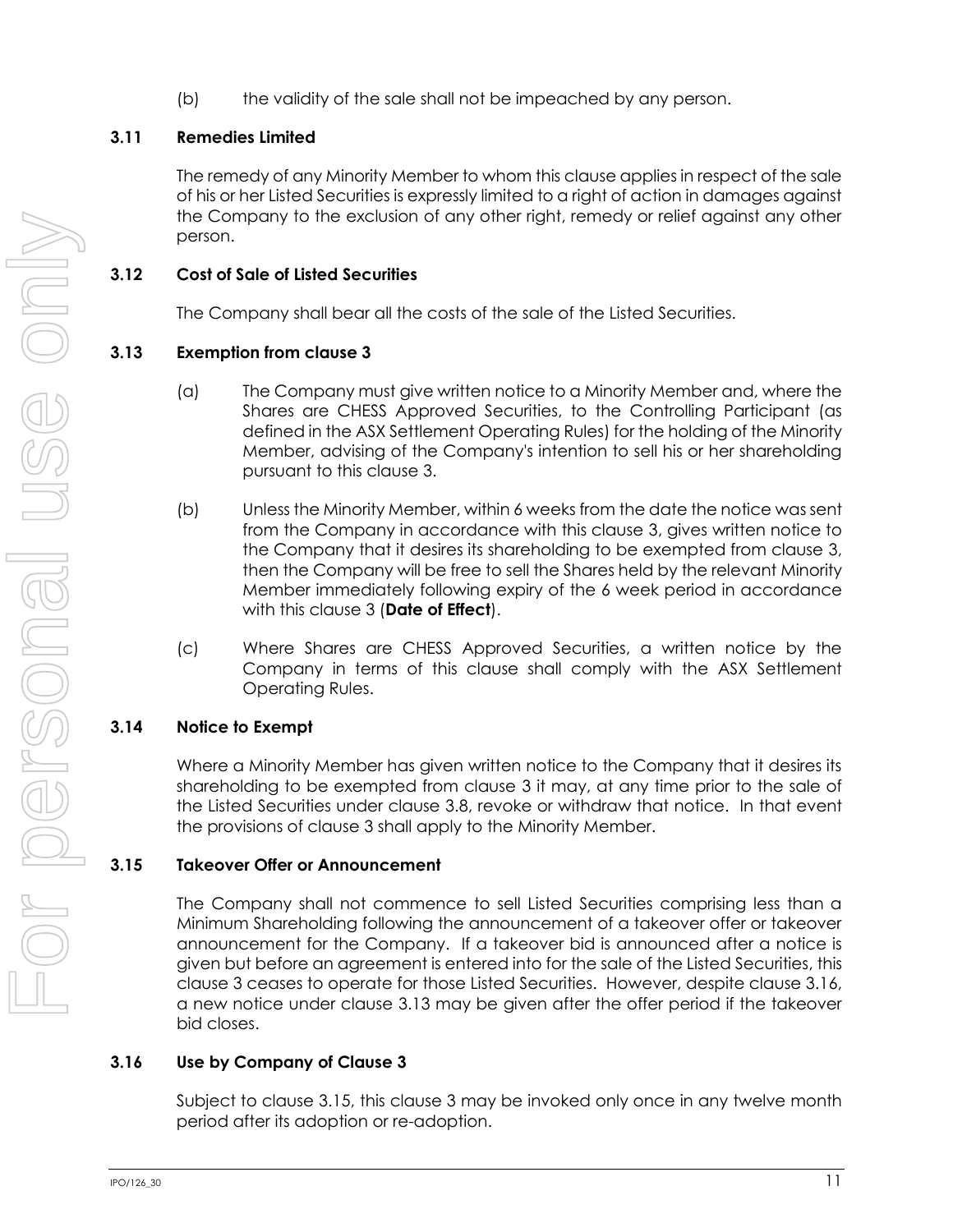(b) the validity of the sale shall not be impeached by any person.

### 3.11 Remedies Limited

The remedy of any Minority Member to whom this clause applies in respect of the sale of his or her Listed Securities is expressly limited to a right of action in damages against the Company to the exclusion of any other right, remedy or relief against any other person.

### 3.12 Cost of Sale of Listed Securities

The Company shall bear all the costs of the sale of the Listed Securities.

### 3.13 Exemption from clause 3

(a) The Company must give written notice to a Minority Member and, where the Shares are CHESS Approved Securities, to the Controlling Participant (as defined in the ASX Settlement Operating Rules) for the holding of the Minority Member, advising of the Company's intention to sell his or her shareholding pursuant to this clause 3.

(b) Unless the Minority Member, within 6 weeks from the date the notice was sent from the Company in accordance with this clause 3, gives written notice to the Company that it desires its shareholding to be exempted from clause 3, then the Company will be free to sell the Shares held by the relevant Minority Member immediately following expiry of the 6 week period in accordance with this clause 3 (**Date of Effect**).

(c) Where Shares are CHESS Approved Securities, a written notice by the Company in terms of this clause shall comply with the ASX Settlement Operating Rules.

### 3.14 Notice to Exempt

Where a Minority Member has given written notice to the Company that it desires its shareholding to be exempted from clause 3 it may, at any time prior to the sale of the Listed Securities under clause 3.8, revoke or withdraw that notice. In that event the provisions of clause 3 shall apply to the Minority Member.

### 3.15 Takeover Offer or Announcement

The Company shall not commence to sell Listed Securities comprising less than a Minimum Shareholding following the announcement of a takeover offer or takeover announcement for the Company. If a takeover bid is announced after a notice is given but before an agreement is entered into for the sale of the Listed Securities, this clause 3 ceases to operate for those Listed Securities. However, despite clause 3.16, a new notice under clause 3.13 may be given after the offer period if the takeover bid closes.

### 3.16 Use by Company of Clause 3

Subject to clause 3.15, this clause 3 may be invoked only once in any twelve month period after its adoption or re-adoption.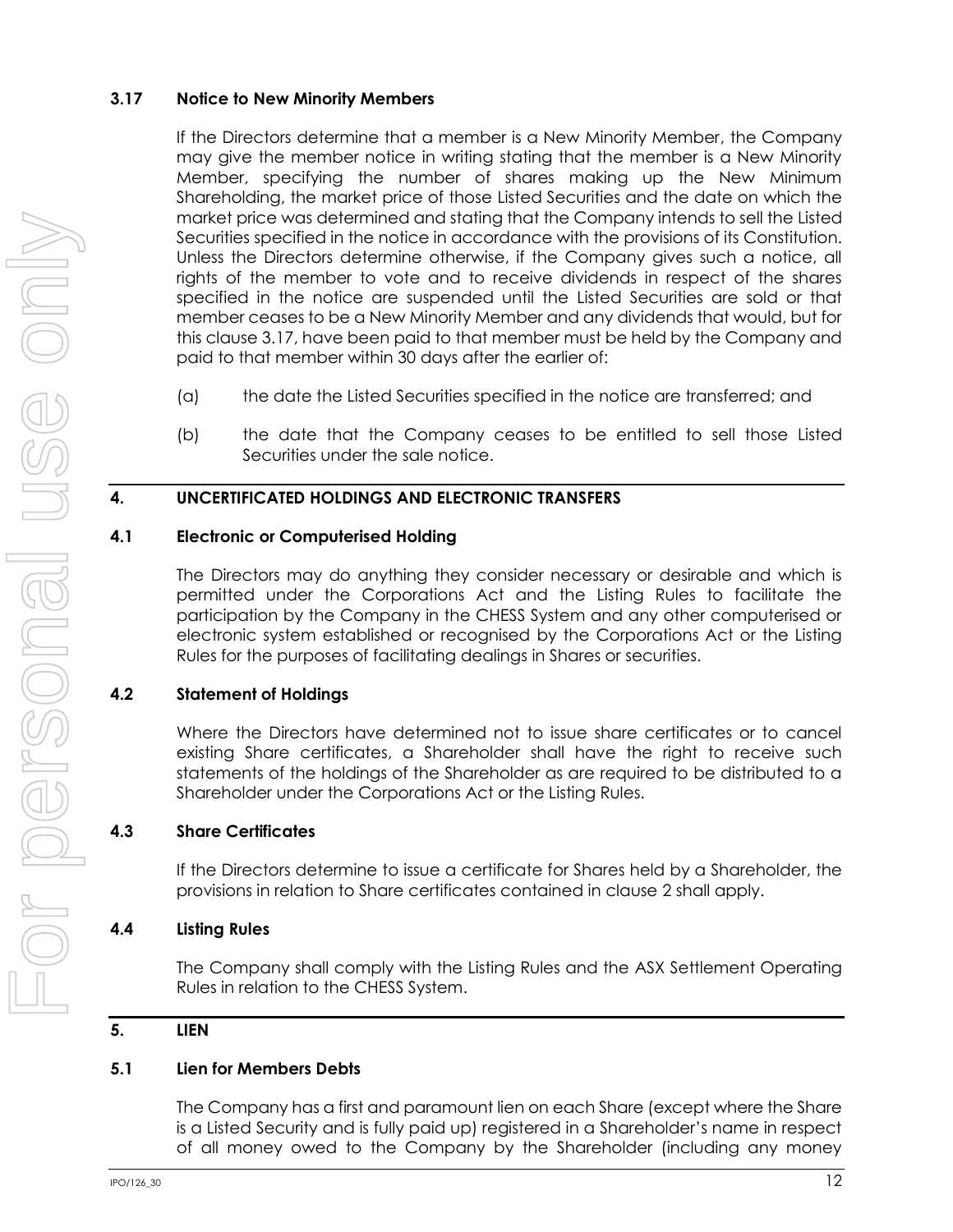### 3.17 Notice to New Minority Members

If the Directors determine that a member is a New Minority Member, the Company may give the member notice in writing stating that the member is a New Minority Member, specifying the number of shares making up the New Minimum Shareholding, the market price of those Listed Securities and the date on which the market price was determined and stating that the Company intends to sell the Listed Securities specified in the notice in accordance with the provisions of its Constitution. Unless the Directors determine otherwise, if the Company gives such a notice, all rights of the member to vote and to receive dividends in respect of the shares specified in the notice are suspended until the Listed Securities are sold or that member ceases to be a New Minority Member and any dividends that would, but for this clause 3.17, have been paid to that member must be held by the Company and paid to that member within 30 days after the earlier of:

(a) the date the Listed Securities specified in the notice are transferred; and

(b) the date that the Company ceases to be entitled to sell those Listed Securities under the sale notice.

## 4. UNCERTIFICATED HOLDINGS AND ELECTRONIC TRANSFERS

### 4.1 Electronic or Computerised Holding

The Directors may do anything they consider necessary or desirable and which is permitted under the Corporations Act and the Listing Rules to facilitate the participation by the Company in the CHESS System and any other computerised or electronic system established or recognised by the Corporations Act or the Listing Rules for the purposes of facilitating dealings in Shares or securities.

### 4.2 Statement of Holdings

Where the Directors have determined not to issue share certificates or to cancel existing Share certificates, a Shareholder shall have the right to receive such statements of the holdings of the Shareholder as are required to be distributed to a Shareholder under the Corporations Act or the Listing Rules.

### 4.3 Share Certificates

If the Directors determine to issue a certificate for Shares held by a Shareholder, the provisions in relation to Share certificates contained in clause 2 shall apply.

### 4.4 Listing Rules

The Company shall comply with the Listing Rules and the ASX Settlement Operating Rules in relation to the CHESS System.

## 5. LIEN

### 5.1 Lien for Members Debts

The Company has a first and paramount lien on each Share (except where the Share is a Listed Security and is fully paid up) registered in a Shareholder's name in respect of all money owed to the Company by the Shareholder (including any money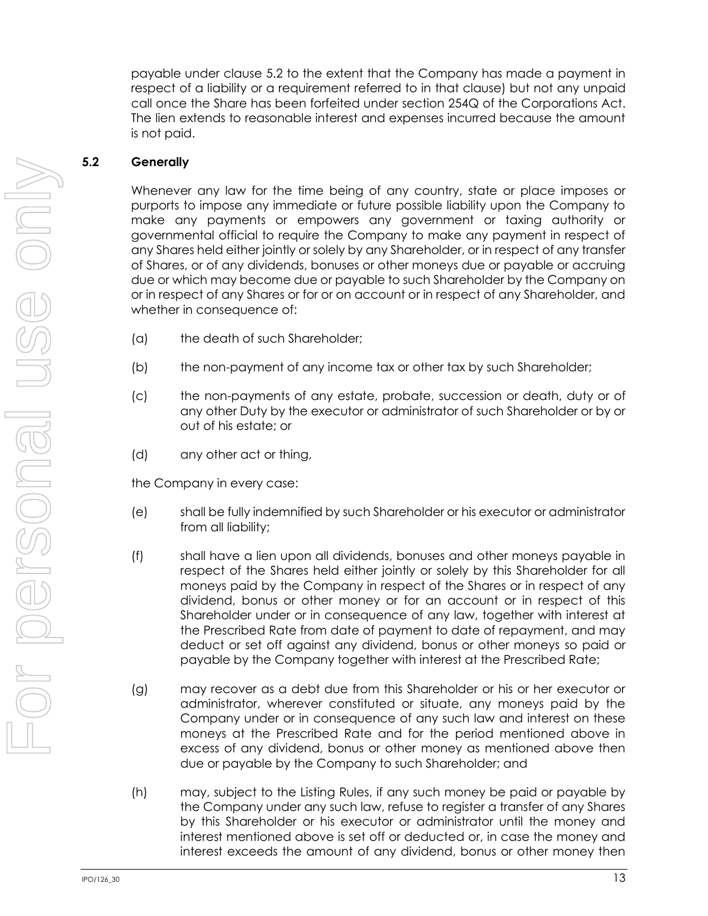payable under clause 5.2 to the extent that the Company has made a payment in respect of a liability or a requirement referred to in that clause) but not any unpaid call once the Share has been forfeited under section 254Q of the Corporations Act. The lien extends to reasonable interest and expenses incurred because the amount is not paid.

### 5.2 Generally

Whenever any law for the time being of any country, state or place imposes or purports to impose any immediate or future possible liability upon the Company to make any payments or empowers any government or taxing authority or governmental official to require the Company to make any payment in respect of any Shares held either jointly or solely by any Shareholder, or in respect of any transfer of Shares, or of any dividends, bonuses or other moneys due or payable or accruing due or which may become due or payable to such Shareholder by the Company on or in respect of any Shares or for or on account or in respect of any Shareholder, and whether in consequence of:

(a) the death of such Shareholder;

(b) the non-payment of any income tax or other tax by such Shareholder;

(c) the non-payments of any estate, probate, succession or death, duty or of any other Duty by the executor or administrator of such Shareholder or by or out of his estate; or

(d) any other act or thing,

the Company in every case:

(e) shall be fully indemnified by such Shareholder or his executor or administrator from all liability;

(f) shall have a lien upon all dividends, bonuses and other moneys payable in respect of the Shares held either jointly or solely by this Shareholder for all moneys paid by the Company in respect of the Shares or in respect of any dividend, bonus or other money or for an account or in respect of this Shareholder under or in consequence of any law, together with interest at the Prescribed Rate from date of payment to date of repayment, and may deduct or set off against any dividend, bonus or other moneys so paid or payable by the Company together with interest at the Prescribed Rate;

(g) may recover as a debt due from this Shareholder or his or her executor or administrator, wherever constituted or situate, any moneys paid by the Company under or in consequence of any such law and interest on these moneys at the Prescribed Rate and for the period mentioned above in excess of any dividend, bonus or other money as mentioned above then due or payable by the Company to such Shareholder; and

(h) may, subject to the Listing Rules, if any such money be paid or payable by the Company under any such law, refuse to register a transfer of any Shares by this Shareholder or his executor or administrator until the money and interest mentioned above is set off or deducted or, in case the money and interest exceeds the amount of any dividend, bonus or other money then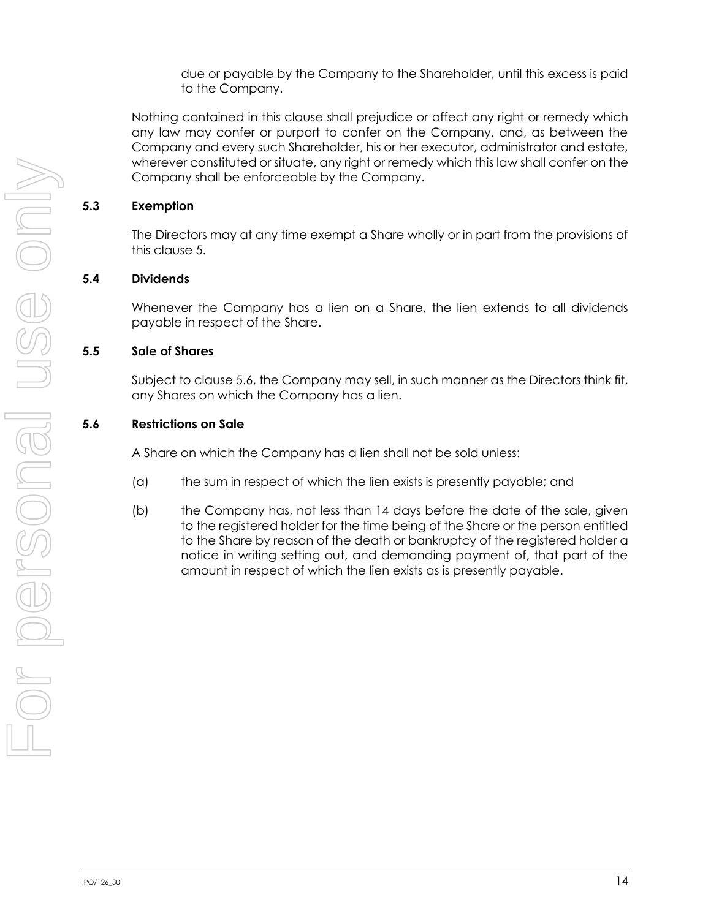due or payable by the Company to the Shareholder, until this excess is paid to the Company.

Nothing contained in this clause shall prejudice or affect any right or remedy which any law may confer or purport to confer on the Company, and, as between the Company and every such Shareholder, his or her executor, administrator and estate, wherever constituted or situate, any right or remedy which this law shall confer on the Company shall be enforceable by the Company.

### 5.3 Exemption

The Directors may at any time exempt a Share wholly or in part from the provisions of this clause 5.

### 5.4 Dividends

Whenever the Company has a lien on a Share, the lien extends to all dividends payable in respect of the Share.

### 5.5 Sale of Shares

Subject to clause 5.6, the Company may sell, in such manner as the Directors think fit, any Shares on which the Company has a lien.

### 5.6 Restrictions on Sale

A Share on which the Company has a lien shall not be sold unless:

(a) the sum in respect of which the lien exists is presently payable; and

(b) the Company has, not less than 14 days before the date of the sale, given to the registered holder for the time being of the Share or the person entitled to the Share by reason of the death or bankruptcy of the registered holder a notice in writing setting out, and demanding payment of, that part of the amount in respect of which the lien exists as is presently payable.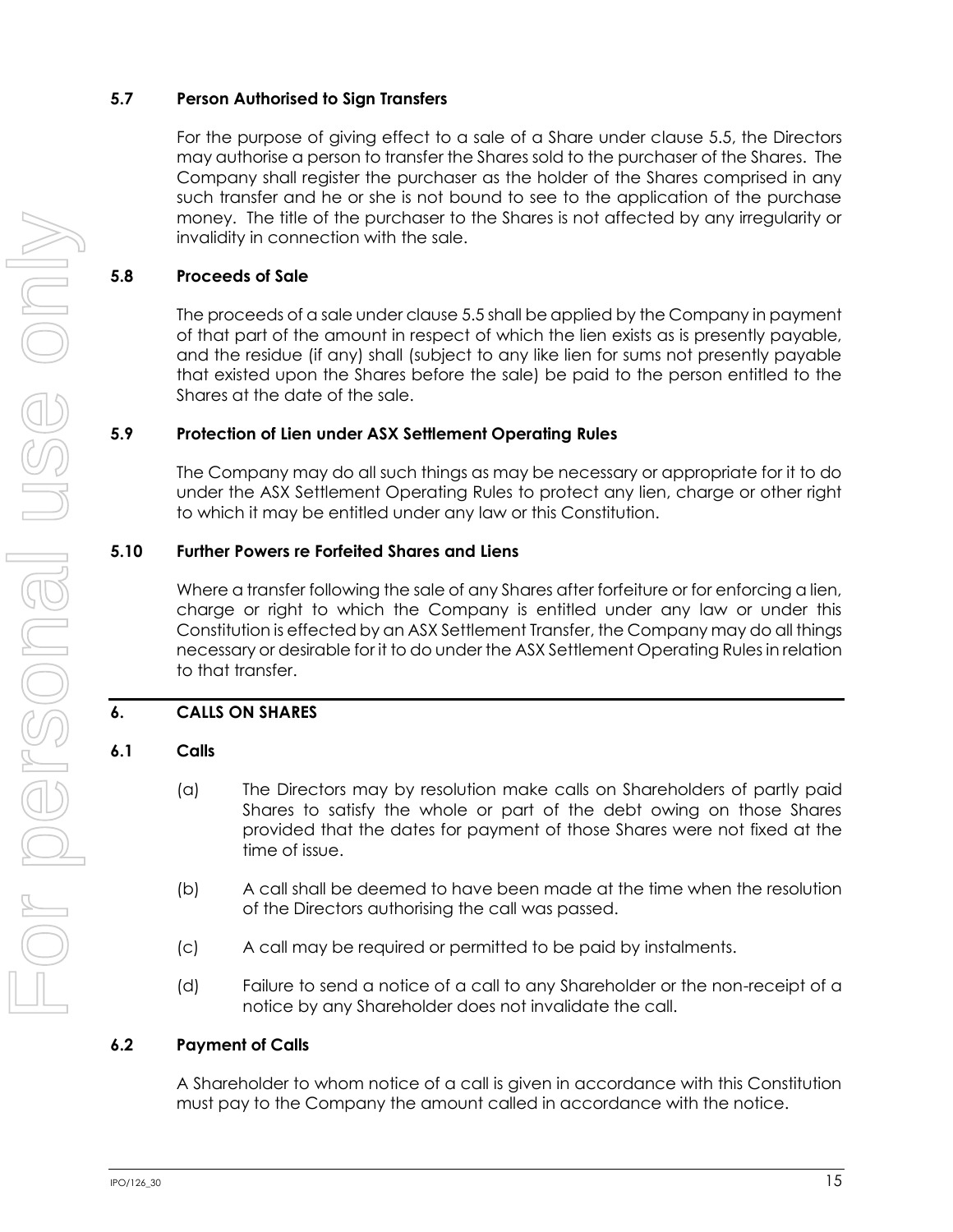### 5.7 Person Authorised to Sign Transfers

For the purpose of giving effect to a sale of a Share under clause 5.5, the Directors may authorise a person to transfer the Shares sold to the purchaser of the Shares. The Company shall register the purchaser as the holder of the Shares comprised in any such transfer and he or she is not bound to see to the application of the purchase money. The title of the purchaser to the Shares is not affected by any irregularity or invalidity in connection with the sale.

### 5.8 Proceeds of Sale

The proceeds of a sale under clause 5.5 shall be applied by the Company in payment of that part of the amount in respect of which the lien exists as is presently payable, and the residue (if any) shall (subject to any like lien for sums not presently payable that existed upon the Shares before the sale) be paid to the person entitled to the Shares at the date of the sale.

### 5.9 Protection of Lien under ASX Settlement Operating Rules

The Company may do all such things as may be necessary or appropriate for it to do under the ASX Settlement Operating Rules to protect any lien, charge or other right to which it may be entitled under any law or this Constitution.

### 5.10 Further Powers re Forfeited Shares and Liens

Where a transfer following the sale of any Shares after forfeiture or for enforcing a lien, charge or right to which the Company is entitled under any law or under this Constitution is effected by an ASX Settlement Transfer, the Company may do all things necessary or desirable for it to do under the ASX Settlement Operating Rules in relation to that transfer.

## 6. CALLS ON SHARES

### 6.1 Calls

(a) The Directors may by resolution make calls on Shareholders of partly paid Shares to satisfy the whole or part of the debt owing on those Shares provided that the dates for payment of those Shares were not fixed at the time of issue.

(b) A call shall be deemed to have been made at the time when the resolution of the Directors authorising the call was passed.

(c) A call may be required or permitted to be paid by instalments.

(d) Failure to send a notice of a call to any Shareholder or the non-receipt of a notice by any Shareholder does not invalidate the call.

### 6.2 Payment of Calls

A Shareholder to whom notice of a call is given in accordance with this Constitution must pay to the Company the amount called in accordance with the notice.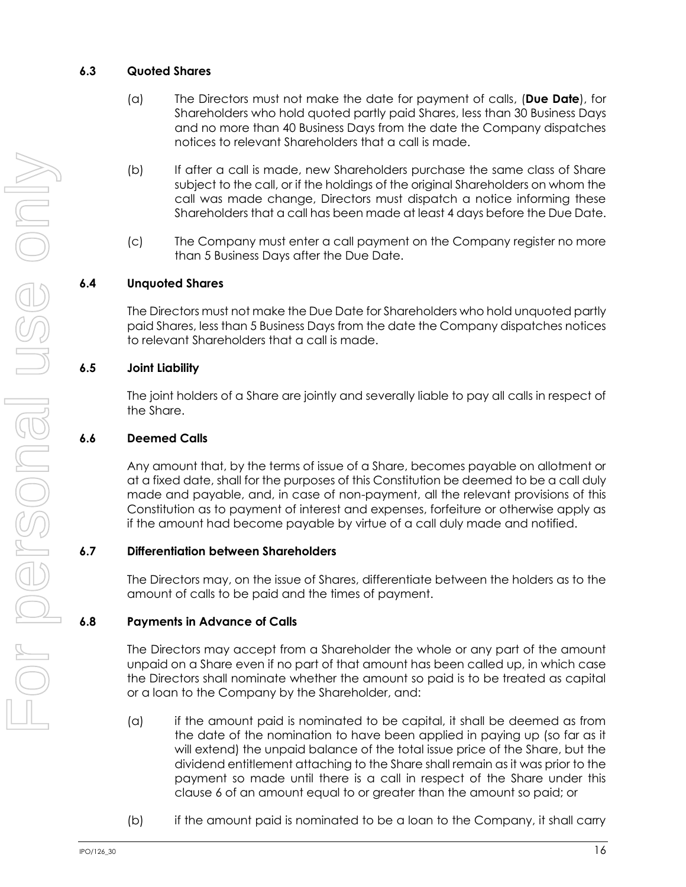### 6.3 Quoted Shares

(a) The Directors must not make the date for payment of calls, (**Due Date**), for Shareholders who hold quoted partly paid Shares, less than 30 Business Days and no more than 40 Business Days from the date the Company dispatches notices to relevant Shareholders that a call is made.

(b) If after a call is made, new Shareholders purchase the same class of Share subject to the call, or if the holdings of the original Shareholders on whom the call was made change, Directors must dispatch a notice informing these Shareholders that a call has been made at least 4 days before the Due Date.

(c) The Company must enter a call payment on the Company register no more than 5 Business Days after the Due Date.

### 6.4 Unquoted Shares

The Directors must not make the Due Date for Shareholders who hold unquoted partly paid Shares, less than 5 Business Days from the date the Company dispatches notices to relevant Shareholders that a call is made.

### 6.5 Joint Liability

The joint holders of a Share are jointly and severally liable to pay all calls in respect of the Share.

### 6.6 Deemed Calls

Any amount that, by the terms of issue of a Share, becomes payable on allotment or at a fixed date, shall for the purposes of this Constitution be deemed to be a call duly made and payable, and, in case of non-payment, all the relevant provisions of this Constitution as to payment of interest and expenses, forfeiture or otherwise apply as if the amount had become payable by virtue of a call duly made and notified.

### 6.7 Differentiation between Shareholders

The Directors may, on the issue of Shares, differentiate between the holders as to the amount of calls to be paid and the times of payment.

### 6.8 Payments in Advance of Calls

The Directors may accept from a Shareholder the whole or any part of the amount unpaid on a Share even if no part of that amount has been called up, in which case the Directors shall nominate whether the amount so paid is to be treated as capital or a loan to the Company by the Shareholder, and:

(a) if the amount paid is nominated to be capital, it shall be deemed as from the date of the nomination to have been applied in paying up (so far as it will extend) the unpaid balance of the total issue price of the Share, but the dividend entitlement attaching to the Share shall remain as it was prior to the payment so made until there is a call in respect of the Share under this clause 6 of an amount equal to or greater than the amount so paid; or

(b) if the amount paid is nominated to be a loan to the Company, it shall carry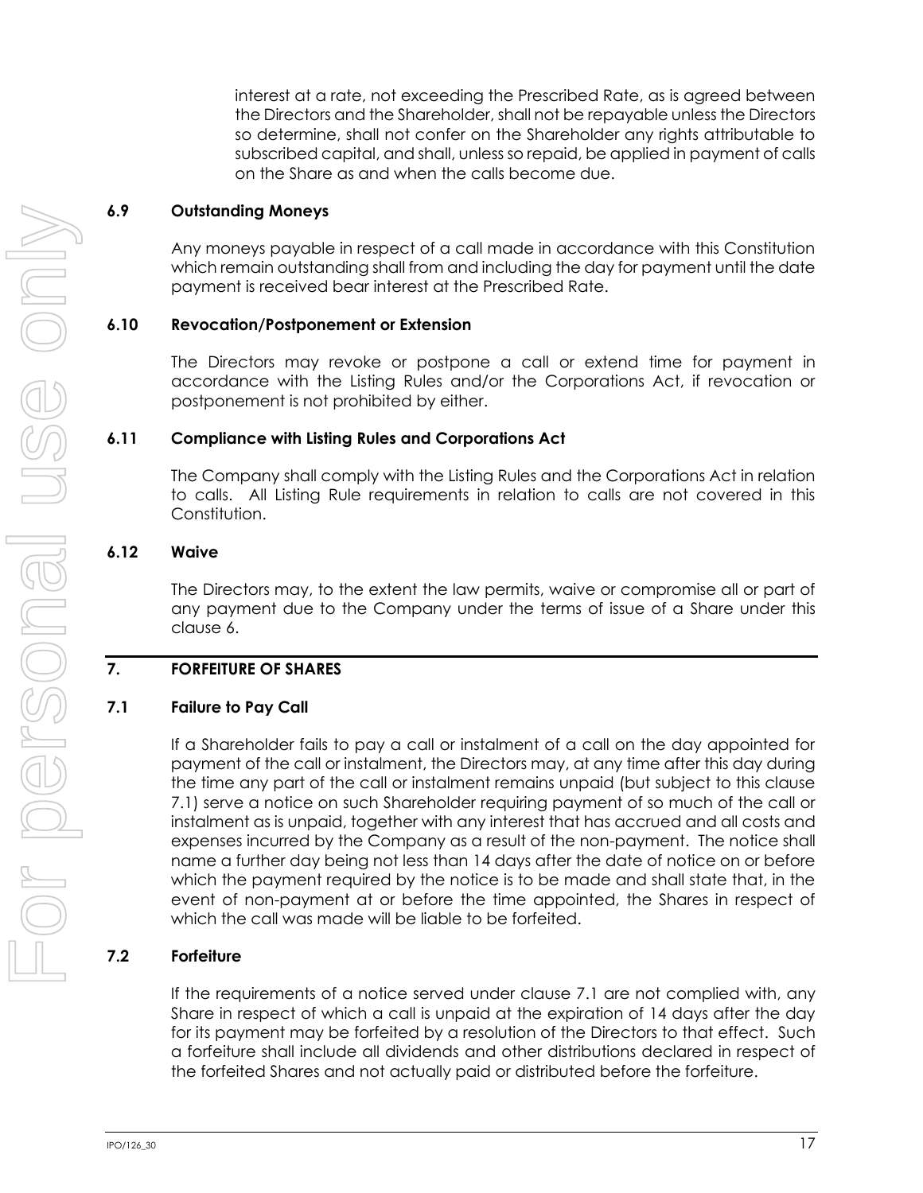interest at a rate, not exceeding the Prescribed Rate, as is agreed between the Directors and the Shareholder, shall not be repayable unless the Directors so determine, shall not confer on the Shareholder any rights attributable to subscribed capital, and shall, unless so repaid, be applied in payment of calls on the Share as and when the calls become due.

### 6.9 Outstanding Moneys

Any moneys payable in respect of a call made in accordance with this Constitution which remain outstanding shall from and including the day for payment until the date payment is received bear interest at the Prescribed Rate.

### 6.10 Revocation/Postponement or Extension

The Directors may revoke or postpone a call or extend time for payment in accordance with the Listing Rules and/or the Corporations Act, if revocation or postponement is not prohibited by either.

### 6.11 Compliance with Listing Rules and Corporations Act

The Company shall comply with the Listing Rules and the Corporations Act in relation to calls. All Listing Rule requirements in relation to calls are not covered in this Constitution.

### 6.12 Waive

The Directors may, to the extent the law permits, waive or compromise all or part of any payment due to the Company under the terms of issue of a Share under this clause 6.

## 7. FORFEITURE OF SHARES

### 7.1 Failure to Pay Call

If a Shareholder fails to pay a call or instalment of a call on the day appointed for payment of the call or instalment, the Directors may, at any time after this day during the time any part of the call or instalment remains unpaid (but subject to this clause 7.1) serve a notice on such Shareholder requiring payment of so much of the call or instalment as is unpaid, together with any interest that has accrued and all costs and expenses incurred by the Company as a result of the non-payment. The notice shall name a further day being not less than 14 days after the date of notice on or before which the payment required by the notice is to be made and shall state that, in the event of non-payment at or before the time appointed, the Shares in respect of which the call was made will be liable to be forfeited.

### 7.2 Forfeiture

If the requirements of a notice served under clause 7.1 are not complied with, any Share in respect of which a call is unpaid at the expiration of 14 days after the day for its payment may be forfeited by a resolution of the Directors to that effect. Such a forfeiture shall include all dividends and other distributions declared in respect of the forfeited Shares and not actually paid or distributed before the forfeiture.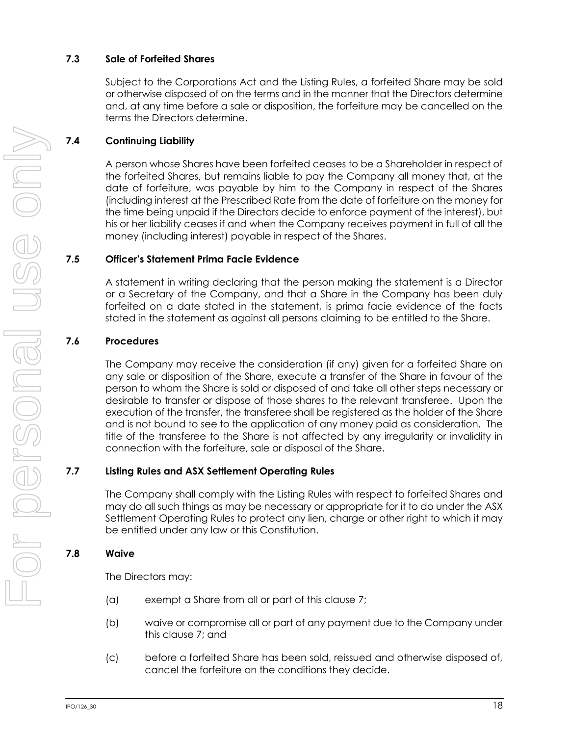### 7.3 Sale of Forfeited Shares

Subject to the Corporations Act and the Listing Rules, a forfeited Share may be sold or otherwise disposed of on the terms and in the manner that the Directors determine and, at any time before a sale or disposition, the forfeiture may be cancelled on the terms the Directors determine.

### 7.4 Continuing Liability

A person whose Shares have been forfeited ceases to be a Shareholder in respect of the forfeited Shares, but remains liable to pay the Company all money that, at the date of forfeiture, was payable by him to the Company in respect of the Shares (including interest at the Prescribed Rate from the date of forfeiture on the money for the time being unpaid if the Directors decide to enforce payment of the interest), but his or her liability ceases if and when the Company receives payment in full of all the money (including interest) payable in respect of the Shares.

### 7.5 Officer's Statement Prima Facie Evidence

A statement in writing declaring that the person making the statement is a Director or a Secretary of the Company, and that a Share in the Company has been duly forfeited on a date stated in the statement, is prima facie evidence of the facts stated in the statement as against all persons claiming to be entitled to the Share.

### 7.6 Procedures

The Company may receive the consideration (if any) given for a forfeited Share on any sale or disposition of the Share, execute a transfer of the Share in favour of the person to whom the Share is sold or disposed of and take all other steps necessary or desirable to transfer or dispose of those shares to the relevant transferee. Upon the execution of the transfer, the transferee shall be registered as the holder of the Share and is not bound to see to the application of any money paid as consideration. The title of the transferee to the Share is not affected by any irregularity or invalidity in connection with the forfeiture, sale or disposal of the Share.

### 7.7 Listing Rules and ASX Settlement Operating Rules

The Company shall comply with the Listing Rules with respect to forfeited Shares and may do all such things as may be necessary or appropriate for it to do under the ASX Settlement Operating Rules to protect any lien, charge or other right to which it may be entitled under any law or this Constitution.

### 7.8 Waive

The Directors may:

(a) exempt a Share from all or part of this clause 7;

(b) waive or compromise all or part of any payment due to the Company under this clause 7; and

(c) before a forfeited Share has been sold, reissued and otherwise disposed of, cancel the forfeiture on the conditions they decide.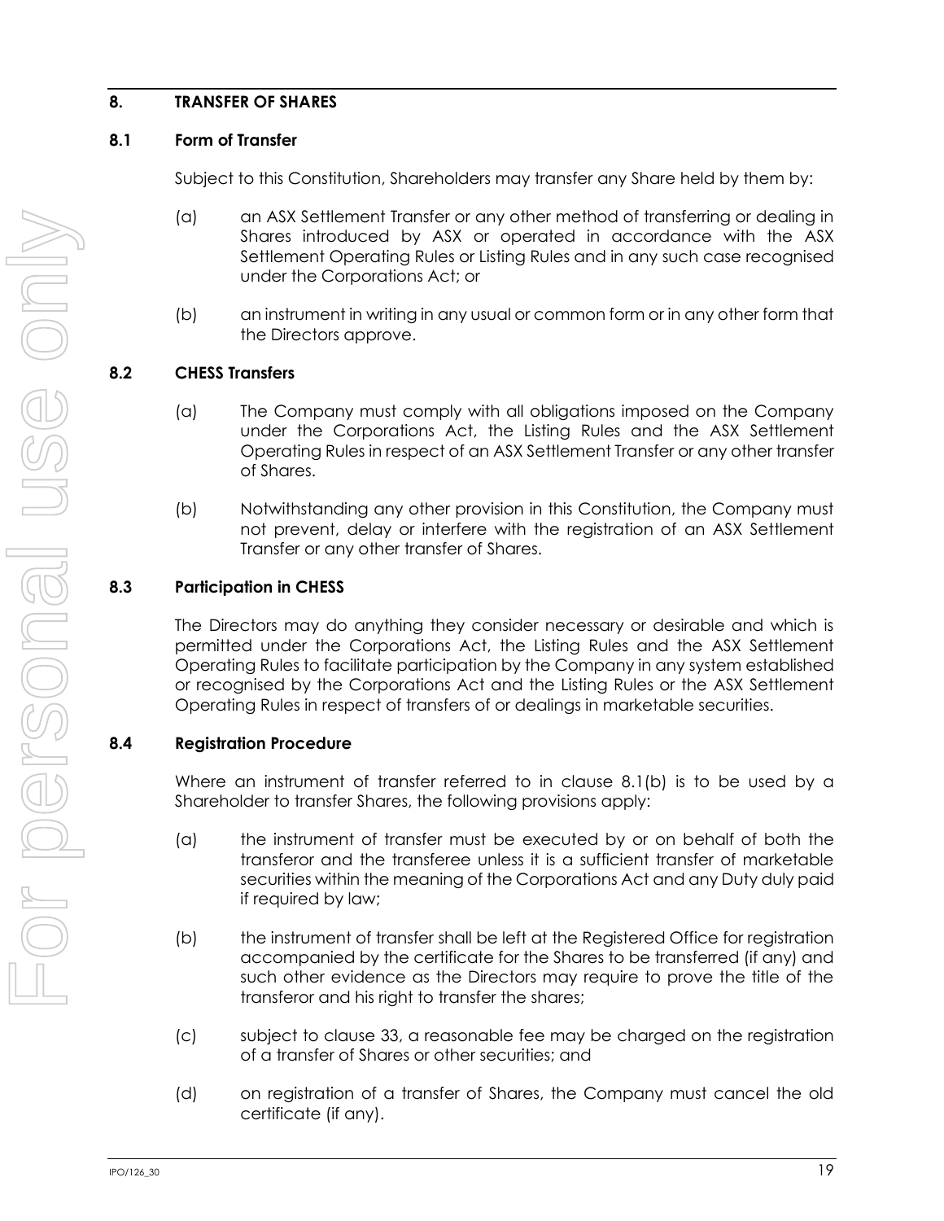## 8. TRANSFER OF SHARES

### 8.1 Form of Transfer

Subject to this Constitution, Shareholders may transfer any Share held by them by:

(a) an ASX Settlement Transfer or any other method of transferring or dealing in Shares introduced by ASX or operated in accordance with the ASX Settlement Operating Rules or Listing Rules and in any such case recognised under the Corporations Act; or

(b) an instrument in writing in any usual or common form or in any other form that the Directors approve.

### 8.2 CHESS Transfers

(a) The Company must comply with all obligations imposed on the Company under the Corporations Act, the Listing Rules and the ASX Settlement Operating Rules in respect of an ASX Settlement Transfer or any other transfer of Shares.

(b) Notwithstanding any other provision in this Constitution, the Company must not prevent, delay or interfere with the registration of an ASX Settlement Transfer or any other transfer of Shares.

### 8.3 Participation in CHESS

The Directors may do anything they consider necessary or desirable and which is permitted under the Corporations Act, the Listing Rules and the ASX Settlement Operating Rules to facilitate participation by the Company in any system established or recognised by the Corporations Act and the Listing Rules or the ASX Settlement Operating Rules in respect of transfers of or dealings in marketable securities.

### 8.4 Registration Procedure

Where an instrument of transfer referred to in clause 8.1(b) is to be used by a Shareholder to transfer Shares, the following provisions apply:

(a) the instrument of transfer must be executed by or on behalf of both the transferor and the transferee unless it is a sufficient transfer of marketable securities within the meaning of the Corporations Act and any Duty duly paid if required by law;

(b) the instrument of transfer shall be left at the Registered Office for registration accompanied by the certificate for the Shares to be transferred (if any) and such other evidence as the Directors may require to prove the title of the transferor and his right to transfer the shares;

(c) subject to clause 33, a reasonable fee may be charged on the registration of a transfer of Shares or other securities; and

(d) on registration of a transfer of Shares, the Company must cancel the old certificate (if any).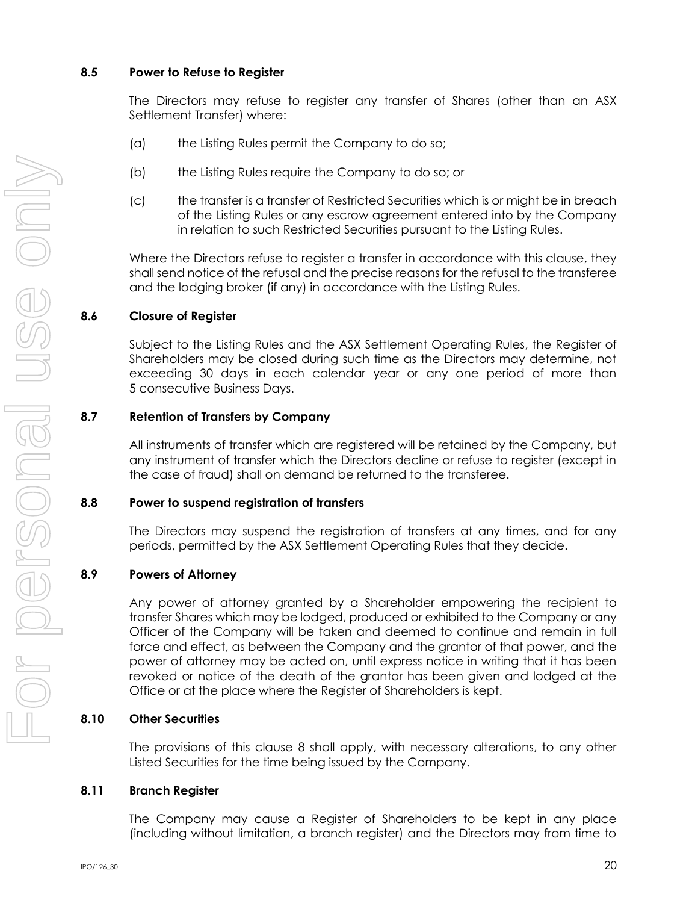### 8.5 Power to Refuse to Register

The Directors may refuse to register any transfer of Shares (other than an ASX Settlement Transfer) where:

(a) the Listing Rules permit the Company to do so;

(b) the Listing Rules require the Company to do so; or

(c) the transfer is a transfer of Restricted Securities which is or might be in breach of the Listing Rules or any escrow agreement entered into by the Company in relation to such Restricted Securities pursuant to the Listing Rules.

Where the Directors refuse to register a transfer in accordance with this clause, they shall send notice of the refusal and the precise reasons for the refusal to the transferee and the lodging broker (if any) in accordance with the Listing Rules.

### 8.6 Closure of Register

Subject to the Listing Rules and the ASX Settlement Operating Rules, the Register of Shareholders may be closed during such time as the Directors may determine, not exceeding 30 days in each calendar year or any one period of more than 5 consecutive Business Days.

### 8.7 Retention of Transfers by Company

All instruments of transfer which are registered will be retained by the Company, but any instrument of transfer which the Directors decline or refuse to register (except in the case of fraud) shall on demand be returned to the transferee.

### 8.8 Power to suspend registration of transfers

The Directors may suspend the registration of transfers at any times, and for any periods, permitted by the ASX Settlement Operating Rules that they decide.

### 8.9 Powers of Attorney

Any power of attorney granted by a Shareholder empowering the recipient to transfer Shares which may be lodged, produced or exhibited to the Company or any Officer of the Company will be taken and deemed to continue and remain in full force and effect, as between the Company and the grantor of that power, and the power of attorney may be acted on, until express notice in writing that it has been revoked or notice of the death of the grantor has been given and lodged at the Office or at the place where the Register of Shareholders is kept.

### 8.10 Other Securities

The provisions of this clause 8 shall apply, with necessary alterations, to any other Listed Securities for the time being issued by the Company.

### 8.11 Branch Register

The Company may cause a Register of Shareholders to be kept in any place (including without limitation, a branch register) and the Directors may from time to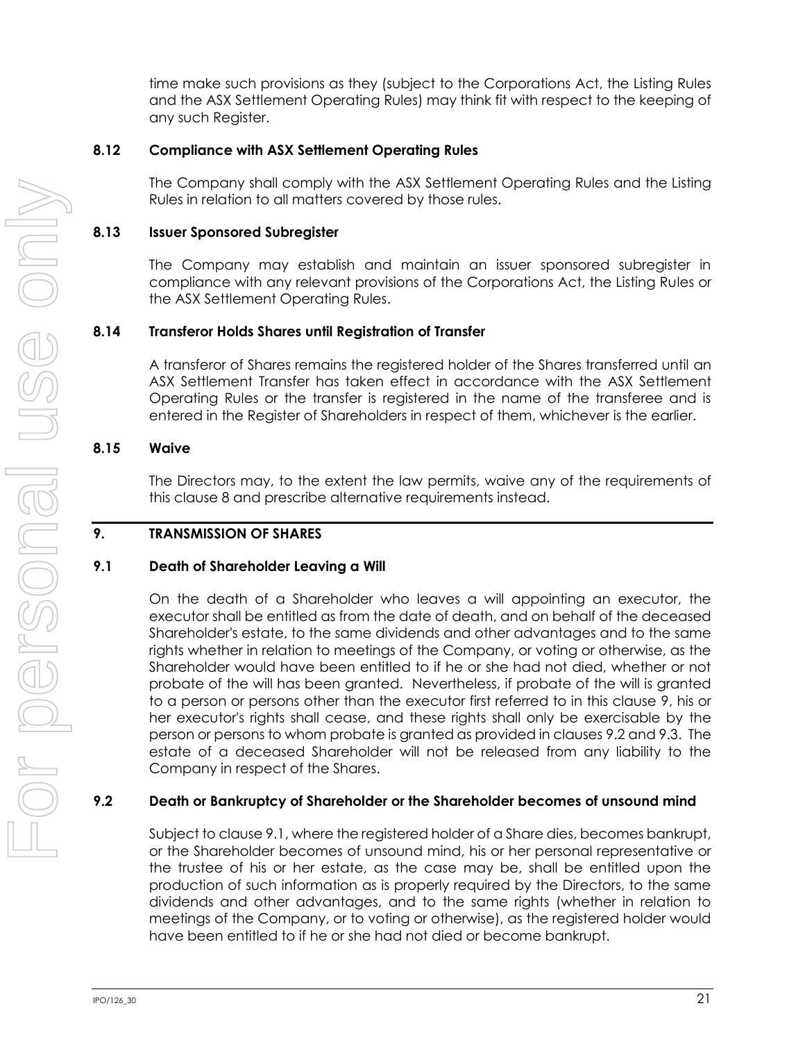time make such provisions as they (subject to the Corporations Act, the Listing Rules and the ASX Settlement Operating Rules) may think fit with respect to the keeping of any such Register.

### 8.12 Compliance with ASX Settlement Operating Rules

The Company shall comply with the ASX Settlement Operating Rules and the Listing Rules in relation to all matters covered by those rules.

### 8.13 Issuer Sponsored Subregister

The Company may establish and maintain an issuer sponsored subregister in compliance with any relevant provisions of the Corporations Act, the Listing Rules or the ASX Settlement Operating Rules.

### 8.14 Transferor Holds Shares until Registration of Transfer

A transferor of Shares remains the registered holder of the Shares transferred until an ASX Settlement Transfer has taken effect in accordance with the ASX Settlement Operating Rules or the transfer is registered in the name of the transferee and is entered in the Register of Shareholders in respect of them, whichever is the earlier.

### 8.15 Waive

The Directors may, to the extent the law permits, waive any of the requirements of this clause 8 and prescribe alternative requirements instead.

## 9. TRANSMISSION OF SHARES

### 9.1 Death of Shareholder Leaving a Will

On the death of a Shareholder who leaves a will appointing an executor, the executor shall be entitled as from the date of death, and on behalf of the deceased Shareholder's estate, to the same dividends and other advantages and to the same rights whether in relation to meetings of the Company, or voting or otherwise, as the Shareholder would have been entitled to if he or she had not died, whether or not probate of the will has been granted. Nevertheless, if probate of the will is granted to a person or persons other than the executor first referred to in this clause 9, his or her executor's rights shall cease, and these rights shall only be exercisable by the person or persons to whom probate is granted as provided in clauses 9.2 and 9.3. The estate of a deceased Shareholder will not be released from any liability to the Company in respect of the Shares.

### 9.2 Death or Bankruptcy of Shareholder or the Shareholder becomes of unsound mind

Subject to clause 9.1, where the registered holder of a Share dies, becomes bankrupt, or the Shareholder becomes of unsound mind, his or her personal representative or the trustee of his or her estate, as the case may be, shall be entitled upon the production of such information as is properly required by the Directors, to the same dividends and other advantages, and to the same rights (whether in relation to meetings of the Company, or to voting or otherwise), as the registered holder would have been entitled to if he or she had not died or become bankrupt.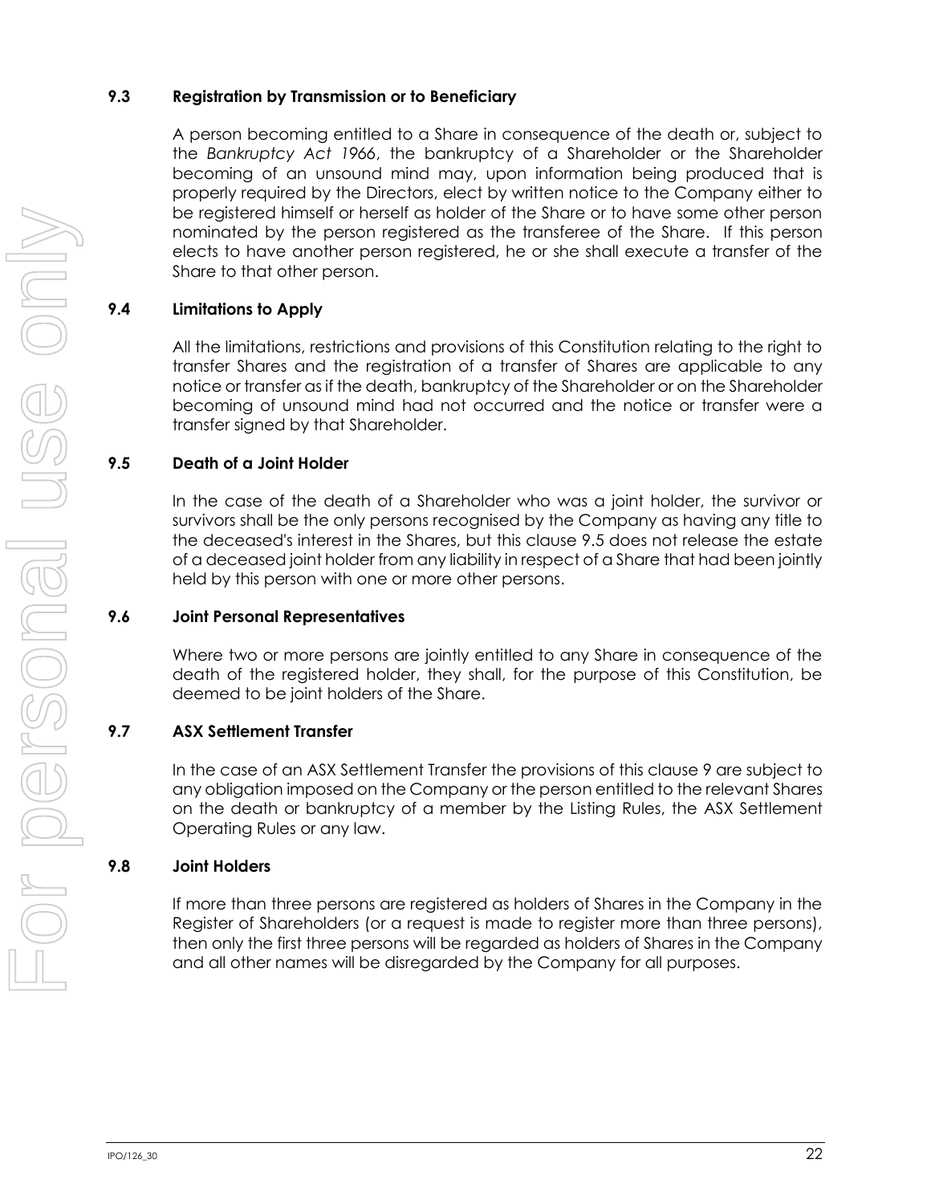### 9.3 Registration by Transmission or to Beneficiary

A person becoming entitled to a Share in consequence of the death or, subject to the *Bankruptcy Act 1966*, the bankruptcy of a Shareholder or the Shareholder becoming of an unsound mind may, upon information being produced that is properly required by the Directors, elect by written notice to the Company either to be registered himself or herself as holder of the Share or to have some other person nominated by the person registered as the transferee of the Share. If this person elects to have another person registered, he or she shall execute a transfer of the Share to that other person.

### 9.4 Limitations to Apply

All the limitations, restrictions and provisions of this Constitution relating to the right to transfer Shares and the registration of a transfer of Shares are applicable to any notice or transfer as if the death, bankruptcy of the Shareholder or on the Shareholder becoming of unsound mind had not occurred and the notice or transfer were a transfer signed by that Shareholder.

### 9.5 Death of a Joint Holder

In the case of the death of a Shareholder who was a joint holder, the survivor or survivors shall be the only persons recognised by the Company as having any title to the deceased's interest in the Shares, but this clause 9.5 does not release the estate of a deceased joint holder from any liability in respect of a Share that had been jointly held by this person with one or more other persons.

### 9.6 Joint Personal Representatives

Where two or more persons are jointly entitled to any Share in consequence of the death of the registered holder, they shall, for the purpose of this Constitution, be deemed to be joint holders of the Share.

### 9.7 ASX Settlement Transfer

In the case of an ASX Settlement Transfer the provisions of this clause 9 are subject to any obligation imposed on the Company or the person entitled to the relevant Shares on the death or bankruptcy of a member by the Listing Rules, the ASX Settlement Operating Rules or any law.

### 9.8 Joint Holders

If more than three persons are registered as holders of Shares in the Company in the Register of Shareholders (or a request is made to register more than three persons), then only the first three persons will be regarded as holders of Shares in the Company and all other names will be disregarded by the Company for all purposes.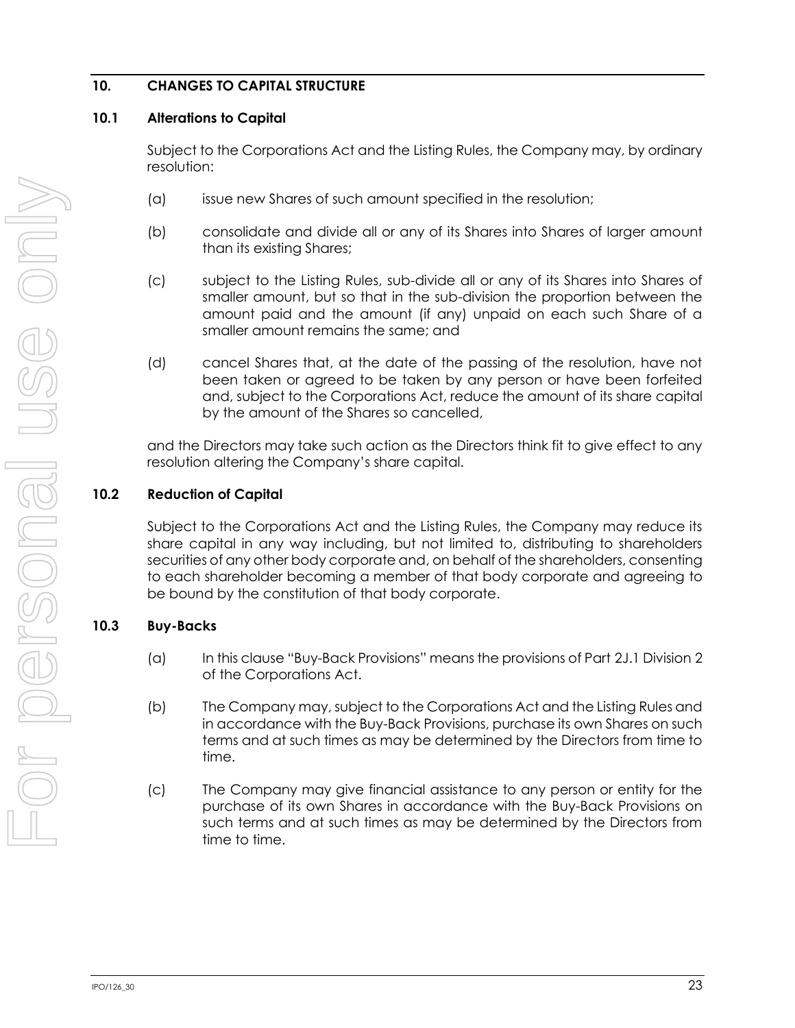## 10. CHANGES TO CAPITAL STRUCTURE

### 10.1 Alterations to Capital

Subject to the Corporations Act and the Listing Rules, the Company may, by ordinary resolution:

(a) issue new Shares of such amount specified in the resolution;

(b) consolidate and divide all or any of its Shares into Shares of larger amount than its existing Shares;

(c) subject to the Listing Rules, sub-divide all or any of its Shares into Shares of smaller amount, but so that in the sub-division the proportion between the amount paid and the amount (if any) unpaid on each such Share of a smaller amount remains the same; and

(d) cancel Shares that, at the date of the passing of the resolution, have not been taken or agreed to be taken by any person or have been forfeited and, subject to the Corporations Act, reduce the amount of its share capital by the amount of the Shares so cancelled,

and the Directors may take such action as the Directors think fit to give effect to any resolution altering the Company's share capital.

### 10.2 Reduction of Capital

Subject to the Corporations Act and the Listing Rules, the Company may reduce its share capital in any way including, but not limited to, distributing to shareholders securities of any other body corporate and, on behalf of the shareholders, consenting to each shareholder becoming a member of that body corporate and agreeing to be bound by the constitution of that body corporate.

### 10.3 Buy-Backs

(a) In this clause "Buy-Back Provisions" means the provisions of Part 2J.1 Division 2 of the Corporations Act.

(b) The Company may, subject to the Corporations Act and the Listing Rules and in accordance with the Buy-Back Provisions, purchase its own Shares on such terms and at such times as may be determined by the Directors from time to time.

(c) The Company may give financial assistance to any person or entity for the purchase of its own Shares in accordance with the Buy-Back Provisions on such terms and at such times as may be determined by the Directors from time to time.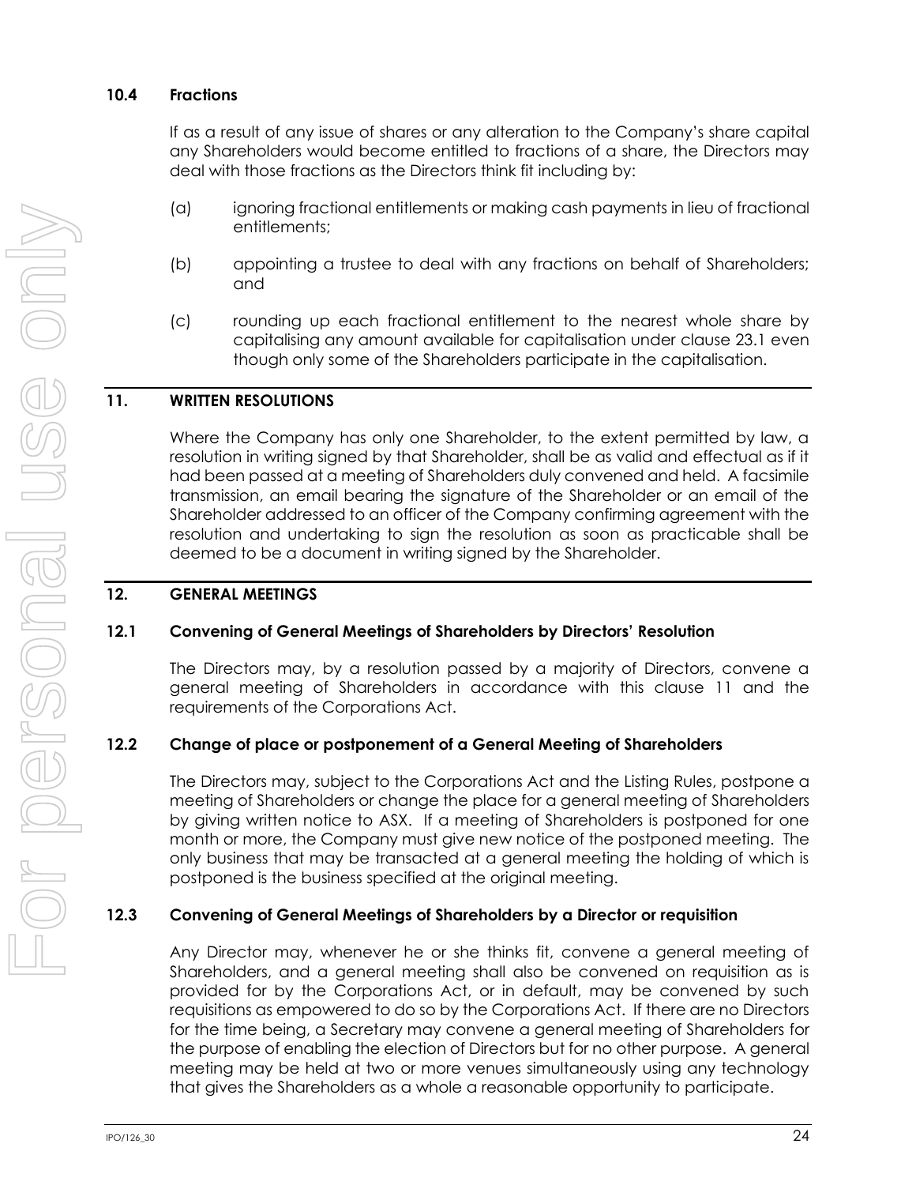### 10.4 Fractions

If as a result of any issue of shares or any alteration to the Company's share capital any Shareholders would become entitled to fractions of a share, the Directors may deal with those fractions as the Directors think fit including by:

(a) ignoring fractional entitlements or making cash payments in lieu of fractional entitlements;

(b) appointing a trustee to deal with any fractions on behalf of Shareholders; and

(c) rounding up each fractional entitlement to the nearest whole share by capitalising any amount available for capitalisation under clause 23.1 even though only some of the Shareholders participate in the capitalisation.

## 11. WRITTEN RESOLUTIONS

Where the Company has only one Shareholder, to the extent permitted by law, a resolution in writing signed by that Shareholder, shall be as valid and effectual as if it had been passed at a meeting of Shareholders duly convened and held. A facsimile transmission, an email bearing the signature of the Shareholder or an email of the Shareholder addressed to an officer of the Company confirming agreement with the resolution and undertaking to sign the resolution as soon as practicable shall be deemed to be a document in writing signed by the Shareholder.

## 12. GENERAL MEETINGS

### 12.1 Convening of General Meetings of Shareholders by Directors' Resolution

The Directors may, by a resolution passed by a majority of Directors, convene a general meeting of Shareholders in accordance with this clause 11 and the requirements of the Corporations Act.

### 12.2 Change of place or postponement of a General Meeting of Shareholders

The Directors may, subject to the Corporations Act and the Listing Rules, postpone a meeting of Shareholders or change the place for a general meeting of Shareholders by giving written notice to ASX. If a meeting of Shareholders is postponed for one month or more, the Company must give new notice of the postponed meeting. The only business that may be transacted at a general meeting the holding of which is postponed is the business specified at the original meeting.

### 12.3 Convening of General Meetings of Shareholders by a Director or requisition

Any Director may, whenever he or she thinks fit, convene a general meeting of Shareholders, and a general meeting shall also be convened on requisition as is provided for by the Corporations Act, or in default, may be convened by such requisitions as empowered to do so by the Corporations Act. If there are no Directors for the time being, a Secretary may convene a general meeting of Shareholders for the purpose of enabling the election of Directors but for no other purpose. A general meeting may be held at two or more venues simultaneously using any technology that gives the Shareholders as a whole a reasonable opportunity to participate.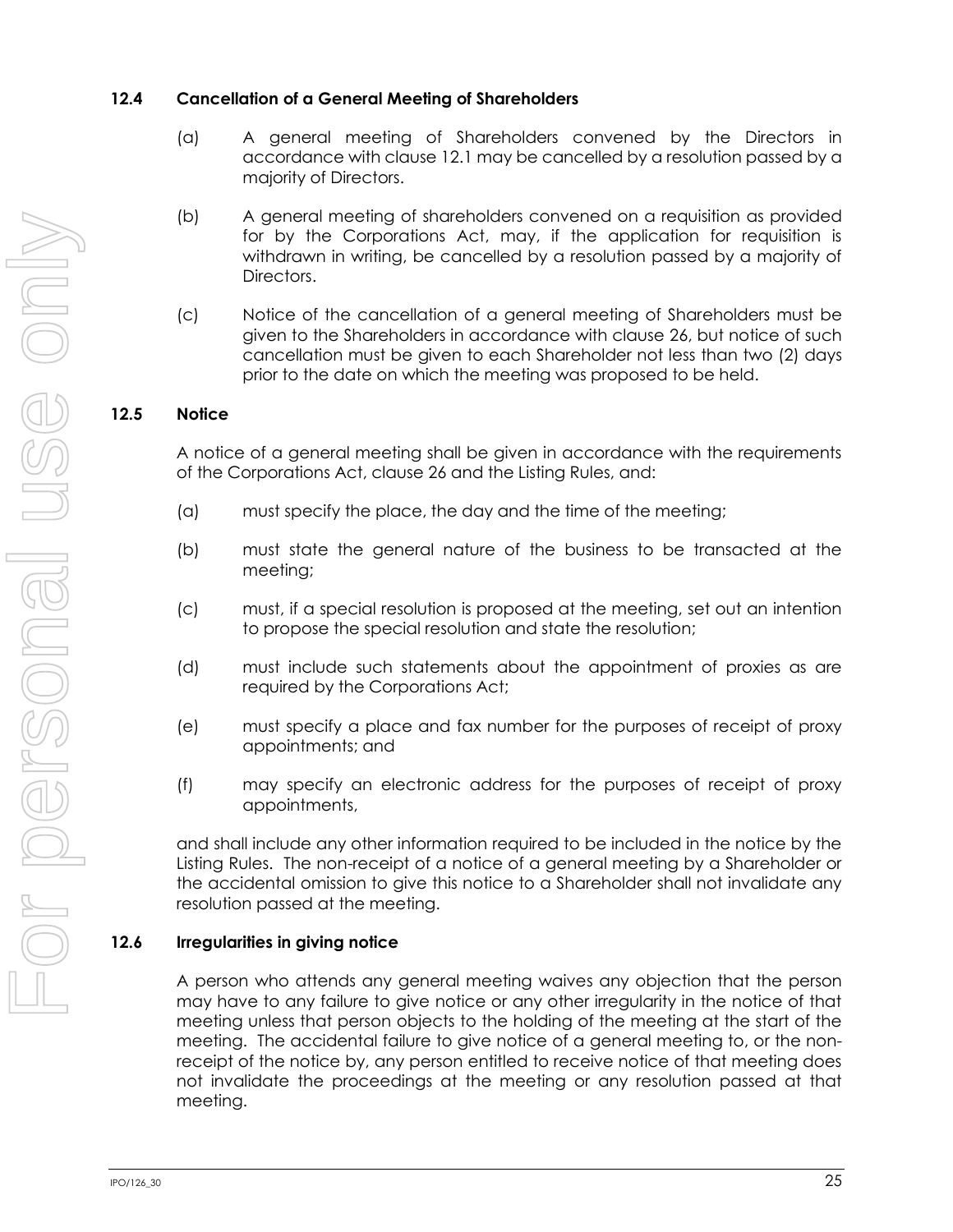### 12.4 Cancellation of a General Meeting of Shareholders

(a) A general meeting of Shareholders convened by the Directors in accordance with clause 12.1 may be cancelled by a resolution passed by a majority of Directors.

(b) A general meeting of shareholders convened on a requisition as provided for by the Corporations Act, may, if the application for requisition is withdrawn in writing, be cancelled by a resolution passed by a majority of Directors.

(c) Notice of the cancellation of a general meeting of Shareholders must be given to the Shareholders in accordance with clause 26, but notice of such cancellation must be given to each Shareholder not less than two (2) days prior to the date on which the meeting was proposed to be held.

### 12.5 Notice

A notice of a general meeting shall be given in accordance with the requirements of the Corporations Act, clause 26 and the Listing Rules, and:

(a) must specify the place, the day and the time of the meeting;

(b) must state the general nature of the business to be transacted at the meeting;

(c) must, if a special resolution is proposed at the meeting, set out an intention to propose the special resolution and state the resolution;

(d) must include such statements about the appointment of proxies as are required by the Corporations Act;

(e) must specify a place and fax number for the purposes of receipt of proxy appointments; and

(f) may specify an electronic address for the purposes of receipt of proxy appointments,

and shall include any other information required to be included in the notice by the Listing Rules. The non-receipt of a notice of a general meeting by a Shareholder or the accidental omission to give this notice to a Shareholder shall not invalidate any resolution passed at the meeting.

### 12.6 Irregularities in giving notice

A person who attends any general meeting waives any objection that the person may have to any failure to give notice or any other irregularity in the notice of that meeting unless that person objects to the holding of the meeting at the start of the meeting. The accidental failure to give notice of a general meeting to, or the non-receipt of the notice by, any person entitled to receive notice of that meeting does not invalidate the proceedings at the meeting or any resolution passed at that meeting.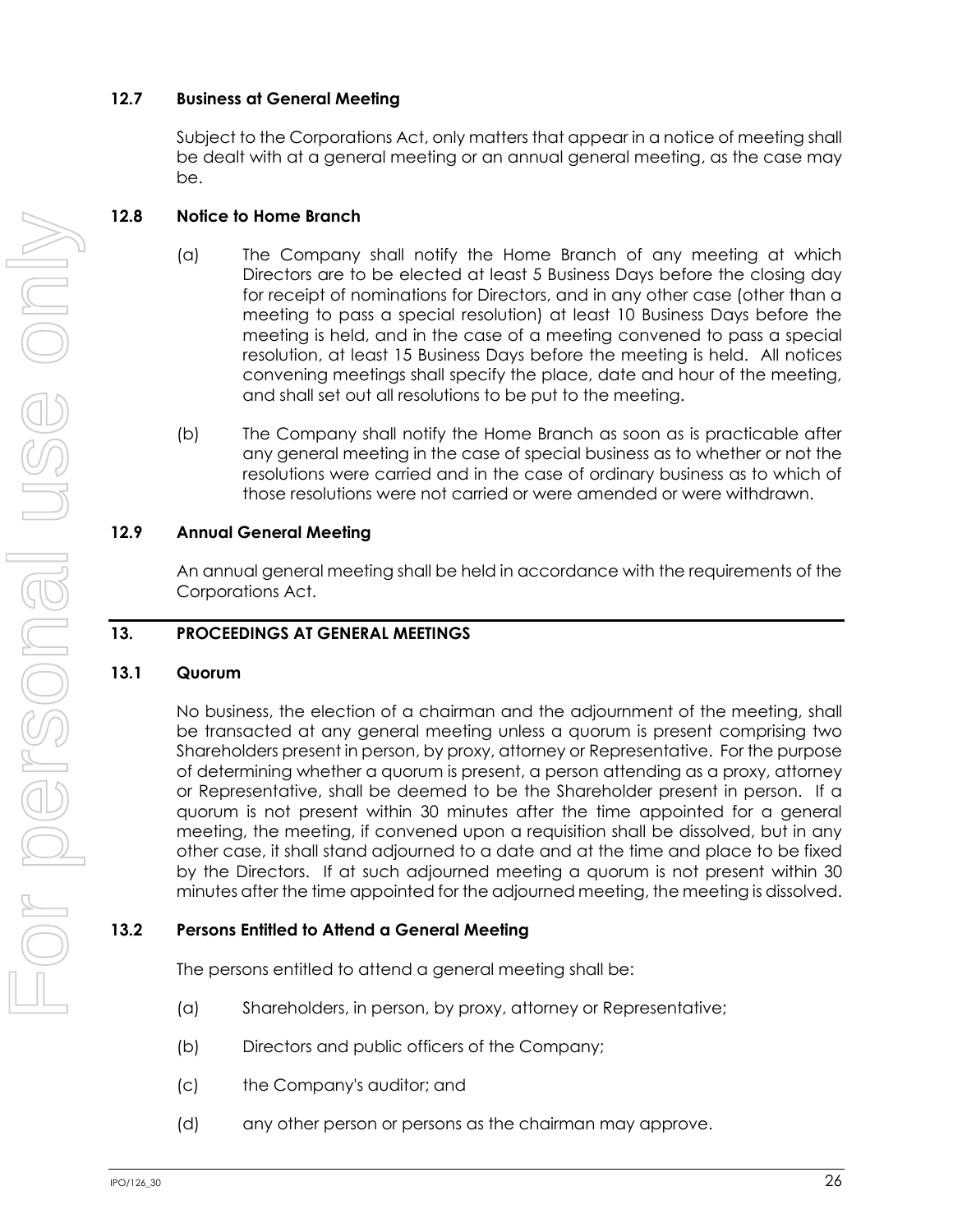### 12.7 Business at General Meeting

Subject to the Corporations Act, only matters that appear in a notice of meeting shall be dealt with at a general meeting or an annual general meeting, as the case may be.

### 12.8 Notice to Home Branch

(a) The Company shall notify the Home Branch of any meeting at which Directors are to be elected at least 5 Business Days before the closing day for receipt of nominations for Directors, and in any other case (other than a meeting to pass a special resolution) at least 10 Business Days before the meeting is held, and in the case of a meeting convened to pass a special resolution, at least 15 Business Days before the meeting is held. All notices convening meetings shall specify the place, date and hour of the meeting, and shall set out all resolutions to be put to the meeting.

(b) The Company shall notify the Home Branch as soon as is practicable after any general meeting in the case of special business as to whether or not the resolutions were carried and in the case of ordinary business as to which of those resolutions were not carried or were amended or were withdrawn.

### 12.9 Annual General Meeting

An annual general meeting shall be held in accordance with the requirements of the Corporations Act.

## 13. PROCEEDINGS AT GENERAL MEETINGS

### 13.1 Quorum

No business, the election of a chairman and the adjournment of the meeting, shall be transacted at any general meeting unless a quorum is present comprising two Shareholders present in person, by proxy, attorney or Representative. For the purpose of determining whether a quorum is present, a person attending as a proxy, attorney or Representative, shall be deemed to be the Shareholder present in person. If a quorum is not present within 30 minutes after the time appointed for a general meeting, the meeting, if convened upon a requisition shall be dissolved, but in any other case, it shall stand adjourned to a date and at the time and place to be fixed by the Directors. If at such adjourned meeting a quorum is not present within 30 minutes after the time appointed for the adjourned meeting, the meeting is dissolved.

### 13.2 Persons Entitled to Attend a General Meeting

The persons entitled to attend a general meeting shall be:

(a) Shareholders, in person, by proxy, attorney or Representative;

(b) Directors and public officers of the Company;

(c) the Company's auditor; and

(d) any other person or persons as the chairman may approve.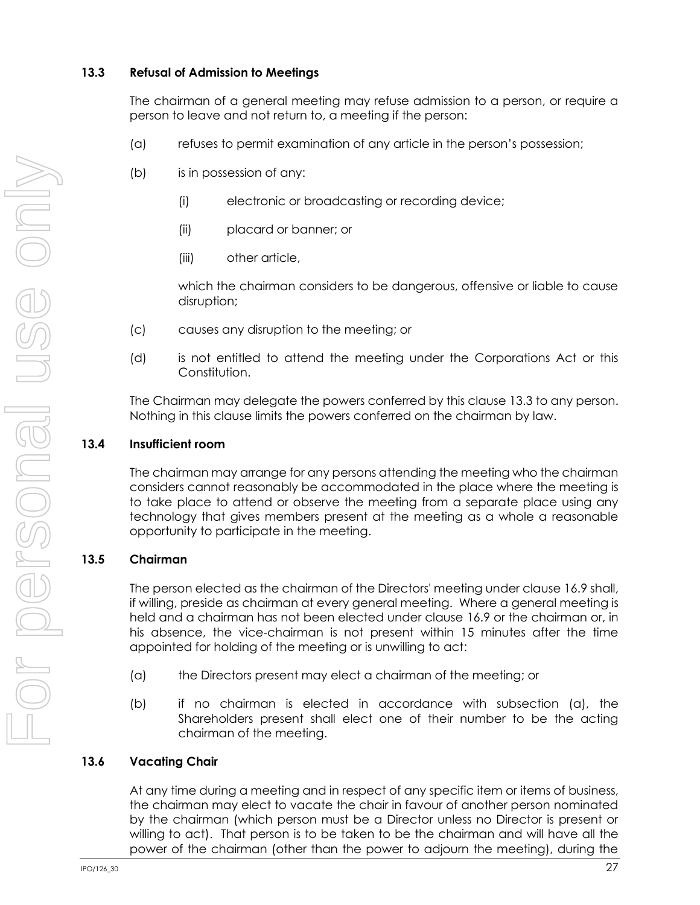### 13.3 Refusal of Admission to Meetings

The chairman of a general meeting may refuse admission to a person, or require a person to leave and not return to, a meeting if the person:

(a) refuses to permit examination of any article in the person's possession;

(b) is in possession of any:

  (i) electronic or broadcasting or recording device;

  (ii) placard or banner; or

  (iii) other article,

  which the chairman considers to be dangerous, offensive or liable to cause disruption;

(c) causes any disruption to the meeting; or

(d) is not entitled to attend the meeting under the Corporations Act or this Constitution.

The Chairman may delegate the powers conferred by this clause 13.3 to any person. Nothing in this clause limits the powers conferred on the chairman by law.

### 13.4 Insufficient room

The chairman may arrange for any persons attending the meeting who the chairman considers cannot reasonably be accommodated in the place where the meeting is to take place to attend or observe the meeting from a separate place using any technology that gives members present at the meeting as a whole a reasonable opportunity to participate in the meeting.

### 13.5 Chairman

The person elected as the chairman of the Directors' meeting under clause 16.9 shall, if willing, preside as chairman at every general meeting. Where a general meeting is held and a chairman has not been elected under clause 16.9 or the chairman or, in his absence, the vice-chairman is not present within 15 minutes after the time appointed for holding of the meeting or is unwilling to act:

(a) the Directors present may elect a chairman of the meeting; or

(b) if no chairman is elected in accordance with subsection (a), the Shareholders present shall elect one of their number to be the acting chairman of the meeting.

### 13.6 Vacating Chair

At any time during a meeting and in respect of any specific item or items of business, the chairman may elect to vacate the chair in favour of another person nominated by the chairman (which person must be a Director unless no Director is present or willing to act). That person is to be taken to be the chairman and will have all the power of the chairman (other than the power to adjourn the meeting), during the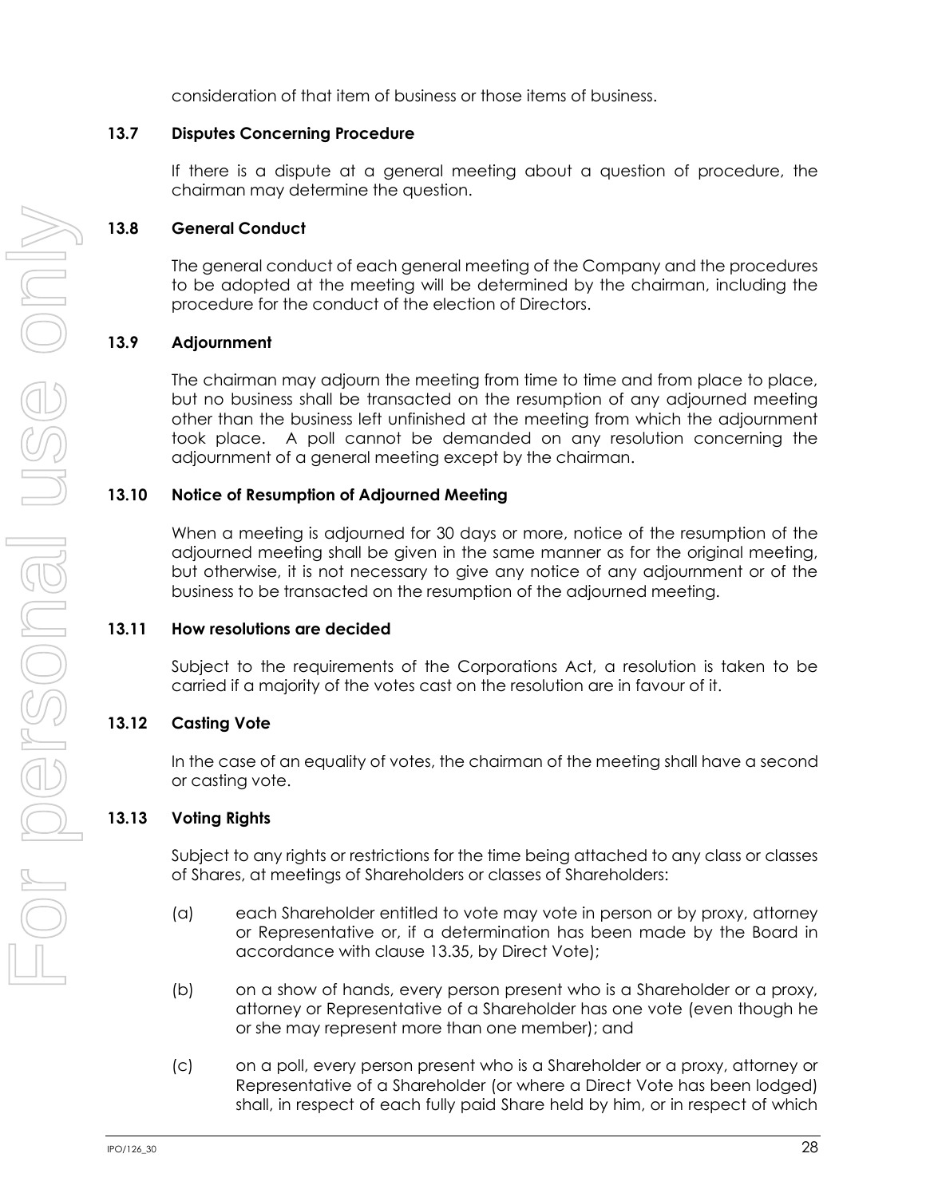consideration of that item of business or those items of business.

### 13.7 Disputes Concerning Procedure

If there is a dispute at a general meeting about a question of procedure, the chairman may determine the question.

### 13.8 General Conduct

The general conduct of each general meeting of the Company and the procedures to be adopted at the meeting will be determined by the chairman, including the procedure for the conduct of the election of Directors.

### 13.9 Adjournment

The chairman may adjourn the meeting from time to time and from place to place, but no business shall be transacted on the resumption of any adjourned meeting other than the business left unfinished at the meeting from which the adjournment took place. A poll cannot be demanded on any resolution concerning the adjournment of a general meeting except by the chairman.

### 13.10 Notice of Resumption of Adjourned Meeting

When a meeting is adjourned for 30 days or more, notice of the resumption of the adjourned meeting shall be given in the same manner as for the original meeting, but otherwise, it is not necessary to give any notice of any adjournment or of the business to be transacted on the resumption of the adjourned meeting.

### 13.11 How resolutions are decided

Subject to the requirements of the Corporations Act, a resolution is taken to be carried if a majority of the votes cast on the resolution are in favour of it.

### 13.12 Casting Vote

In the case of an equality of votes, the chairman of the meeting shall have a second or casting vote.

### 13.13 Voting Rights

Subject to any rights or restrictions for the time being attached to any class or classes of Shares, at meetings of Shareholders or classes of Shareholders:

(a) each Shareholder entitled to vote may vote in person or by proxy, attorney or Representative or, if a determination has been made by the Board in accordance with clause 13.35, by Direct Vote);

(b) on a show of hands, every person present who is a Shareholder or a proxy, attorney or Representative of a Shareholder has one vote (even though he or she may represent more than one member); and

(c) on a poll, every person present who is a Shareholder or a proxy, attorney or Representative of a Shareholder (or where a Direct Vote has been lodged) shall, in respect of each fully paid Share held by him, or in respect of which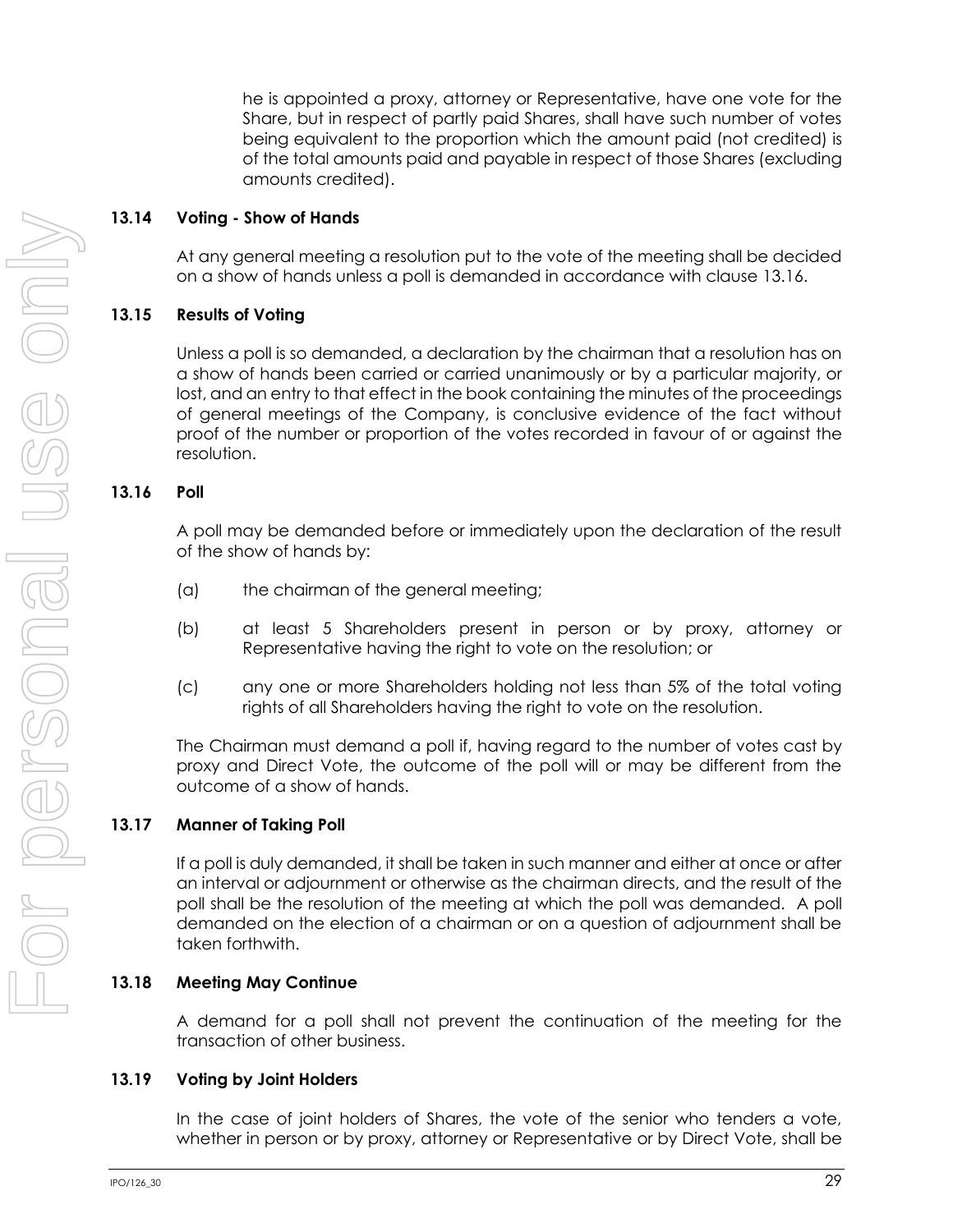he is appointed a proxy, attorney or Representative, have one vote for the Share, but in respect of partly paid Shares, shall have such number of votes being equivalent to the proportion which the amount paid (not credited) is of the total amounts paid and payable in respect of those Shares (excluding amounts credited).

### 13.14 Voting - Show of Hands

At any general meeting a resolution put to the vote of the meeting shall be decided on a show of hands unless a poll is demanded in accordance with clause 13.16.

### 13.15 Results of Voting

Unless a poll is so demanded, a declaration by the chairman that a resolution has on a show of hands been carried or carried unanimously or by a particular majority, or lost, and an entry to that effect in the book containing the minutes of the proceedings of general meetings of the Company, is conclusive evidence of the fact without proof of the number or proportion of the votes recorded in favour of or against the resolution.

### 13.16 Poll

A poll may be demanded before or immediately upon the declaration of the result of the show of hands by:

(a) the chairman of the general meeting;

(b) at least 5 Shareholders present in person or by proxy, attorney or Representative having the right to vote on the resolution; or

(c) any one or more Shareholders holding not less than 5% of the total voting rights of all Shareholders having the right to vote on the resolution.

The Chairman must demand a poll if, having regard to the number of votes cast by proxy and Direct Vote, the outcome of the poll will or may be different from the outcome of a show of hands.

### 13.17 Manner of Taking Poll

If a poll is duly demanded, it shall be taken in such manner and either at once or after an interval or adjournment or otherwise as the chairman directs, and the result of the poll shall be the resolution of the meeting at which the poll was demanded. A poll demanded on the election of a chairman or on a question of adjournment shall be taken forthwith.

### 13.18 Meeting May Continue

A demand for a poll shall not prevent the continuation of the meeting for the transaction of other business.

### 13.19 Voting by Joint Holders

In the case of joint holders of Shares, the vote of the senior who tenders a vote, whether in person or by proxy, attorney or Representative or by Direct Vote, shall be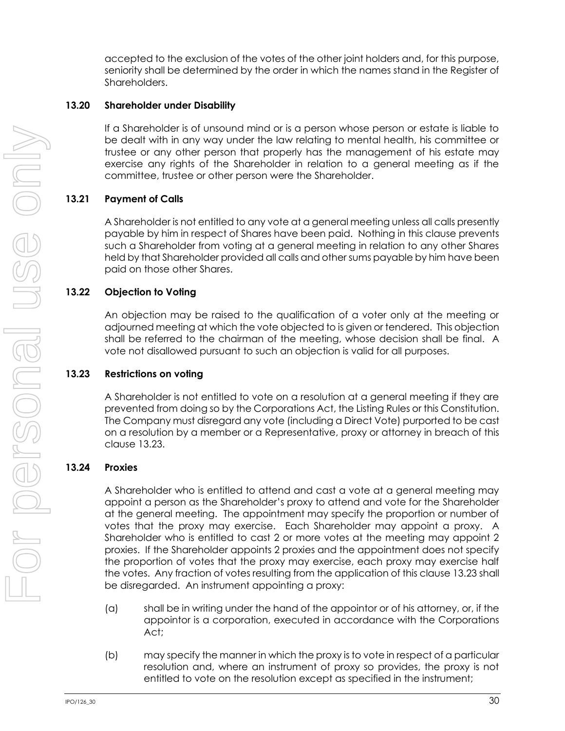accepted to the exclusion of the votes of the other joint holders and, for this purpose, seniority shall be determined by the order in which the names stand in the Register of Shareholders.

### 13.20 Shareholder under Disability

If a Shareholder is of unsound mind or is a person whose person or estate is liable to be dealt with in any way under the law relating to mental health, his committee or trustee or any other person that properly has the management of his estate may exercise any rights of the Shareholder in relation to a general meeting as if the committee, trustee or other person were the Shareholder.

### 13.21 Payment of Calls

A Shareholder is not entitled to any vote at a general meeting unless all calls presently payable by him in respect of Shares have been paid. Nothing in this clause prevents such a Shareholder from voting at a general meeting in relation to any other Shares held by that Shareholder provided all calls and other sums payable by him have been paid on those other Shares.

### 13.22 Objection to Voting

An objection may be raised to the qualification of a voter only at the meeting or adjourned meeting at which the vote objected to is given or tendered. This objection shall be referred to the chairman of the meeting, whose decision shall be final. A vote not disallowed pursuant to such an objection is valid for all purposes.

### 13.23 Restrictions on voting

A Shareholder is not entitled to vote on a resolution at a general meeting if they are prevented from doing so by the Corporations Act, the Listing Rules or this Constitution. The Company must disregard any vote (including a Direct Vote) purported to be cast on a resolution by a member or a Representative, proxy or attorney in breach of this clause 13.23.

### 13.24 Proxies

A Shareholder who is entitled to attend and cast a vote at a general meeting may appoint a person as the Shareholder's proxy to attend and vote for the Shareholder at the general meeting. The appointment may specify the proportion or number of votes that the proxy may exercise. Each Shareholder may appoint a proxy. A Shareholder who is entitled to cast 2 or more votes at the meeting may appoint 2 proxies. If the Shareholder appoints 2 proxies and the appointment does not specify the proportion of votes that the proxy may exercise, each proxy may exercise half the votes. Any fraction of votes resulting from the application of this clause 13.23 shall be disregarded. An instrument appointing a proxy:

(a) shall be in writing under the hand of the appointor or of his attorney, or, if the appointor is a corporation, executed in accordance with the Corporations Act;

(b) may specify the manner in which the proxy is to vote in respect of a particular resolution and, where an instrument of proxy so provides, the proxy is not entitled to vote on the resolution except as specified in the instrument;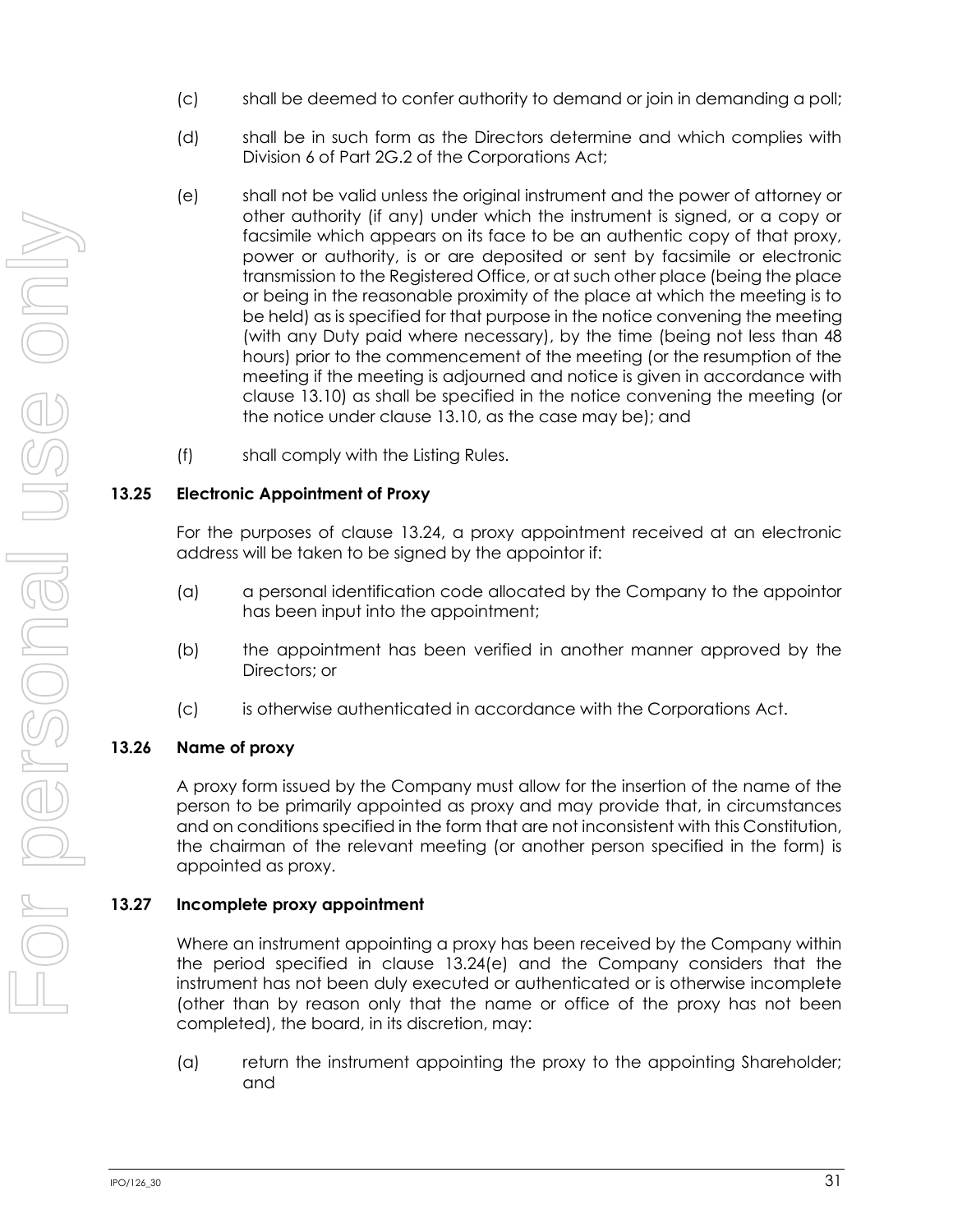(c) shall be deemed to confer authority to demand or join in demanding a poll;

(d) shall be in such form as the Directors determine and which complies with Division 6 of Part 2G.2 of the Corporations Act;

(e) shall not be valid unless the original instrument and the power of attorney or other authority (if any) under which the instrument is signed, or a copy or facsimile which appears on its face to be an authentic copy of that proxy, power or authority, is or are deposited or sent by facsimile or electronic transmission to the Registered Office, or at such other place (being the place or being in the reasonable proximity of the place at which the meeting is to be held) as is specified for that purpose in the notice convening the meeting (with any Duty paid where necessary), by the time (being not less than 48 hours) prior to the commencement of the meeting (or the resumption of the meeting if the meeting is adjourned and notice is given in accordance with clause 13.10) as shall be specified in the notice convening the meeting (or the notice under clause 13.10, as the case may be); and

(f) shall comply with the Listing Rules.

### 13.25 Electronic Appointment of Proxy

For the purposes of clause 13.24, a proxy appointment received at an electronic address will be taken to be signed by the appointor if:

(a) a personal identification code allocated by the Company to the appointor has been input into the appointment;

(b) the appointment has been verified in another manner approved by the Directors; or

(c) is otherwise authenticated in accordance with the Corporations Act.

### 13.26 Name of proxy

A proxy form issued by the Company must allow for the insertion of the name of the person to be primarily appointed as proxy and may provide that, in circumstances and on conditions specified in the form that are not inconsistent with this Constitution, the chairman of the relevant meeting (or another person specified in the form) is appointed as proxy.

### 13.27 Incomplete proxy appointment

Where an instrument appointing a proxy has been received by the Company within the period specified in clause 13.24(e) and the Company considers that the instrument has not been duly executed or authenticated or is otherwise incomplete (other than by reason only that the name or office of the proxy has not been completed), the board, in its discretion, may:

(a) return the instrument appointing the proxy to the appointing Shareholder; and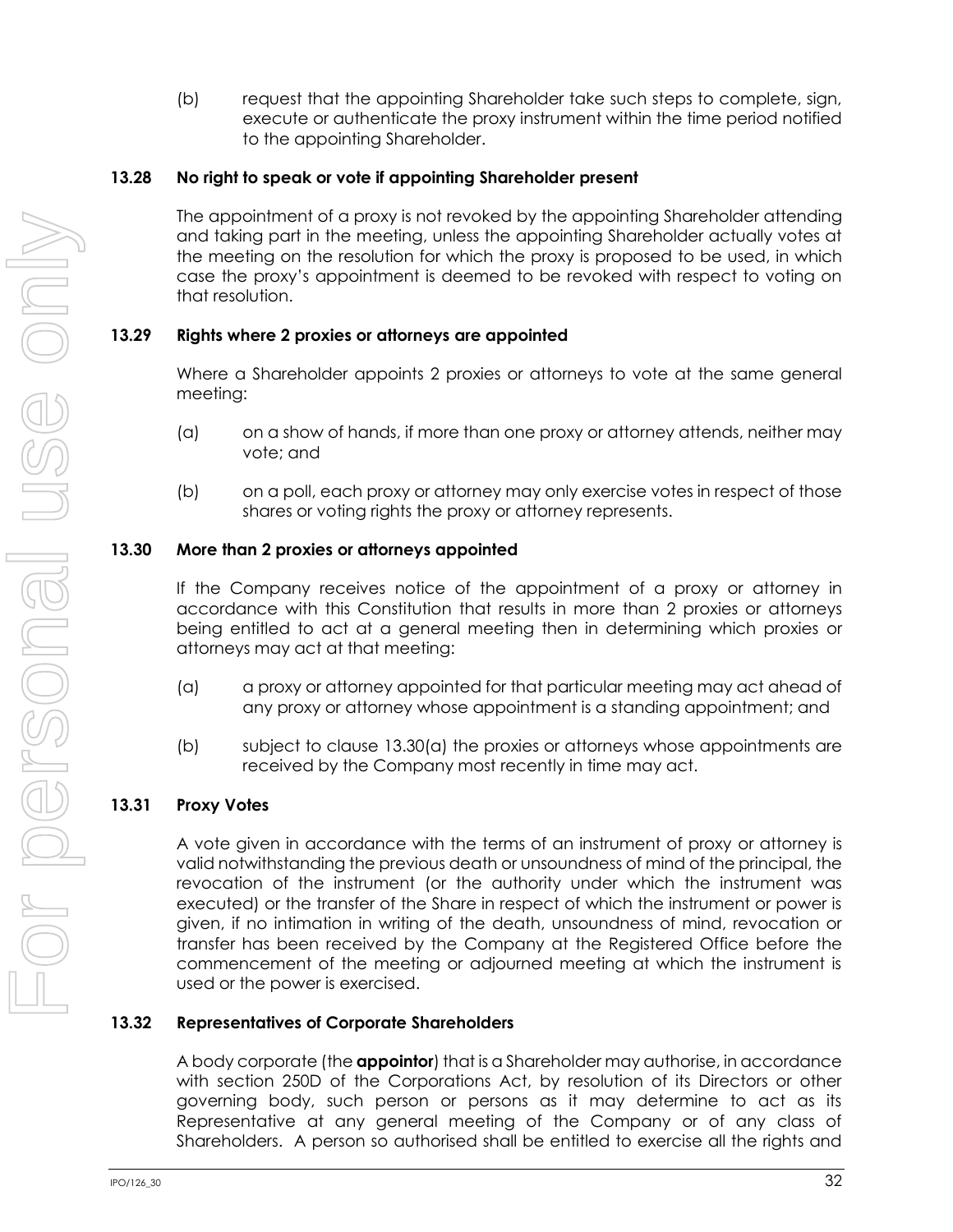(b) request that the appointing Shareholder take such steps to complete, sign, execute or authenticate the proxy instrument within the time period notified to the appointing Shareholder.

### 13.28 No right to speak or vote if appointing Shareholder present

The appointment of a proxy is not revoked by the appointing Shareholder attending and taking part in the meeting, unless the appointing Shareholder actually votes at the meeting on the resolution for which the proxy is proposed to be used, in which case the proxy's appointment is deemed to be revoked with respect to voting on that resolution.

### 13.29 Rights where 2 proxies or attorneys are appointed

Where a Shareholder appoints 2 proxies or attorneys to vote at the same general meeting:

(a) on a show of hands, if more than one proxy or attorney attends, neither may vote; and

(b) on a poll, each proxy or attorney may only exercise votes in respect of those shares or voting rights the proxy or attorney represents.

### 13.30 More than 2 proxies or attorneys appointed

If the Company receives notice of the appointment of a proxy or attorney in accordance with this Constitution that results in more than 2 proxies or attorneys being entitled to act at a general meeting then in determining which proxies or attorneys may act at that meeting:

(a) a proxy or attorney appointed for that particular meeting may act ahead of any proxy or attorney whose appointment is a standing appointment; and

(b) subject to clause 13.30(a) the proxies or attorneys whose appointments are received by the Company most recently in time may act.

### 13.31 Proxy Votes

A vote given in accordance with the terms of an instrument of proxy or attorney is valid notwithstanding the previous death or unsoundness of mind of the principal, the revocation of the instrument (or the authority under which the instrument was executed) or the transfer of the Share in respect of which the instrument or power is given, if no intimation in writing of the death, unsoundness of mind, revocation or transfer has been received by the Company at the Registered Office before the commencement of the meeting or adjourned meeting at which the instrument is used or the power is exercised.

### 13.32 Representatives of Corporate Shareholders

A body corporate (the **appointor**) that is a Shareholder may authorise, in accordance with section 250D of the Corporations Act, by resolution of its Directors or other governing body, such person or persons as it may determine to act as its Representative at any general meeting of the Company or of any class of Shareholders. A person so authorised shall be entitled to exercise all the rights and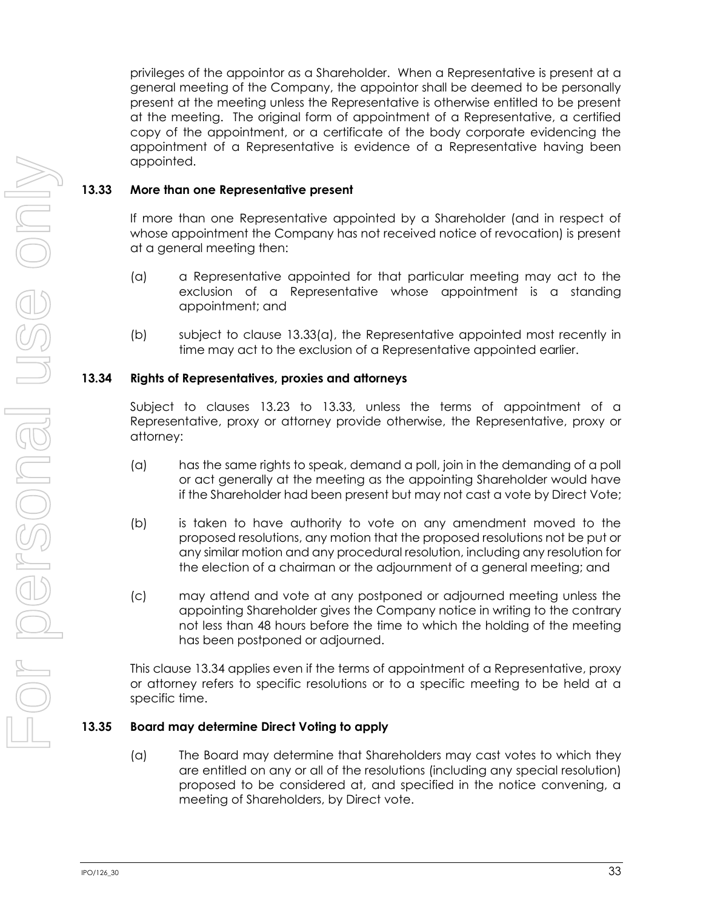privileges of the appointor as a Shareholder. When a Representative is present at a general meeting of the Company, the appointor shall be deemed to be personally present at the meeting unless the Representative is otherwise entitled to be present at the meeting. The original form of appointment of a Representative, a certified copy of the appointment, or a certificate of the body corporate evidencing the appointment of a Representative is evidence of a Representative having been appointed.

### 13.33 More than one Representative present

If more than one Representative appointed by a Shareholder (and in respect of whose appointment the Company has not received notice of revocation) is present at a general meeting then:

(a) a Representative appointed for that particular meeting may act to the exclusion of a Representative whose appointment is a standing appointment; and

(b) subject to clause 13.33(a), the Representative appointed most recently in time may act to the exclusion of a Representative appointed earlier.

### 13.34 Rights of Representatives, proxies and attorneys

Subject to clauses 13.23 to 13.33, unless the terms of appointment of a Representative, proxy or attorney provide otherwise, the Representative, proxy or attorney:

(a) has the same rights to speak, demand a poll, join in the demanding of a poll or act generally at the meeting as the appointing Shareholder would have if the Shareholder had been present but may not cast a vote by Direct Vote;

(b) is taken to have authority to vote on any amendment moved to the proposed resolutions, any motion that the proposed resolutions not be put or any similar motion and any procedural resolution, including any resolution for the election of a chairman or the adjournment of a general meeting; and

(c) may attend and vote at any postponed or adjourned meeting unless the appointing Shareholder gives the Company notice in writing to the contrary not less than 48 hours before the time to which the holding of the meeting has been postponed or adjourned.

This clause 13.34 applies even if the terms of appointment of a Representative, proxy or attorney refers to specific resolutions or to a specific meeting to be held at a specific time.

### 13.35 Board may determine Direct Voting to apply

(a) The Board may determine that Shareholders may cast votes to which they are entitled on any or all of the resolutions (including any special resolution) proposed to be considered at, and specified in the notice convening, a meeting of Shareholders, by Direct vote.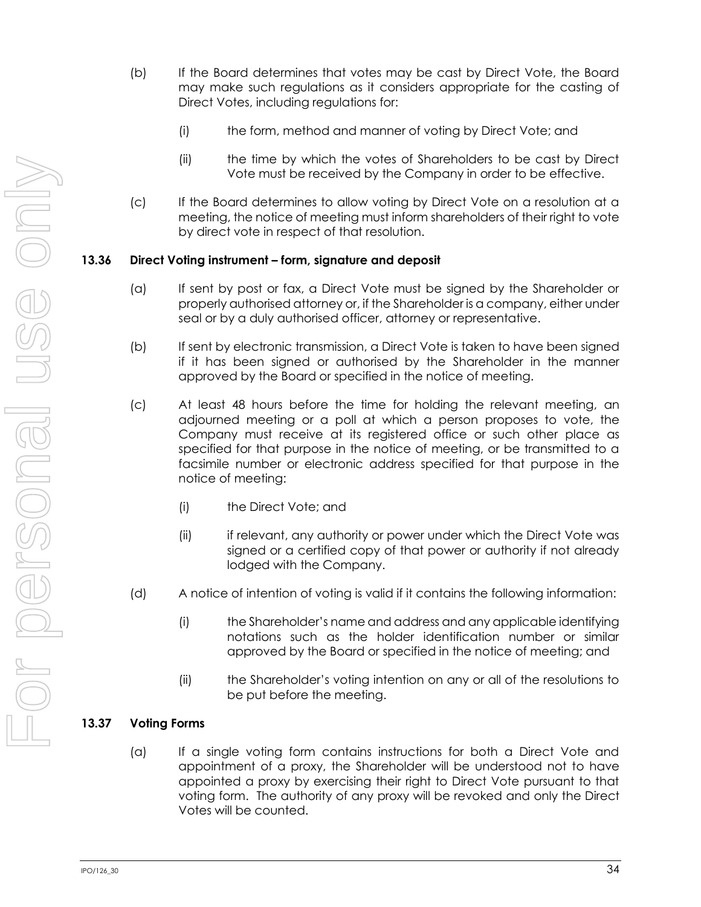(b) If the Board determines that votes may be cast by Direct Vote, the Board may make such regulations as it considers appropriate for the casting of Direct Votes, including regulations for:

   (i) the form, method and manner of voting by Direct Vote; and

   (ii) the time by which the votes of Shareholders to be cast by Direct Vote must be received by the Company in order to be effective.

(c) If the Board determines to allow voting by Direct Vote on a resolution at a meeting, the notice of meeting must inform shareholders of their right to vote by direct vote in respect of that resolution.

### 13.36 Direct Voting instrument – form, signature and deposit

(a) If sent by post or fax, a Direct Vote must be signed by the Shareholder or properly authorised attorney or, if the Shareholder is a company, either under seal or by a duly authorised officer, attorney or representative.

(b) If sent by electronic transmission, a Direct Vote is taken to have been signed if it has been signed or authorised by the Shareholder in the manner approved by the Board or specified in the notice of meeting.

(c) At least 48 hours before the time for holding the relevant meeting, an adjourned meeting or a poll at which a person proposes to vote, the Company must receive at its registered office or such other place as specified for that purpose in the notice of meeting, or be transmitted to a facsimile number or electronic address specified for that purpose in the notice of meeting:

   (i) the Direct Vote; and

   (ii) if relevant, any authority or power under which the Direct Vote was signed or a certified copy of that power or authority if not already lodged with the Company.

(d) A notice of intention of voting is valid if it contains the following information:

   (i) the Shareholder's name and address and any applicable identifying notations such as the holder identification number or similar approved by the Board or specified in the notice of meeting; and

   (ii) the Shareholder's voting intention on any or all of the resolutions to be put before the meeting.

### 13.37 Voting Forms

(a) If a single voting form contains instructions for both a Direct Vote and appointment of a proxy, the Shareholder will be understood not to have appointed a proxy by exercising their right to Direct Vote pursuant to that voting form. The authority of any proxy will be revoked and only the Direct Votes will be counted.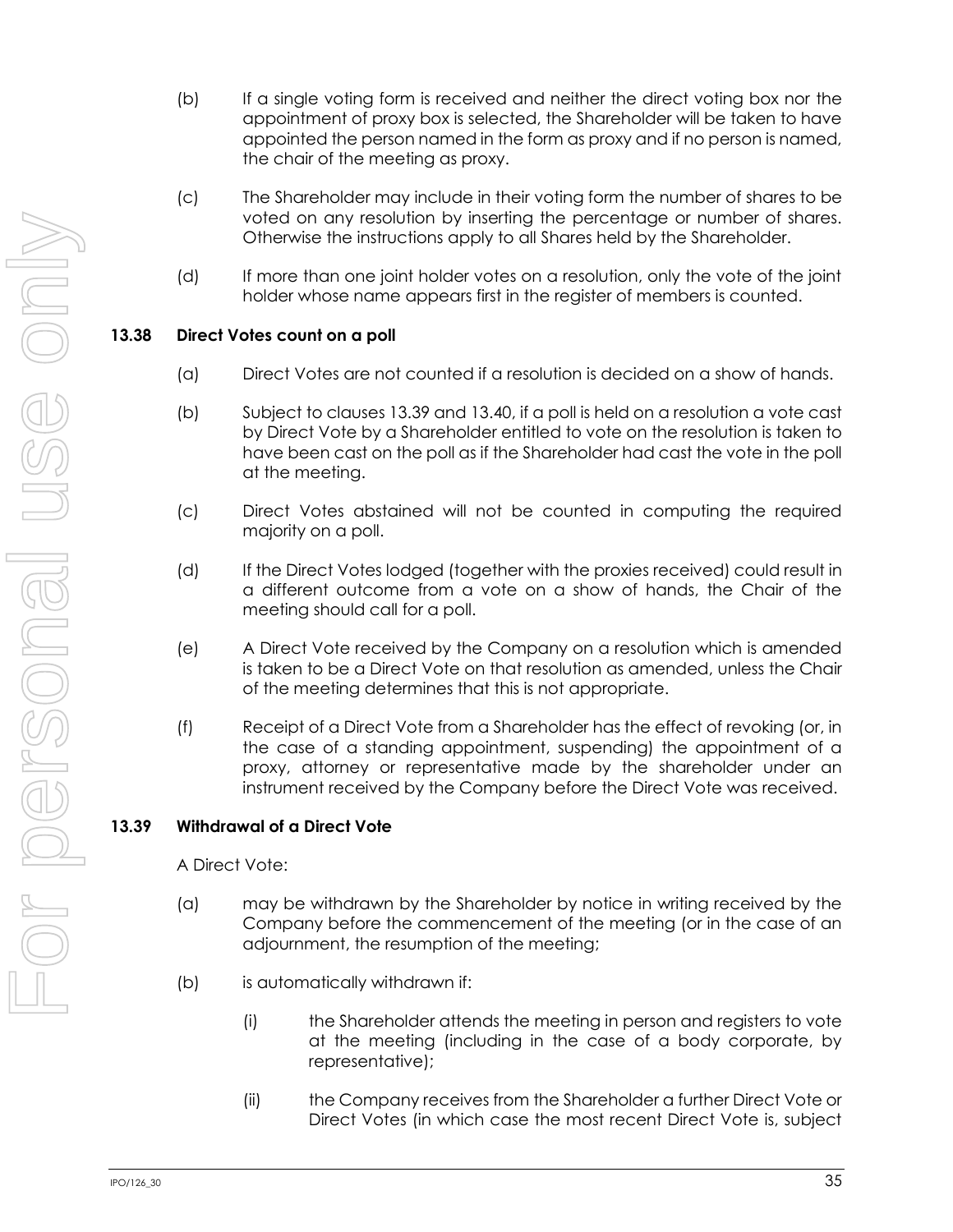(b) If a single voting form is received and neither the direct voting box nor the appointment of proxy box is selected, the Shareholder will be taken to have appointed the person named in the form as proxy and if no person is named, the chair of the meeting as proxy.

(c) The Shareholder may include in their voting form the number of shares to be voted on any resolution by inserting the percentage or number of shares. Otherwise the instructions apply to all Shares held by the Shareholder.

(d) If more than one joint holder votes on a resolution, only the vote of the joint holder whose name appears first in the register of members is counted.

**13.38 Direct Votes count on a poll**

(a) Direct Votes are not counted if a resolution is decided on a show of hands.

(b) Subject to clauses 13.39 and 13.40, if a poll is held on a resolution a vote cast by Direct Vote by a Shareholder entitled to vote on the resolution is taken to have been cast on the poll as if the Shareholder had cast the vote in the poll at the meeting.

(c) Direct Votes abstained will not be counted in computing the required majority on a poll.

(d) If the Direct Votes lodged (together with the proxies received) could result in a different outcome from a vote on a show of hands, the Chair of the meeting should call for a poll.

(e) A Direct Vote received by the Company on a resolution which is amended is taken to be a Direct Vote on that resolution as amended, unless the Chair of the meeting determines that this is not appropriate.

(f) Receipt of a Direct Vote from a Shareholder has the effect of revoking (or, in the case of a standing appointment, suspending) the appointment of a proxy, attorney or representative made by the shareholder under an instrument received by the Company before the Direct Vote was received.

**13.39 Withdrawal of a Direct Vote**

A Direct Vote:

(a) may be withdrawn by the Shareholder by notice in writing received by the Company before the commencement of the meeting (or in the case of an adjournment, the resumption of the meeting;

(b) is automatically withdrawn if:

(i) the Shareholder attends the meeting in person and registers to vote at the meeting (including in the case of a body corporate, by representative);

(ii) the Company receives from the Shareholder a further Direct Vote or Direct Votes (in which case the most recent Direct Vote is, subject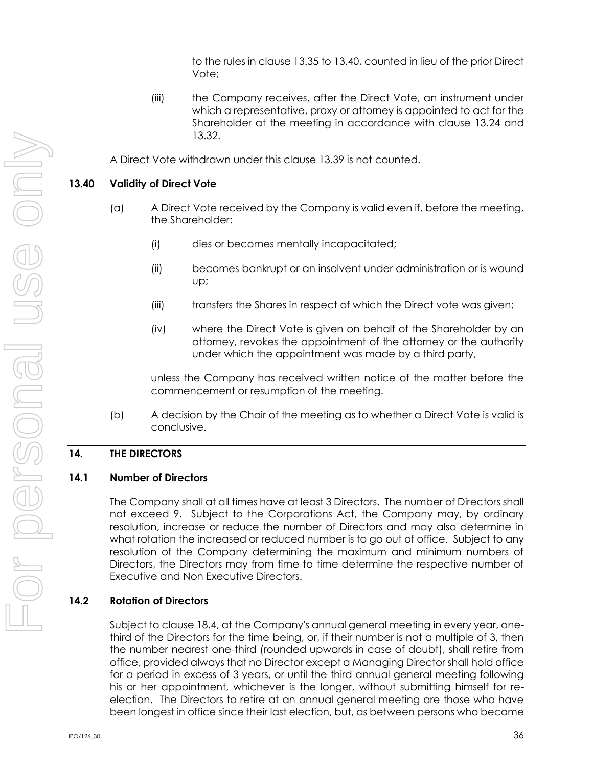to the rules in clause 13.35 to 13.40, counted in lieu of the prior Direct Vote;

(iii) the Company receives, after the Direct Vote, an instrument under which a representative, proxy or attorney is appointed to act for the Shareholder at the meeting in accordance with clause 13.24 and 13.32.

A Direct Vote withdrawn under this clause 13.39 is not counted.

### 13.40 Validity of Direct Vote

(a) A Direct Vote received by the Company is valid even if, before the meeting, the Shareholder:

(i) dies or becomes mentally incapacitated;

(ii) becomes bankrupt or an insolvent under administration or is wound up;

(iii) transfers the Shares in respect of which the Direct vote was given;

(iv) where the Direct Vote is given on behalf of the Shareholder by an attorney, revokes the appointment of the attorney or the authority under which the appointment was made by a third party,

unless the Company has received written notice of the matter before the commencement or resumption of the meeting.

(b) A decision by the Chair of the meeting as to whether a Direct Vote is valid is conclusive.

## 14. THE DIRECTORS

### 14.1 Number of Directors

The Company shall at all times have at least 3 Directors. The number of Directors shall not exceed 9. Subject to the Corporations Act, the Company may, by ordinary resolution, increase or reduce the number of Directors and may also determine in what rotation the increased or reduced number is to go out of office. Subject to any resolution of the Company determining the maximum and minimum numbers of Directors, the Directors may from time to time determine the respective number of Executive and Non Executive Directors.

### 14.2 Rotation of Directors

Subject to clause 18.4, at the Company's annual general meeting in every year, one-third of the Directors for the time being, or, if their number is not a multiple of 3, then the number nearest one-third (rounded upwards in case of doubt), shall retire from office, provided always that no Director except a Managing Director shall hold office for a period in excess of 3 years, or until the third annual general meeting following his or her appointment, whichever is the longer, without submitting himself for re-election. The Directors to retire at an annual general meeting are those who have been longest in office since their last election, but, as between persons who became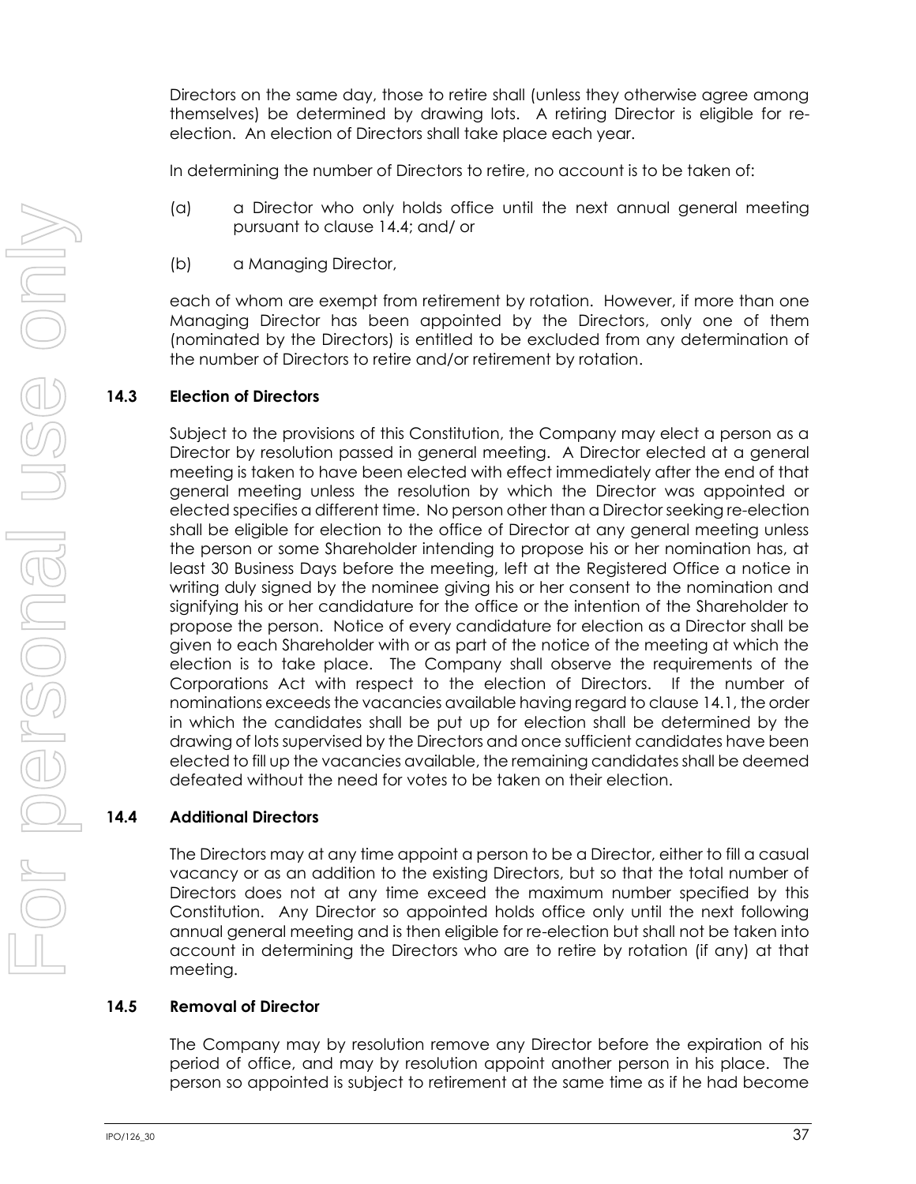Directors on the same day, those to retire shall (unless they otherwise agree among themselves) be determined by drawing lots. A retiring Director is eligible for re-election. An election of Directors shall take place each year.

In determining the number of Directors to retire, no account is to be taken of:

(a) a Director who only holds office until the next annual general meeting pursuant to clause 14.4; and/ or

(b) a Managing Director,

each of whom are exempt from retirement by rotation. However, if more than one Managing Director has been appointed by the Directors, only one of them (nominated by the Directors) is entitled to be excluded from any determination of the number of Directors to retire and/or retirement by rotation.

### 14.3 Election of Directors

Subject to the provisions of this Constitution, the Company may elect a person as a Director by resolution passed in general meeting. A Director elected at a general meeting is taken to have been elected with effect immediately after the end of that general meeting unless the resolution by which the Director was appointed or elected specifies a different time. No person other than a Director seeking re-election shall be eligible for election to the office of Director at any general meeting unless the person or some Shareholder intending to propose his or her nomination has, at least 30 Business Days before the meeting, left at the Registered Office a notice in writing duly signed by the nominee giving his or her consent to the nomination and signifying his or her candidature for the office or the intention of the Shareholder to propose the person. Notice of every candidature for election as a Director shall be given to each Shareholder with or as part of the notice of the meeting at which the election is to take place. The Company shall observe the requirements of the Corporations Act with respect to the election of Directors. If the number of nominations exceeds the vacancies available having regard to clause 14.1, the order in which the candidates shall be put up for election shall be determined by the drawing of lots supervised by the Directors and once sufficient candidates have been elected to fill up the vacancies available, the remaining candidates shall be deemed defeated without the need for votes to be taken on their election.

### 14.4 Additional Directors

The Directors may at any time appoint a person to be a Director, either to fill a casual vacancy or as an addition to the existing Directors, but so that the total number of Directors does not at any time exceed the maximum number specified by this Constitution. Any Director so appointed holds office only until the next following annual general meeting and is then eligible for re-election but shall not be taken into account in determining the Directors who are to retire by rotation (if any) at that meeting.

### 14.5 Removal of Director

The Company may by resolution remove any Director before the expiration of his period of office, and may by resolution appoint another person in his place. The person so appointed is subject to retirement at the same time as if he had become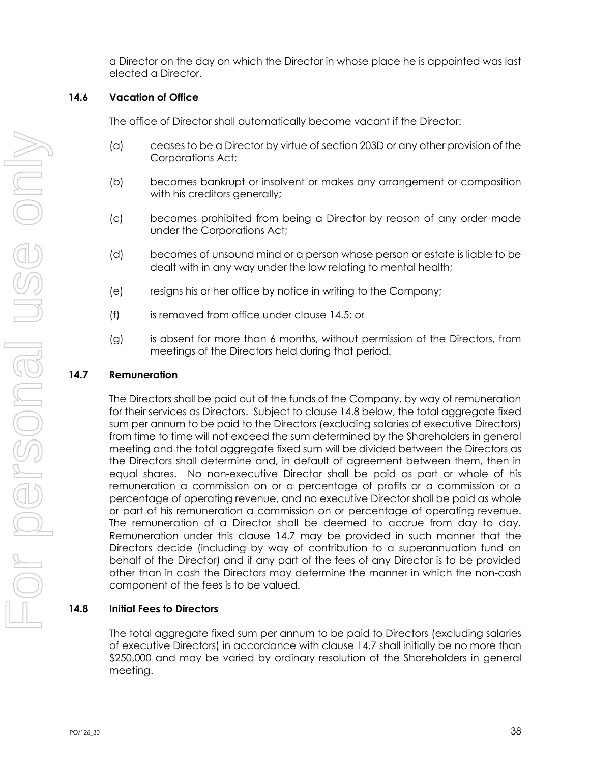a Director on the day on which the Director in whose place he is appointed was last elected a Director.

### 14.6 Vacation of Office

The office of Director shall automatically become vacant if the Director:

(a) ceases to be a Director by virtue of section 203D or any other provision of the Corporations Act;

(b) becomes bankrupt or insolvent or makes any arrangement or composition with his creditors generally;

(c) becomes prohibited from being a Director by reason of any order made under the Corporations Act;

(d) becomes of unsound mind or a person whose person or estate is liable to be dealt with in any way under the law relating to mental health;

(e) resigns his or her office by notice in writing to the Company;

(f) is removed from office under clause 14.5; or

(g) is absent for more than 6 months, without permission of the Directors, from meetings of the Directors held during that period.

### 14.7 Remuneration

The Directors shall be paid out of the funds of the Company, by way of remuneration for their services as Directors. Subject to clause 14.8 below, the total aggregate fixed sum per annum to be paid to the Directors (excluding salaries of executive Directors) from time to time will not exceed the sum determined by the Shareholders in general meeting and the total aggregate fixed sum will be divided between the Directors as the Directors shall determine and, in default of agreement between them, then in equal shares. No non-executive Director shall be paid as part or whole of his remuneration a commission on or a percentage of profits or a commission or a percentage of operating revenue, and no executive Director shall be paid as whole or part of his remuneration a commission on or percentage of operating revenue. The remuneration of a Director shall be deemed to accrue from day to day. Remuneration under this clause 14.7 may be provided in such manner that the Directors decide (including by way of contribution to a superannuation fund on behalf of the Director) and if any part of the fees of any Director is to be provided other than in cash the Directors may determine the manner in which the non-cash component of the fees is to be valued.

### 14.8 Initial Fees to Directors

The total aggregate fixed sum per annum to be paid to Directors (excluding salaries of executive Directors) in accordance with clause 14.7 shall initially be no more than $250,000 and may be varied by ordinary resolution of the Shareholders in general meeting.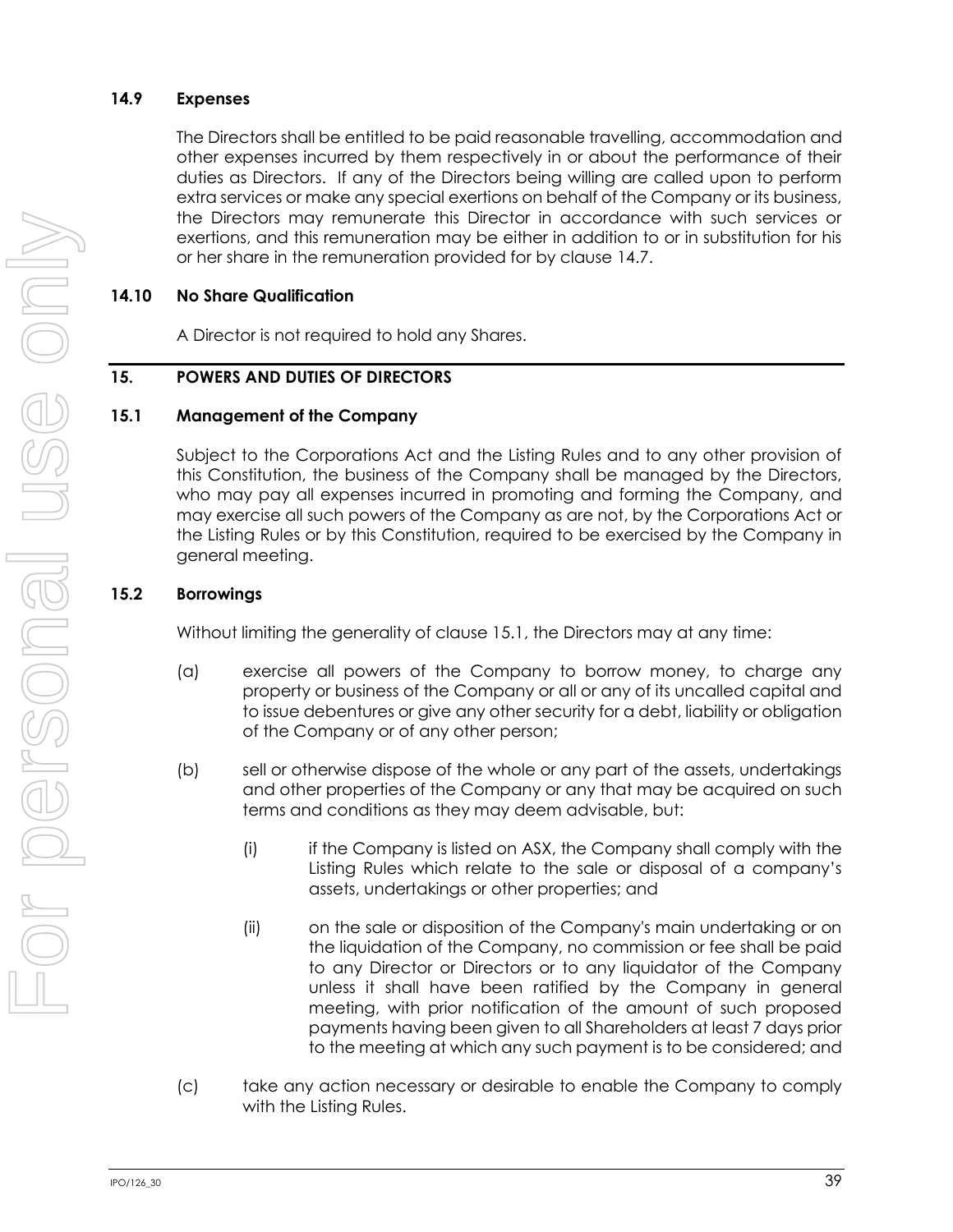### 14.9 Expenses

The Directors shall be entitled to be paid reasonable travelling, accommodation and other expenses incurred by them respectively in or about the performance of their duties as Directors. If any of the Directors being willing are called upon to perform extra services or make any special exertions on behalf of the Company or its business, the Directors may remunerate this Director in accordance with such services or exertions, and this remuneration may be either in addition to or in substitution for his or her share in the remuneration provided for by clause 14.7.

### 14.10 No Share Qualification

A Director is not required to hold any Shares.

## 15. POWERS AND DUTIES OF DIRECTORS

### 15.1 Management of the Company

Subject to the Corporations Act and the Listing Rules and to any other provision of this Constitution, the business of the Company shall be managed by the Directors, who may pay all expenses incurred in promoting and forming the Company, and may exercise all such powers of the Company as are not, by the Corporations Act or the Listing Rules or by this Constitution, required to be exercised by the Company in general meeting.

### 15.2 Borrowings

Without limiting the generality of clause 15.1, the Directors may at any time:

(a) exercise all powers of the Company to borrow money, to charge any property or business of the Company or all or any of its uncalled capital and to issue debentures or give any other security for a debt, liability or obligation of the Company or of any other person;

(b) sell or otherwise dispose of the whole or any part of the assets, undertakings and other properties of the Company or any that may be acquired on such terms and conditions as they may deem advisable, but:

  (i) if the Company is listed on ASX, the Company shall comply with the Listing Rules which relate to the sale or disposal of a company's assets, undertakings or other properties; and

  (ii) on the sale or disposition of the Company's main undertaking or on the liquidation of the Company, no commission or fee shall be paid to any Director or Directors or to any liquidator of the Company unless it shall have been ratified by the Company in general meeting, with prior notification of the amount of such proposed payments having been given to all Shareholders at least 7 days prior to the meeting at which any such payment is to be considered; and

(c) take any action necessary or desirable to enable the Company to comply with the Listing Rules.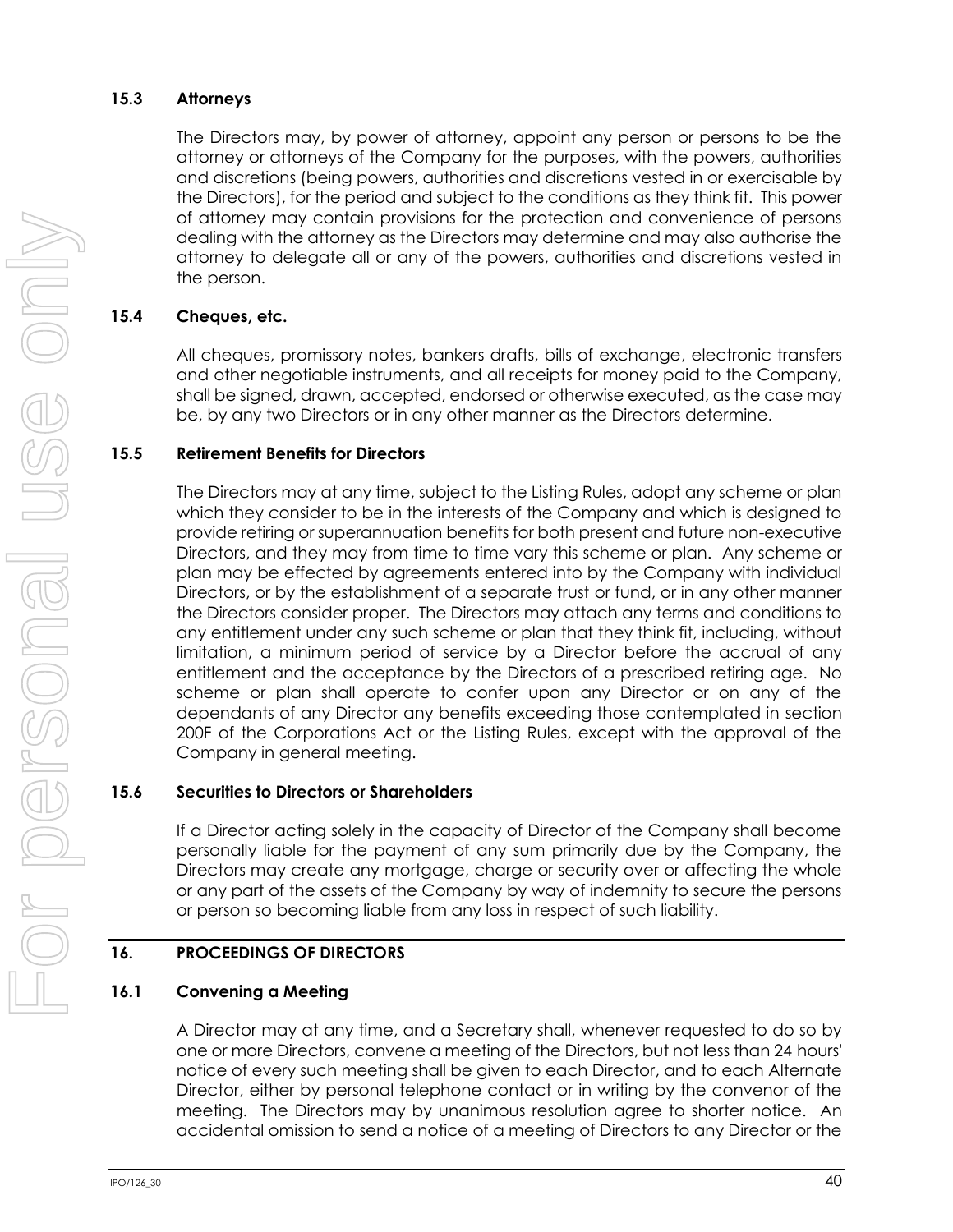### 15.3 Attorneys

The Directors may, by power of attorney, appoint any person or persons to be the attorney or attorneys of the Company for the purposes, with the powers, authorities and discretions (being powers, authorities and discretions vested in or exercisable by the Directors), for the period and subject to the conditions as they think fit. This power of attorney may contain provisions for the protection and convenience of persons dealing with the attorney as the Directors may determine and may also authorise the attorney to delegate all or any of the powers, authorities and discretions vested in the person.

### 15.4 Cheques, etc.

All cheques, promissory notes, bankers drafts, bills of exchange, electronic transfers and other negotiable instruments, and all receipts for money paid to the Company, shall be signed, drawn, accepted, endorsed or otherwise executed, as the case may be, by any two Directors or in any other manner as the Directors determine.

### 15.5 Retirement Benefits for Directors

The Directors may at any time, subject to the Listing Rules, adopt any scheme or plan which they consider to be in the interests of the Company and which is designed to provide retiring or superannuation benefits for both present and future non-executive Directors, and they may from time to time vary this scheme or plan. Any scheme or plan may be effected by agreements entered into by the Company with individual Directors, or by the establishment of a separate trust or fund, or in any other manner the Directors consider proper. The Directors may attach any terms and conditions to any entitlement under any such scheme or plan that they think fit, including, without limitation, a minimum period of service by a Director before the accrual of any entitlement and the acceptance by the Directors of a prescribed retiring age. No scheme or plan shall operate to confer upon any Director or on any of the dependants of any Director any benefits exceeding those contemplated in section 200F of the Corporations Act or the Listing Rules, except with the approval of the Company in general meeting.

### 15.6 Securities to Directors or Shareholders

If a Director acting solely in the capacity of Director of the Company shall become personally liable for the payment of any sum primarily due by the Company, the Directors may create any mortgage, charge or security over or affecting the whole or any part of the assets of the Company by way of indemnity to secure the persons or person so becoming liable from any loss in respect of such liability.

## 16. PROCEEDINGS OF DIRECTORS

### 16.1 Convening a Meeting

A Director may at any time, and a Secretary shall, whenever requested to do so by one or more Directors, convene a meeting of the Directors, but not less than 24 hours' notice of every such meeting shall be given to each Director, and to each Alternate Director, either by personal telephone contact or in writing by the convenor of the meeting. The Directors may by unanimous resolution agree to shorter notice. An accidental omission to send a notice of a meeting of Directors to any Director or the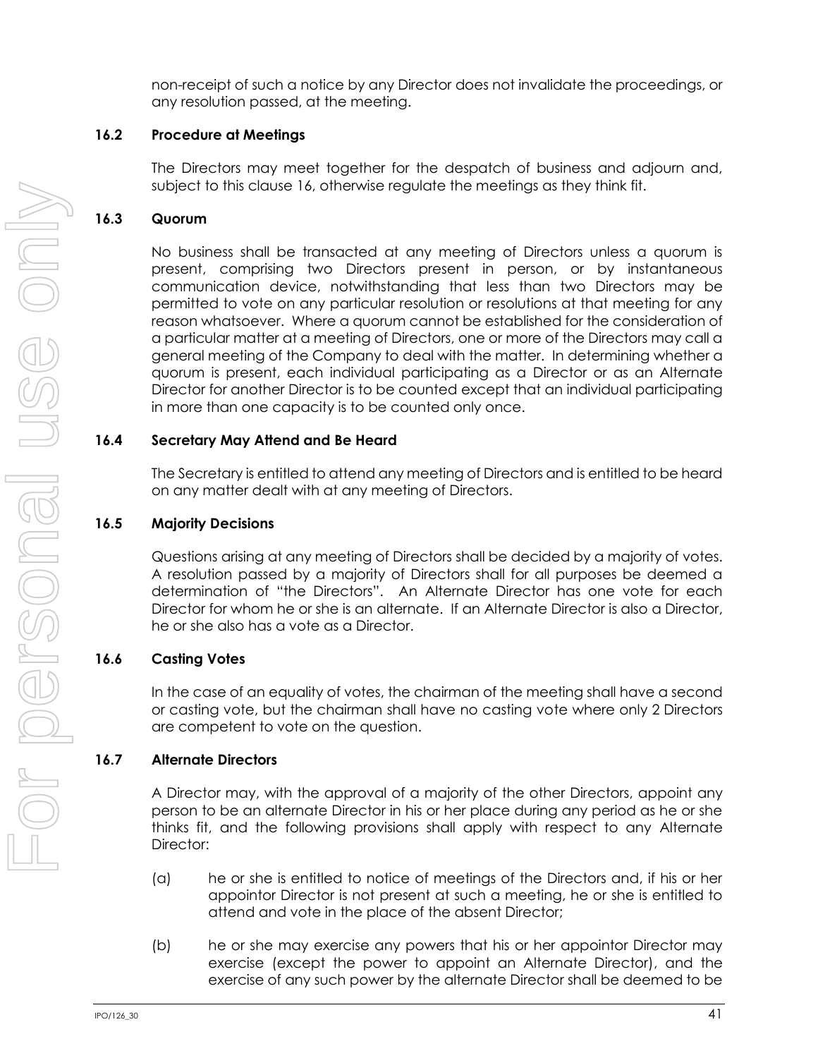non-receipt of such a notice by any Director does not invalidate the proceedings, or any resolution passed, at the meeting.

### 16.2 Procedure at Meetings

The Directors may meet together for the despatch of business and adjourn and, subject to this clause 16, otherwise regulate the meetings as they think fit.

### 16.3 Quorum

No business shall be transacted at any meeting of Directors unless a quorum is present, comprising two Directors present in person, or by instantaneous communication device, notwithstanding that less than two Directors may be permitted to vote on any particular resolution or resolutions at that meeting for any reason whatsoever. Where a quorum cannot be established for the consideration of a particular matter at a meeting of Directors, one or more of the Directors may call a general meeting of the Company to deal with the matter. In determining whether a quorum is present, each individual participating as a Director or as an Alternate Director for another Director is to be counted except that an individual participating in more than one capacity is to be counted only once.

### 16.4 Secretary May Attend and Be Heard

The Secretary is entitled to attend any meeting of Directors and is entitled to be heard on any matter dealt with at any meeting of Directors.

### 16.5 Majority Decisions

Questions arising at any meeting of Directors shall be decided by a majority of votes. A resolution passed by a majority of Directors shall for all purposes be deemed a determination of "the Directors". An Alternate Director has one vote for each Director for whom he or she is an alternate. If an Alternate Director is also a Director, he or she also has a vote as a Director.

### 16.6 Casting Votes

In the case of an equality of votes, the chairman of the meeting shall have a second or casting vote, but the chairman shall have no casting vote where only 2 Directors are competent to vote on the question.

### 16.7 Alternate Directors

A Director may, with the approval of a majority of the other Directors, appoint any person to be an alternate Director in his or her place during any period as he or she thinks fit, and the following provisions shall apply with respect to any Alternate Director:

(a) he or she is entitled to notice of meetings of the Directors and, if his or her appointor Director is not present at such a meeting, he or she is entitled to attend and vote in the place of the absent Director;

(b) he or she may exercise any powers that his or her appointor Director may exercise (except the power to appoint an Alternate Director), and the exercise of any such power by the alternate Director shall be deemed to be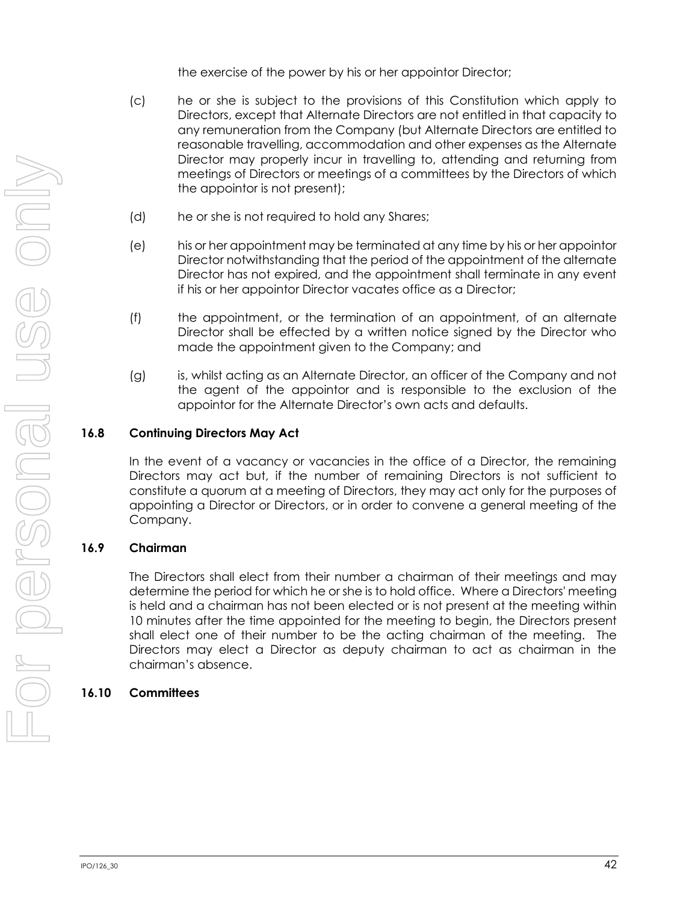the exercise of the power by his or her appointor Director;

(c) he or she is subject to the provisions of this Constitution which apply to Directors, except that Alternate Directors are not entitled in that capacity to any remuneration from the Company (but Alternate Directors are entitled to reasonable travelling, accommodation and other expenses as the Alternate Director may properly incur in travelling to, attending and returning from meetings of Directors or meetings of a committees by the Directors of which the appointor is not present);

(d) he or she is not required to hold any Shares;

(e) his or her appointment may be terminated at any time by his or her appointor Director notwithstanding that the period of the appointment of the alternate Director has not expired, and the appointment shall terminate in any event if his or her appointor Director vacates office as a Director;

(f) the appointment, or the termination of an appointment, of an alternate Director shall be effected by a written notice signed by the Director who made the appointment given to the Company; and

(g) is, whilst acting as an Alternate Director, an officer of the Company and not the agent of the appointor and is responsible to the exclusion of the appointor for the Alternate Director's own acts and defaults.

**16.8 Continuing Directors May Act**

In the event of a vacancy or vacancies in the office of a Director, the remaining Directors may act but, if the number of remaining Directors is not sufficient to constitute a quorum at a meeting of Directors, they may act only for the purposes of appointing a Director or Directors, or in order to convene a general meeting of the Company.

**16.9 Chairman**

The Directors shall elect from their number a chairman of their meetings and may determine the period for which he or she is to hold office. Where a Directors' meeting is held and a chairman has not been elected or is not present at the meeting within 10 minutes after the time appointed for the meeting to begin, the Directors present shall elect one of their number to be the acting chairman of the meeting. The Directors may elect a Director as deputy chairman to act as chairman in the chairman's absence.

**16.10 Committees**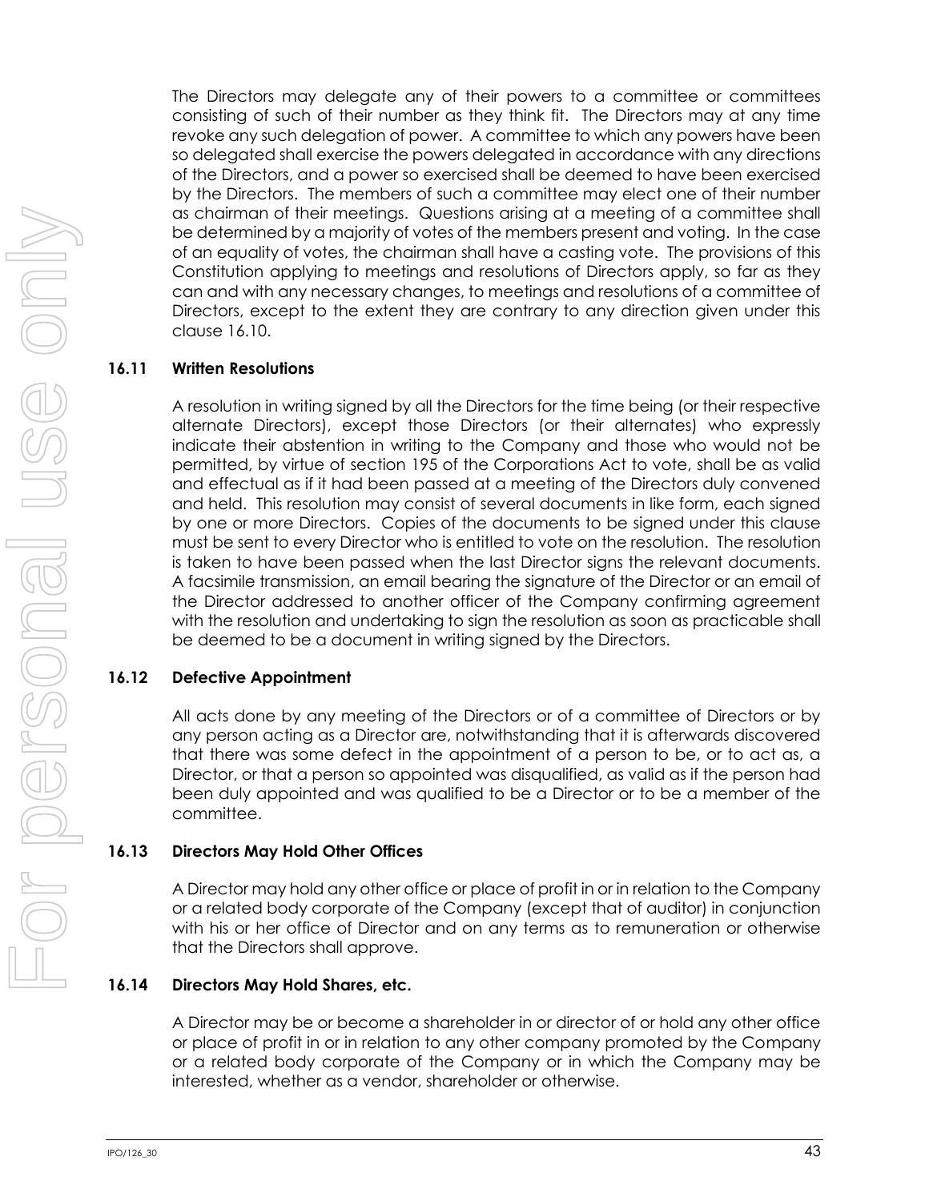The Directors may delegate any of their powers to a committee or committees consisting of such of their number as they think fit. The Directors may at any time revoke any such delegation of power. A committee to which any powers have been so delegated shall exercise the powers delegated in accordance with any directions of the Directors, and a power so exercised shall be deemed to have been exercised by the Directors. The members of such a committee may elect one of their number as chairman of their meetings. Questions arising at a meeting of a committee shall be determined by a majority of votes of the members present and voting. In the case of an equality of votes, the chairman shall have a casting vote. The provisions of this Constitution applying to meetings and resolutions of Directors apply, so far as they can and with any necessary changes, to meetings and resolutions of a committee of Directors, except to the extent they are contrary to any direction given under this clause 16.10.

### 16.11 Written Resolutions

A resolution in writing signed by all the Directors for the time being (or their respective alternate Directors), except those Directors (or their alternates) who expressly indicate their abstention in writing to the Company and those who would not be permitted, by virtue of section 195 of the Corporations Act to vote, shall be as valid and effectual as if it had been passed at a meeting of the Directors duly convened and held. This resolution may consist of several documents in like form, each signed by one or more Directors. Copies of the documents to be signed under this clause must be sent to every Director who is entitled to vote on the resolution. The resolution is taken to have been passed when the last Director signs the relevant documents. A facsimile transmission, an email bearing the signature of the Director or an email of the Director addressed to another officer of the Company confirming agreement with the resolution and undertaking to sign the resolution as soon as practicable shall be deemed to be a document in writing signed by the Directors.

### 16.12 Defective Appointment

All acts done by any meeting of the Directors or of a committee of Directors or by any person acting as a Director are, notwithstanding that it is afterwards discovered that there was some defect in the appointment of a person to be, or to act as, a Director, or that a person so appointed was disqualified, as valid as if the person had been duly appointed and was qualified to be a Director or to be a member of the committee.

### 16.13 Directors May Hold Other Offices

A Director may hold any other office or place of profit in or in relation to the Company or a related body corporate of the Company (except that of auditor) in conjunction with his or her office of Director and on any terms as to remuneration or otherwise that the Directors shall approve.

### 16.14 Directors May Hold Shares, etc.

A Director may be or become a shareholder in or director of or hold any other office or place of profit in or in relation to any other company promoted by the Company or a related body corporate of the Company or in which the Company may be interested, whether as a vendor, shareholder or otherwise.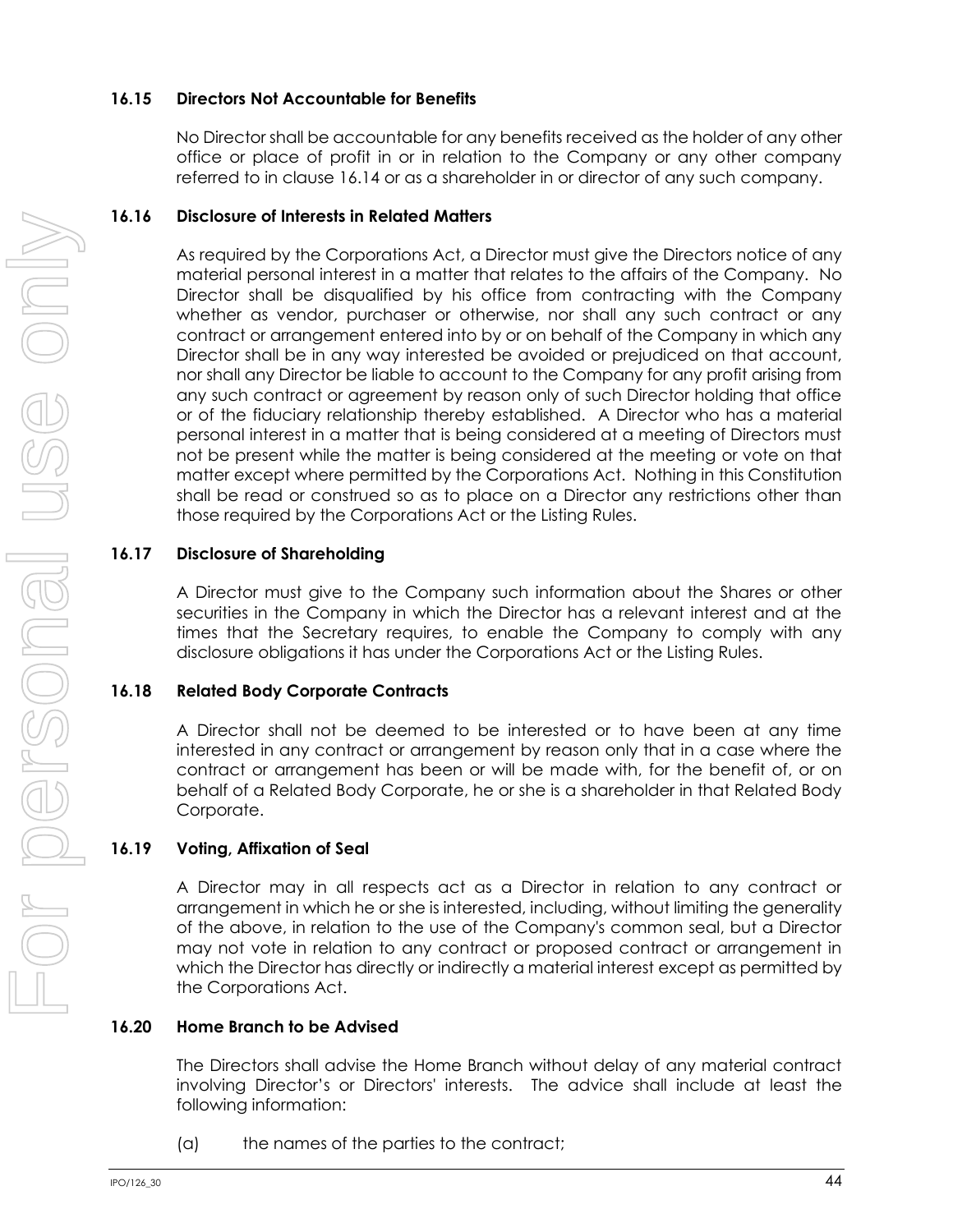### 16.15 Directors Not Accountable for Benefits

No Director shall be accountable for any benefits received as the holder of any other office or place of profit in or in relation to the Company or any other company referred to in clause 16.14 or as a shareholder in or director of any such company.

### 16.16 Disclosure of Interests in Related Matters

As required by the Corporations Act, a Director must give the Directors notice of any material personal interest in a matter that relates to the affairs of the Company. No Director shall be disqualified by his office from contracting with the Company whether as vendor, purchaser or otherwise, nor shall any such contract or any contract or arrangement entered into by or on behalf of the Company in which any Director shall be in any way interested be avoided or prejudiced on that account, nor shall any Director be liable to account to the Company for any profit arising from any such contract or agreement by reason only of such Director holding that office or of the fiduciary relationship thereby established. A Director who has a material personal interest in a matter that is being considered at a meeting of Directors must not be present while the matter is being considered at the meeting or vote on that matter except where permitted by the Corporations Act. Nothing in this Constitution shall be read or construed so as to place on a Director any restrictions other than those required by the Corporations Act or the Listing Rules.

### 16.17 Disclosure of Shareholding

A Director must give to the Company such information about the Shares or other securities in the Company in which the Director has a relevant interest and at the times that the Secretary requires, to enable the Company to comply with any disclosure obligations it has under the Corporations Act or the Listing Rules.

### 16.18 Related Body Corporate Contracts

A Director shall not be deemed to be interested or to have been at any time interested in any contract or arrangement by reason only that in a case where the contract or arrangement has been or will be made with, for the benefit of, or on behalf of a Related Body Corporate, he or she is a shareholder in that Related Body Corporate.

### 16.19 Voting, Affixation of Seal

A Director may in all respects act as a Director in relation to any contract or arrangement in which he or she is interested, including, without limiting the generality of the above, in relation to the use of the Company's common seal, but a Director may not vote in relation to any contract or proposed contract or arrangement in which the Director has directly or indirectly a material interest except as permitted by the Corporations Act.

### 16.20 Home Branch to be Advised

The Directors shall advise the Home Branch without delay of any material contract involving Director's or Directors' interests. The advice shall include at least the following information:

(a) the names of the parties to the contract;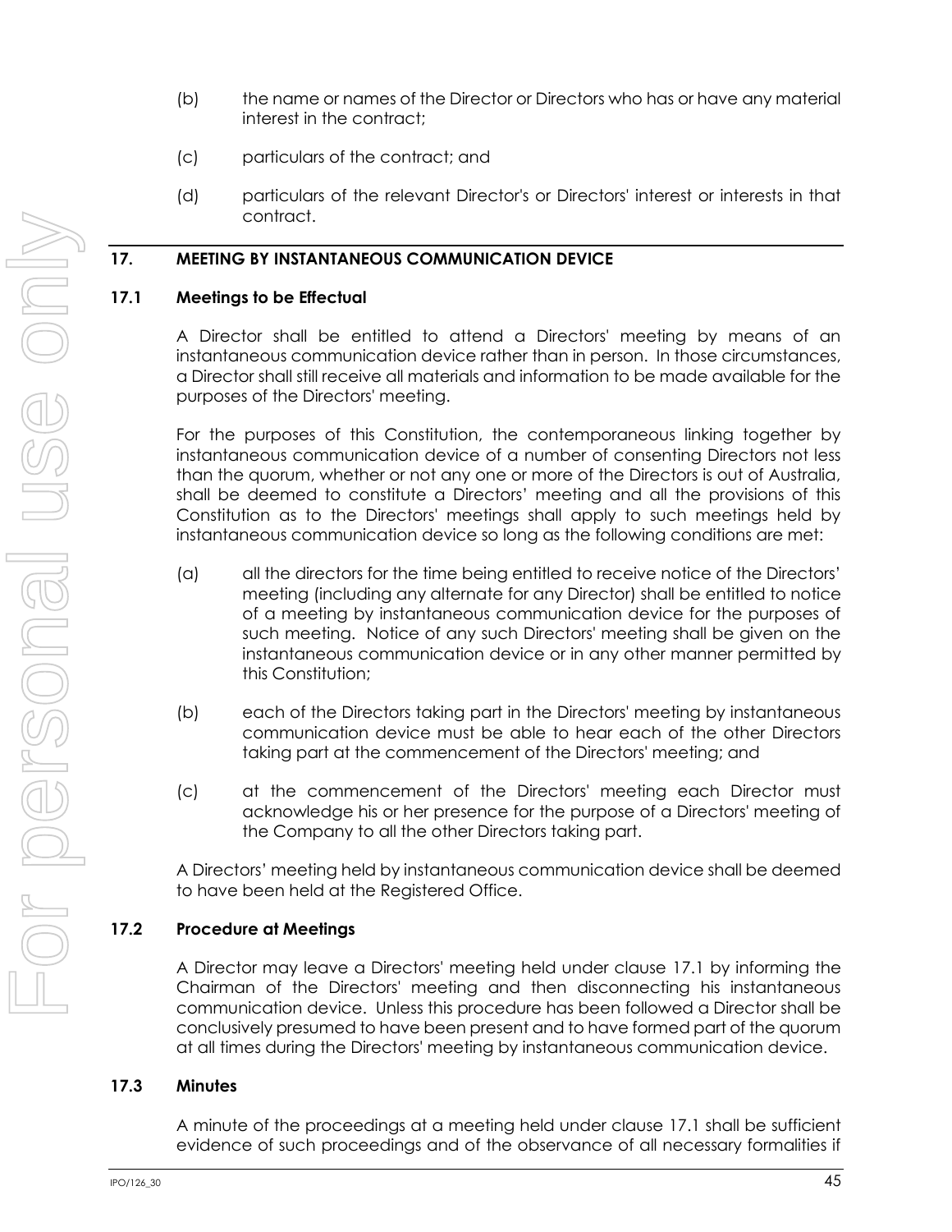(b) the name or names of the Director or Directors who has or have any material interest in the contract;

(c) particulars of the contract; and

(d) particulars of the relevant Director's or Directors' interest or interests in that contract.

## 17. MEETING BY INSTANTANEOUS COMMUNICATION DEVICE

### 17.1 Meetings to be Effectual

A Director shall be entitled to attend a Directors' meeting by means of an instantaneous communication device rather than in person. In those circumstances, a Director shall still receive all materials and information to be made available for the purposes of the Directors' meeting.

For the purposes of this Constitution, the contemporaneous linking together by instantaneous communication device of a number of consenting Directors not less than the quorum, whether or not any one or more of the Directors is out of Australia, shall be deemed to constitute a Directors' meeting and all the provisions of this Constitution as to the Directors' meetings shall apply to such meetings held by instantaneous communication device so long as the following conditions are met:

(a) all the directors for the time being entitled to receive notice of the Directors' meeting (including any alternate for any Director) shall be entitled to notice of a meeting by instantaneous communication device for the purposes of such meeting. Notice of any such Directors' meeting shall be given on the instantaneous communication device or in any other manner permitted by this Constitution;

(b) each of the Directors taking part in the Directors' meeting by instantaneous communication device must be able to hear each of the other Directors taking part at the commencement of the Directors' meeting; and

(c) at the commencement of the Directors' meeting each Director must acknowledge his or her presence for the purpose of a Directors' meeting of the Company to all the other Directors taking part.

A Directors' meeting held by instantaneous communication device shall be deemed to have been held at the Registered Office.

### 17.2 Procedure at Meetings

A Director may leave a Directors' meeting held under clause 17.1 by informing the Chairman of the Directors' meeting and then disconnecting his instantaneous communication device. Unless this procedure has been followed a Director shall be conclusively presumed to have been present and to have formed part of the quorum at all times during the Directors' meeting by instantaneous communication device.

### 17.3 Minutes

A minute of the proceedings at a meeting held under clause 17.1 shall be sufficient evidence of such proceedings and of the observance of all necessary formalities if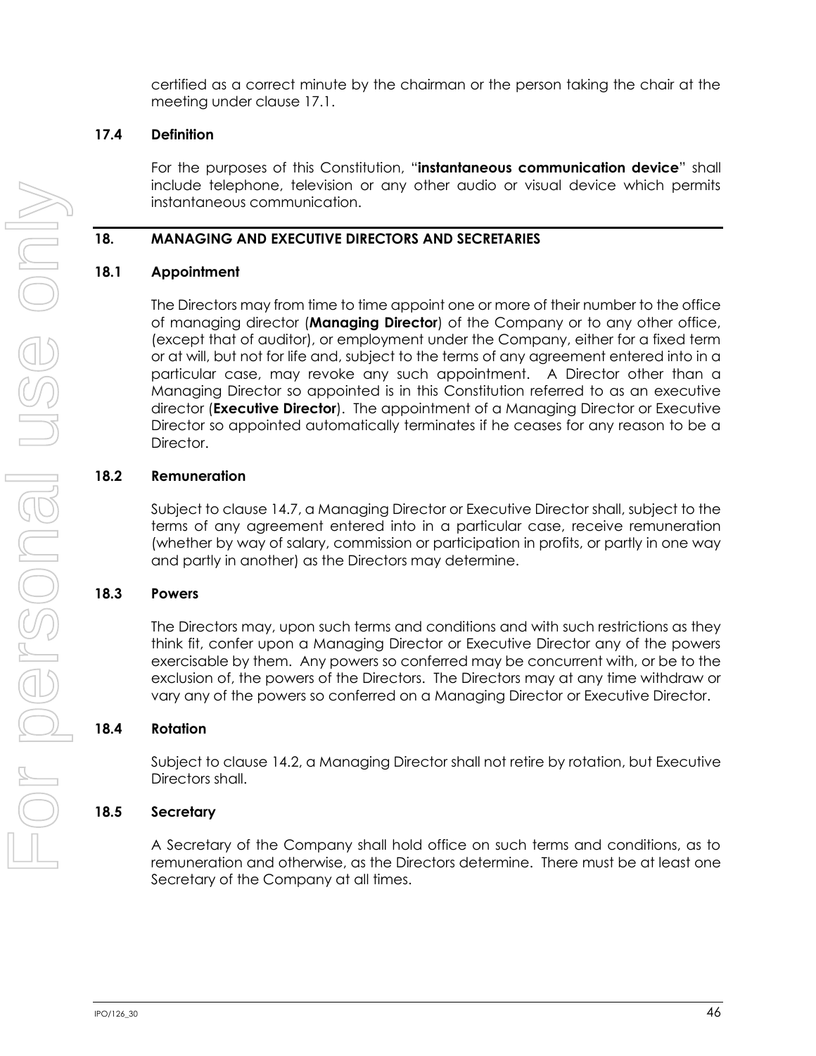certified as a correct minute by the chairman or the person taking the chair at the meeting under clause 17.1.

### 17.4 Definition

For the purposes of this Constitution, "**instantaneous communication device**" shall include telephone, television or any other audio or visual device which permits instantaneous communication.

## 18. MANAGING AND EXECUTIVE DIRECTORS AND SECRETARIES

### 18.1 Appointment

The Directors may from time to time appoint one or more of their number to the office of managing director (**Managing Director**) of the Company or to any other office, (except that of auditor), or employment under the Company, either for a fixed term or at will, but not for life and, subject to the terms of any agreement entered into in a particular case, may revoke any such appointment. A Director other than a Managing Director so appointed is in this Constitution referred to as an executive director (**Executive Director**). The appointment of a Managing Director or Executive Director so appointed automatically terminates if he ceases for any reason to be a Director.

### 18.2 Remuneration

Subject to clause 14.7, a Managing Director or Executive Director shall, subject to the terms of any agreement entered into in a particular case, receive remuneration (whether by way of salary, commission or participation in profits, or partly in one way and partly in another) as the Directors may determine.

### 18.3 Powers

The Directors may, upon such terms and conditions and with such restrictions as they think fit, confer upon a Managing Director or Executive Director any of the powers exercisable by them. Any powers so conferred may be concurrent with, or be to the exclusion of, the powers of the Directors. The Directors may at any time withdraw or vary any of the powers so conferred on a Managing Director or Executive Director.

### 18.4 Rotation

Subject to clause 14.2, a Managing Director shall not retire by rotation, but Executive Directors shall.

### 18.5 Secretary

A Secretary of the Company shall hold office on such terms and conditions, as to remuneration and otherwise, as the Directors determine. There must be at least one Secretary of the Company at all times.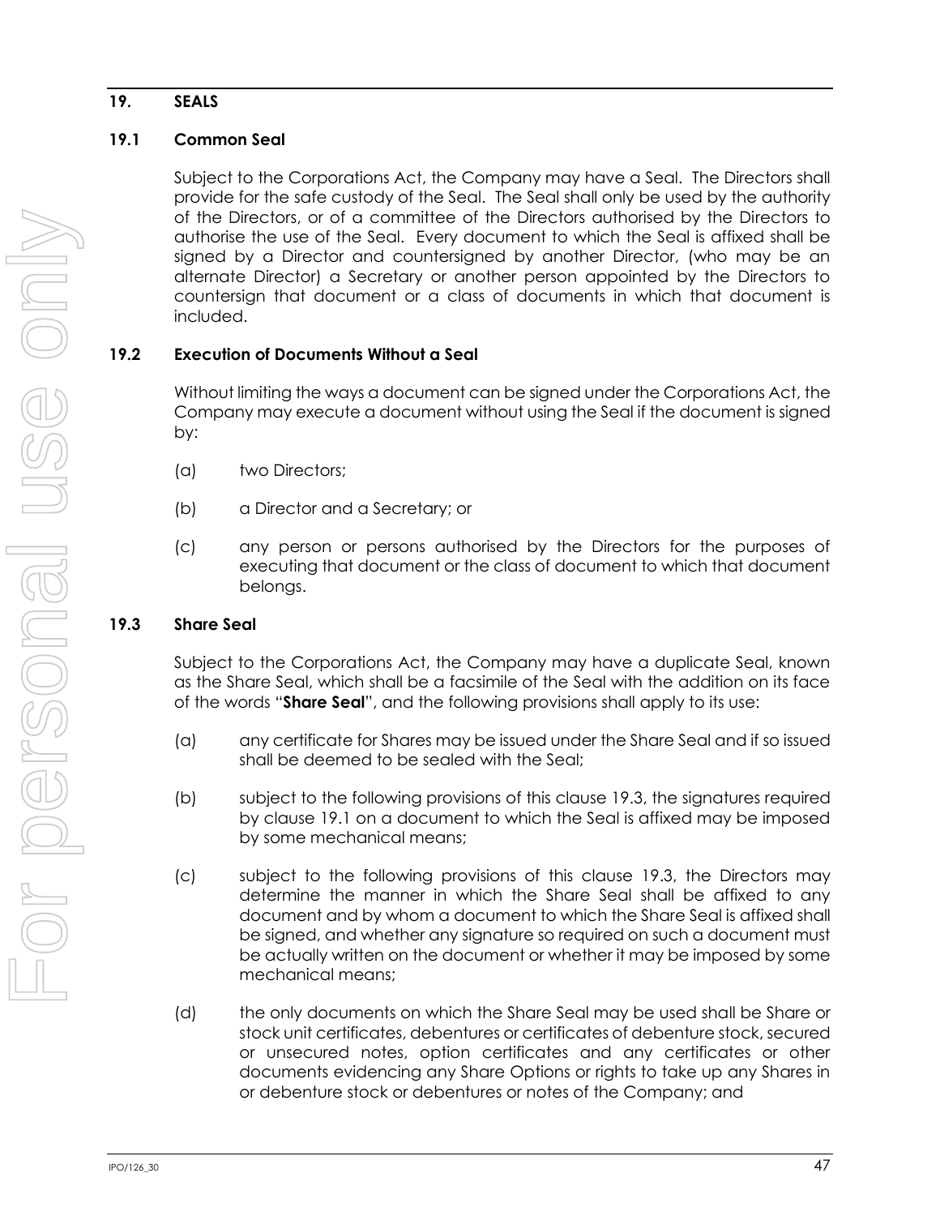## 19. SEALS

### 19.1 Common Seal

Subject to the Corporations Act, the Company may have a Seal. The Directors shall provide for the safe custody of the Seal. The Seal shall only be used by the authority of the Directors, or of a committee of the Directors authorised by the Directors to authorise the use of the Seal. Every document to which the Seal is affixed shall be signed by a Director and countersigned by another Director, (who may be an alternate Director) a Secretary or another person appointed by the Directors to countersign that document or a class of documents in which that document is included.

### 19.2 Execution of Documents Without a Seal

Without limiting the ways a document can be signed under the Corporations Act, the Company may execute a document without using the Seal if the document is signed by:

(a) two Directors;

(b) a Director and a Secretary; or

(c) any person or persons authorised by the Directors for the purposes of executing that document or the class of document to which that document belongs.

### 19.3 Share Seal

Subject to the Corporations Act, the Company may have a duplicate Seal, known as the Share Seal, which shall be a facsimile of the Seal with the addition on its face of the words "**Share Seal**", and the following provisions shall apply to its use:

(a) any certificate for Shares may be issued under the Share Seal and if so issued shall be deemed to be sealed with the Seal;

(b) subject to the following provisions of this clause 19.3, the signatures required by clause 19.1 on a document to which the Seal is affixed may be imposed by some mechanical means;

(c) subject to the following provisions of this clause 19.3, the Directors may determine the manner in which the Share Seal shall be affixed to any document and by whom a document to which the Share Seal is affixed shall be signed, and whether any signature so required on such a document must be actually written on the document or whether it may be imposed by some mechanical means;

(d) the only documents on which the Share Seal may be used shall be Share or stock unit certificates, debentures or certificates of debenture stock, secured or unsecured notes, option certificates and any certificates or other documents evidencing any Share Options or rights to take up any Shares in or debenture stock or debentures or notes of the Company; and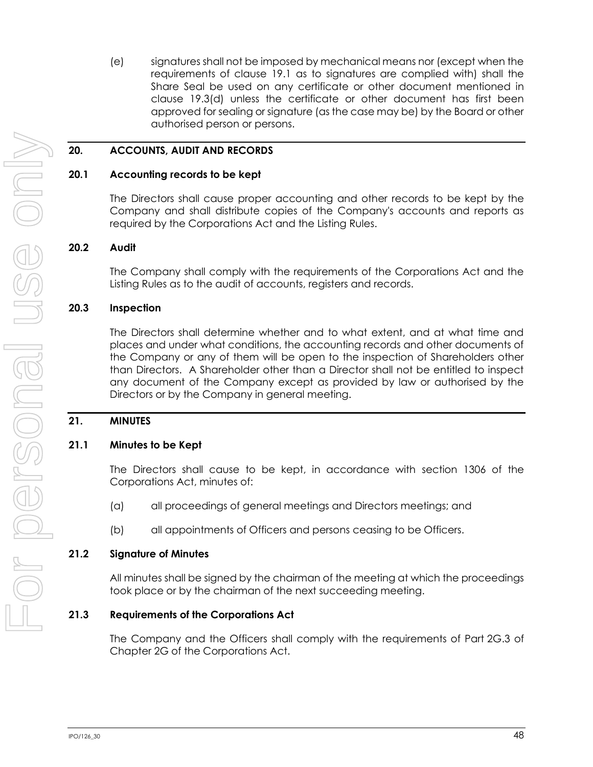(e) signatures shall not be imposed by mechanical means nor (except when the requirements of clause 19.1 as to signatures are complied with) shall the Share Seal be used on any certificate or other document mentioned in clause 19.3(d) unless the certificate or other document has first been approved for sealing or signature (as the case may be) by the Board or other authorised person or persons.

## 20. ACCOUNTS, AUDIT AND RECORDS

### 20.1 Accounting records to be kept

The Directors shall cause proper accounting and other records to be kept by the Company and shall distribute copies of the Company's accounts and reports as required by the Corporations Act and the Listing Rules.

### 20.2 Audit

The Company shall comply with the requirements of the Corporations Act and the Listing Rules as to the audit of accounts, registers and records.

### 20.3 Inspection

The Directors shall determine whether and to what extent, and at what time and places and under what conditions, the accounting records and other documents of the Company or any of them will be open to the inspection of Shareholders other than Directors. A Shareholder other than a Director shall not be entitled to inspect any document of the Company except as provided by law or authorised by the Directors or by the Company in general meeting.

## 21. MINUTES

### 21.1 Minutes to be Kept

The Directors shall cause to be kept, in accordance with section 1306 of the Corporations Act, minutes of:

(a) all proceedings of general meetings and Directors meetings; and

(b) all appointments of Officers and persons ceasing to be Officers.

### 21.2 Signature of Minutes

All minutes shall be signed by the chairman of the meeting at which the proceedings took place or by the chairman of the next succeeding meeting.

### 21.3 Requirements of the Corporations Act

The Company and the Officers shall comply with the requirements of Part 2G.3 of Chapter 2G of the Corporations Act.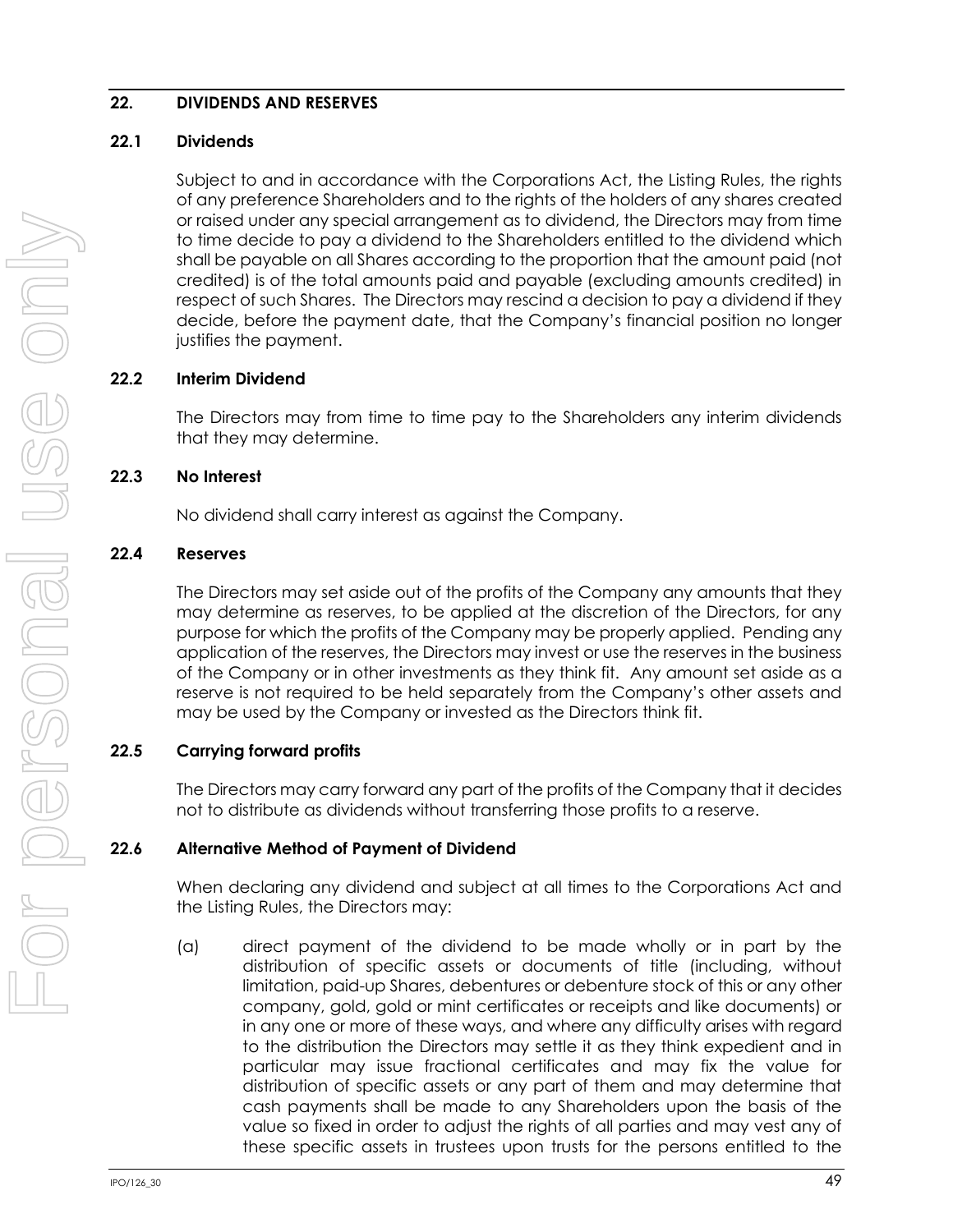## 22. DIVIDENDS AND RESERVES

### 22.1 Dividends

Subject to and in accordance with the Corporations Act, the Listing Rules, the rights of any preference Shareholders and to the rights of the holders of any shares created or raised under any special arrangement as to dividend, the Directors may from time to time decide to pay a dividend to the Shareholders entitled to the dividend which shall be payable on all Shares according to the proportion that the amount paid (not credited) is of the total amounts paid and payable (excluding amounts credited) in respect of such Shares. The Directors may rescind a decision to pay a dividend if they decide, before the payment date, that the Company's financial position no longer justifies the payment.

### 22.2 Interim Dividend

The Directors may from time to time pay to the Shareholders any interim dividends that they may determine.

### 22.3 No Interest

No dividend shall carry interest as against the Company.

### 22.4 Reserves

The Directors may set aside out of the profits of the Company any amounts that they may determine as reserves, to be applied at the discretion of the Directors, for any purpose for which the profits of the Company may be properly applied. Pending any application of the reserves, the Directors may invest or use the reserves in the business of the Company or in other investments as they think fit. Any amount set aside as a reserve is not required to be held separately from the Company's other assets and may be used by the Company or invested as the Directors think fit.

### 22.5 Carrying forward profits

The Directors may carry forward any part of the profits of the Company that it decides not to distribute as dividends without transferring those profits to a reserve.

### 22.6 Alternative Method of Payment of Dividend

When declaring any dividend and subject at all times to the Corporations Act and the Listing Rules, the Directors may:

(a) direct payment of the dividend to be made wholly or in part by the distribution of specific assets or documents of title (including, without limitation, paid-up Shares, debentures or debenture stock of this or any other company, gold, gold or mint certificates or receipts and like documents) or in any one or more of these ways, and where any difficulty arises with regard to the distribution the Directors may settle it as they think expedient and in particular may issue fractional certificates and may fix the value for distribution of specific assets or any part of them and may determine that cash payments shall be made to any Shareholders upon the basis of the value so fixed in order to adjust the rights of all parties and may vest any of these specific assets in trustees upon trusts for the persons entitled to the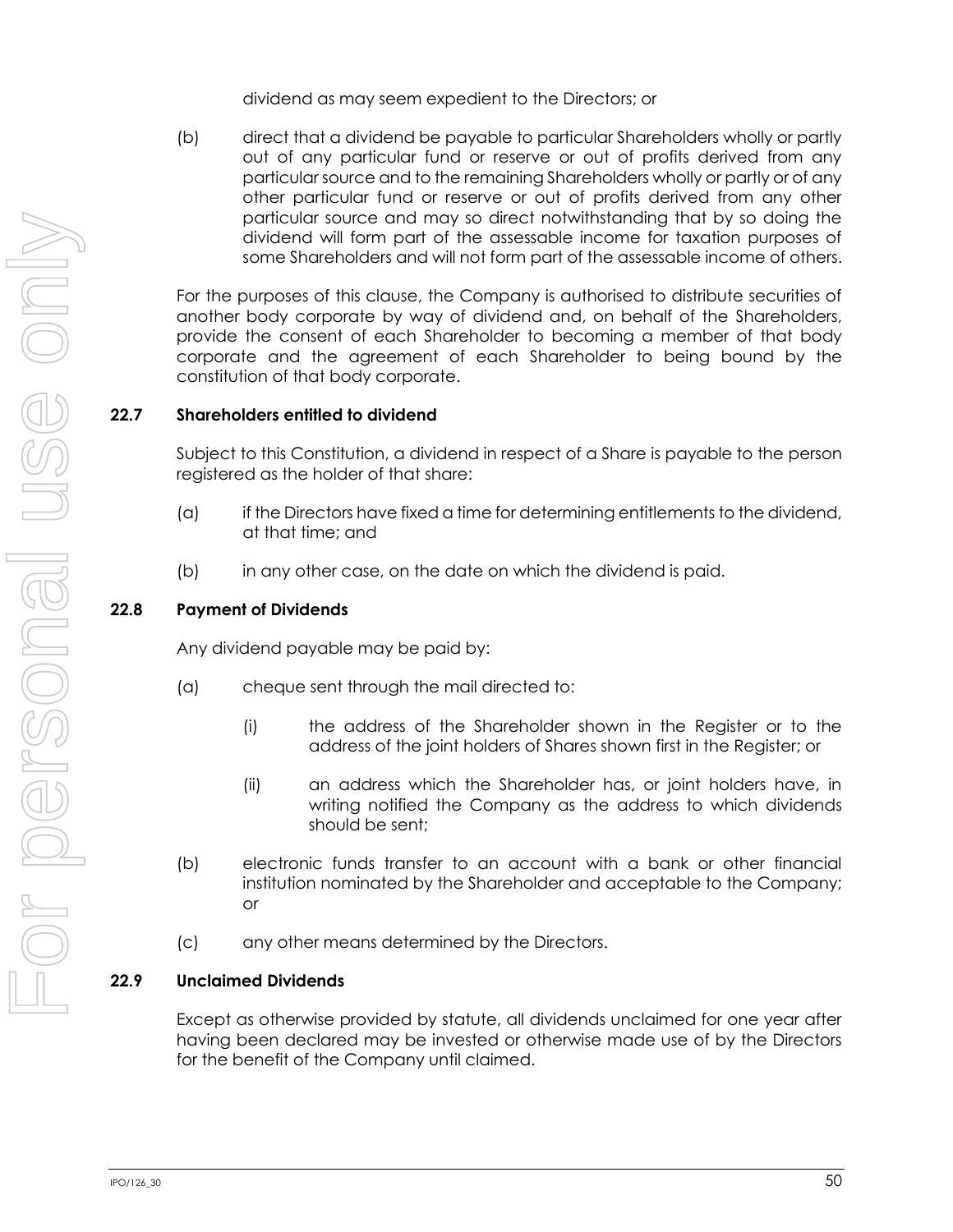dividend as may seem expedient to the Directors; or

(b) direct that a dividend be payable to particular Shareholders wholly or partly out of any particular fund or reserve or out of profits derived from any particular source and to the remaining Shareholders wholly or partly or of any other particular fund or reserve or out of profits derived from any other particular source and may so direct notwithstanding that by so doing the dividend will form part of the assessable income for taxation purposes of some Shareholders and will not form part of the assessable income of others.

For the purposes of this clause, the Company is authorised to distribute securities of another body corporate by way of dividend and, on behalf of the Shareholders, provide the consent of each Shareholder to becoming a member of that body corporate and the agreement of each Shareholder to being bound by the constitution of that body corporate.

### 22.7 Shareholders entitled to dividend

Subject to this Constitution, a dividend in respect of a Share is payable to the person registered as the holder of that share:

(a) if the Directors have fixed a time for determining entitlements to the dividend, at that time; and

(b) in any other case, on the date on which the dividend is paid.

### 22.8 Payment of Dividends

Any dividend payable may be paid by:

(a) cheque sent through the mail directed to:

(i) the address of the Shareholder shown in the Register or to the address of the joint holders of Shares shown first in the Register; or

(ii) an address which the Shareholder has, or joint holders have, in writing notified the Company as the address to which dividends should be sent;

(b) electronic funds transfer to an account with a bank or other financial institution nominated by the Shareholder and acceptable to the Company; or

(c) any other means determined by the Directors.

### 22.9 Unclaimed Dividends

Except as otherwise provided by statute, all dividends unclaimed for one year after having been declared may be invested or otherwise made use of by the Directors for the benefit of the Company until claimed.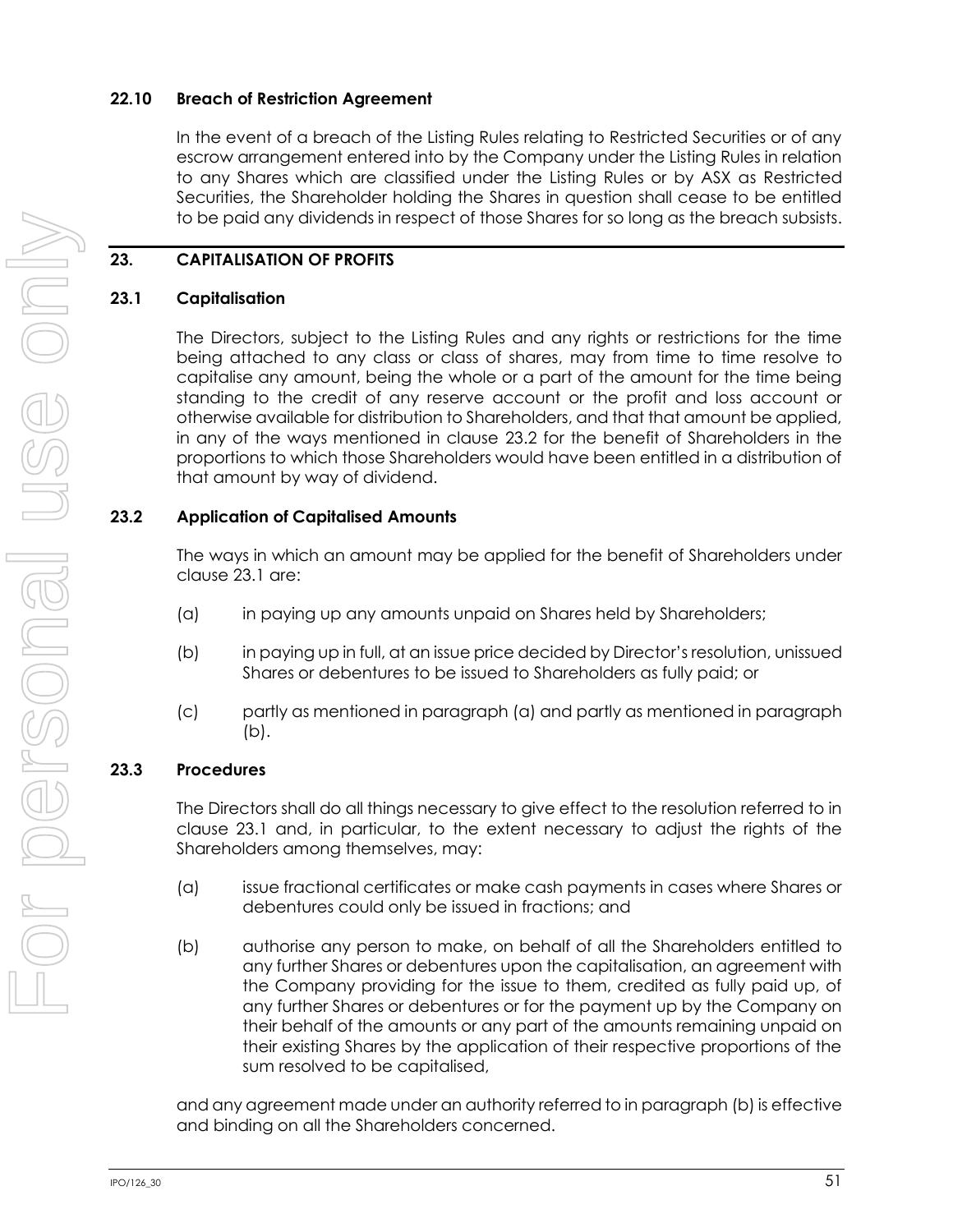### 22.10 Breach of Restriction Agreement

In the event of a breach of the Listing Rules relating to Restricted Securities or of any escrow arrangement entered into by the Company under the Listing Rules in relation to any Shares which are classified under the Listing Rules or by ASX as Restricted Securities, the Shareholder holding the Shares in question shall cease to be entitled to be paid any dividends in respect of those Shares for so long as the breach subsists.

## 23. CAPITALISATION OF PROFITS

### 23.1 Capitalisation

The Directors, subject to the Listing Rules and any rights or restrictions for the time being attached to any class or class of shares, may from time to time resolve to capitalise any amount, being the whole or a part of the amount for the time being standing to the credit of any reserve account or the profit and loss account or otherwise available for distribution to Shareholders, and that that amount be applied, in any of the ways mentioned in clause 23.2 for the benefit of Shareholders in the proportions to which those Shareholders would have been entitled in a distribution of that amount by way of dividend.

### 23.2 Application of Capitalised Amounts

The ways in which an amount may be applied for the benefit of Shareholders under clause 23.1 are:

(a) in paying up any amounts unpaid on Shares held by Shareholders;

(b) in paying up in full, at an issue price decided by Director's resolution, unissued Shares or debentures to be issued to Shareholders as fully paid; or

(c) partly as mentioned in paragraph (a) and partly as mentioned in paragraph (b).

### 23.3 Procedures

The Directors shall do all things necessary to give effect to the resolution referred to in clause 23.1 and, in particular, to the extent necessary to adjust the rights of the Shareholders among themselves, may:

(a) issue fractional certificates or make cash payments in cases where Shares or debentures could only be issued in fractions; and

(b) authorise any person to make, on behalf of all the Shareholders entitled to any further Shares or debentures upon the capitalisation, an agreement with the Company providing for the issue to them, credited as fully paid up, of any further Shares or debentures or for the payment up by the Company on their behalf of the amounts or any part of the amounts remaining unpaid on their existing Shares by the application of their respective proportions of the sum resolved to be capitalised,

and any agreement made under an authority referred to in paragraph (b) is effective and binding on all the Shareholders concerned.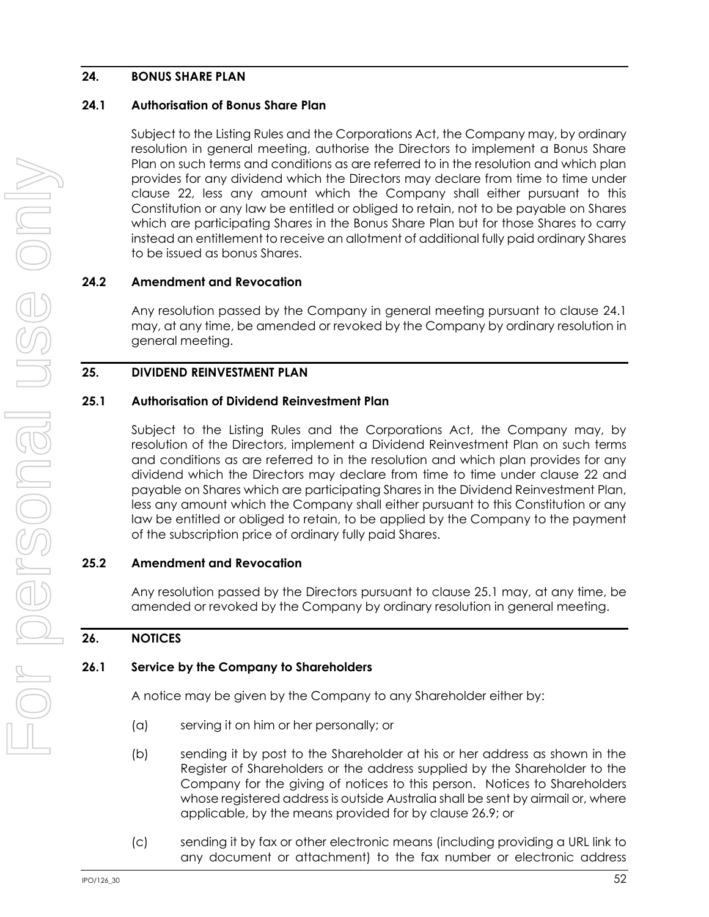## 24. BONUS SHARE PLAN

### 24.1 Authorisation of Bonus Share Plan

Subject to the Listing Rules and the Corporations Act, the Company may, by ordinary resolution in general meeting, authorise the Directors to implement a Bonus Share Plan on such terms and conditions as are referred to in the resolution and which plan provides for any dividend which the Directors may declare from time to time under clause 22, less any amount which the Company shall either pursuant to this Constitution or any law be entitled or obliged to retain, not to be payable on Shares which are participating Shares in the Bonus Share Plan but for those Shares to carry instead an entitlement to receive an allotment of additional fully paid ordinary Shares to be issued as bonus Shares.

### 24.2 Amendment and Revocation

Any resolution passed by the Company in general meeting pursuant to clause 24.1 may, at any time, be amended or revoked by the Company by ordinary resolution in general meeting.

## 25. DIVIDEND REINVESTMENT PLAN

### 25.1 Authorisation of Dividend Reinvestment Plan

Subject to the Listing Rules and the Corporations Act, the Company may, by resolution of the Directors, implement a Dividend Reinvestment Plan on such terms and conditions as are referred to in the resolution and which plan provides for any dividend which the Directors may declare from time to time under clause 22 and payable on Shares which are participating Shares in the Dividend Reinvestment Plan, less any amount which the Company shall either pursuant to this Constitution or any law be entitled or obliged to retain, to be applied by the Company to the payment of the subscription price of ordinary fully paid Shares.

### 25.2 Amendment and Revocation

Any resolution passed by the Directors pursuant to clause 25.1 may, at any time, be amended or revoked by the Company by ordinary resolution in general meeting.

## 26. NOTICES

### 26.1 Service by the Company to Shareholders

A notice may be given by the Company to any Shareholder either by:

(a) serving it on him or her personally; or

(b) sending it by post to the Shareholder at his or her address as shown in the Register of Shareholders or the address supplied by the Shareholder to the Company for the giving of notices to this person. Notices to Shareholders whose registered address is outside Australia shall be sent by airmail or, where applicable, by the means provided for by clause 26.9; or

(c) sending it by fax or other electronic means (including providing a URL link to any document or attachment) to the fax number or electronic address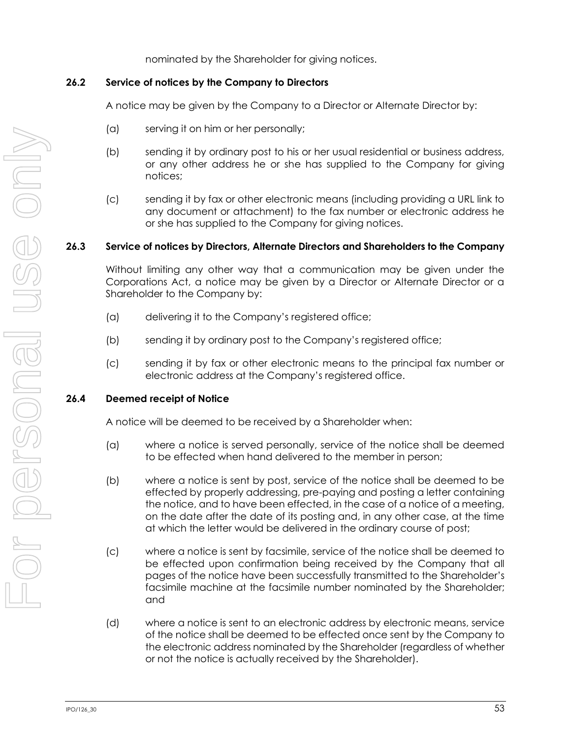nominated by the Shareholder for giving notices.

### 26.2 Service of notices by the Company to Directors

A notice may be given by the Company to a Director or Alternate Director by:

(a) serving it on him or her personally;

(b) sending it by ordinary post to his or her usual residential or business address, or any other address he or she has supplied to the Company for giving notices;

(c) sending it by fax or other electronic means (including providing a URL link to any document or attachment) to the fax number or electronic address he or she has supplied to the Company for giving notices.

### 26.3 Service of notices by Directors, Alternate Directors and Shareholders to the Company

Without limiting any other way that a communication may be given under the Corporations Act, a notice may be given by a Director or Alternate Director or a Shareholder to the Company by:

(a) delivering it to the Company's registered office;

(b) sending it by ordinary post to the Company's registered office;

(c) sending it by fax or other electronic means to the principal fax number or electronic address at the Company's registered office.

### 26.4 Deemed receipt of Notice

A notice will be deemed to be received by a Shareholder when:

(a) where a notice is served personally, service of the notice shall be deemed to be effected when hand delivered to the member in person;

(b) where a notice is sent by post, service of the notice shall be deemed to be effected by properly addressing, pre-paying and posting a letter containing the notice, and to have been effected, in the case of a notice of a meeting, on the date after the date of its posting and, in any other case, at the time at which the letter would be delivered in the ordinary course of post;

(c) where a notice is sent by facsimile, service of the notice shall be deemed to be effected upon confirmation being received by the Company that all pages of the notice have been successfully transmitted to the Shareholder's facsimile machine at the facsimile number nominated by the Shareholder; and

(d) where a notice is sent to an electronic address by electronic means, service of the notice shall be deemed to be effected once sent by the Company to the electronic address nominated by the Shareholder (regardless of whether or not the notice is actually received by the Shareholder).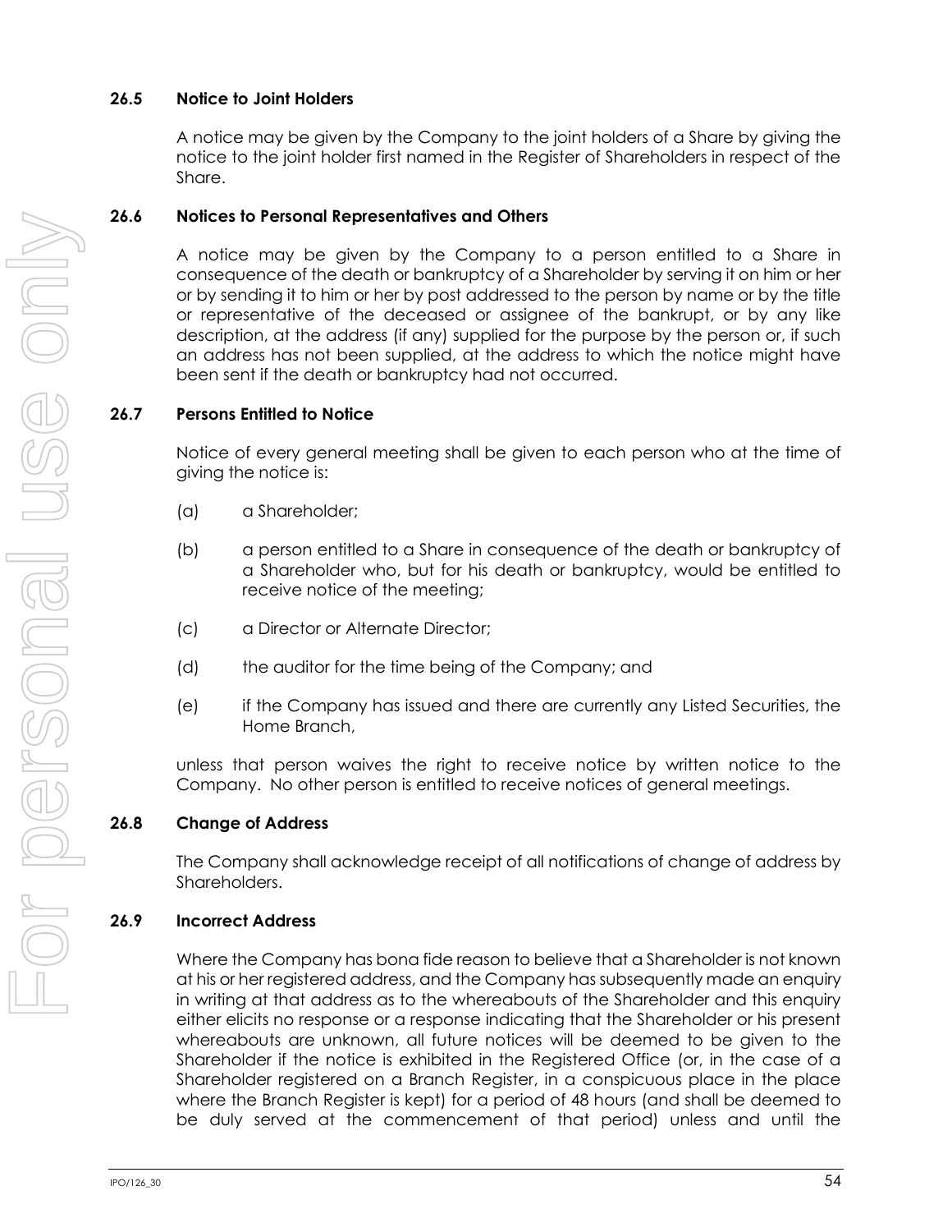### 26.5 Notice to Joint Holders

A notice may be given by the Company to the joint holders of a Share by giving the notice to the joint holder first named in the Register of Shareholders in respect of the Share.

### 26.6 Notices to Personal Representatives and Others

A notice may be given by the Company to a person entitled to a Share in consequence of the death or bankruptcy of a Shareholder by serving it on him or her or by sending it to him or her by post addressed to the person by name or by the title or representative of the deceased or assignee of the bankrupt, or by any like description, at the address (if any) supplied for the purpose by the person or, if such an address has not been supplied, at the address to which the notice might have been sent if the death or bankruptcy had not occurred.

### 26.7 Persons Entitled to Notice

Notice of every general meeting shall be given to each person who at the time of giving the notice is:

(a) a Shareholder;

(b) a person entitled to a Share in consequence of the death or bankruptcy of a Shareholder who, but for his death or bankruptcy, would be entitled to receive notice of the meeting;

(c) a Director or Alternate Director;

(d) the auditor for the time being of the Company; and

(e) if the Company has issued and there are currently any Listed Securities, the Home Branch,

unless that person waives the right to receive notice by written notice to the Company. No other person is entitled to receive notices of general meetings.

### 26.8 Change of Address

The Company shall acknowledge receipt of all notifications of change of address by Shareholders.

### 26.9 Incorrect Address

Where the Company has bona fide reason to believe that a Shareholder is not known at his or her registered address, and the Company has subsequently made an enquiry in writing at that address as to the whereabouts of the Shareholder and this enquiry either elicits no response or a response indicating that the Shareholder or his present whereabouts are unknown, all future notices will be deemed to be given to the Shareholder if the notice is exhibited in the Registered Office (or, in the case of a Shareholder registered on a Branch Register, in a conspicuous place in the place where the Branch Register is kept) for a period of 48 hours (and shall be deemed to be duly served at the commencement of that period) unless and until the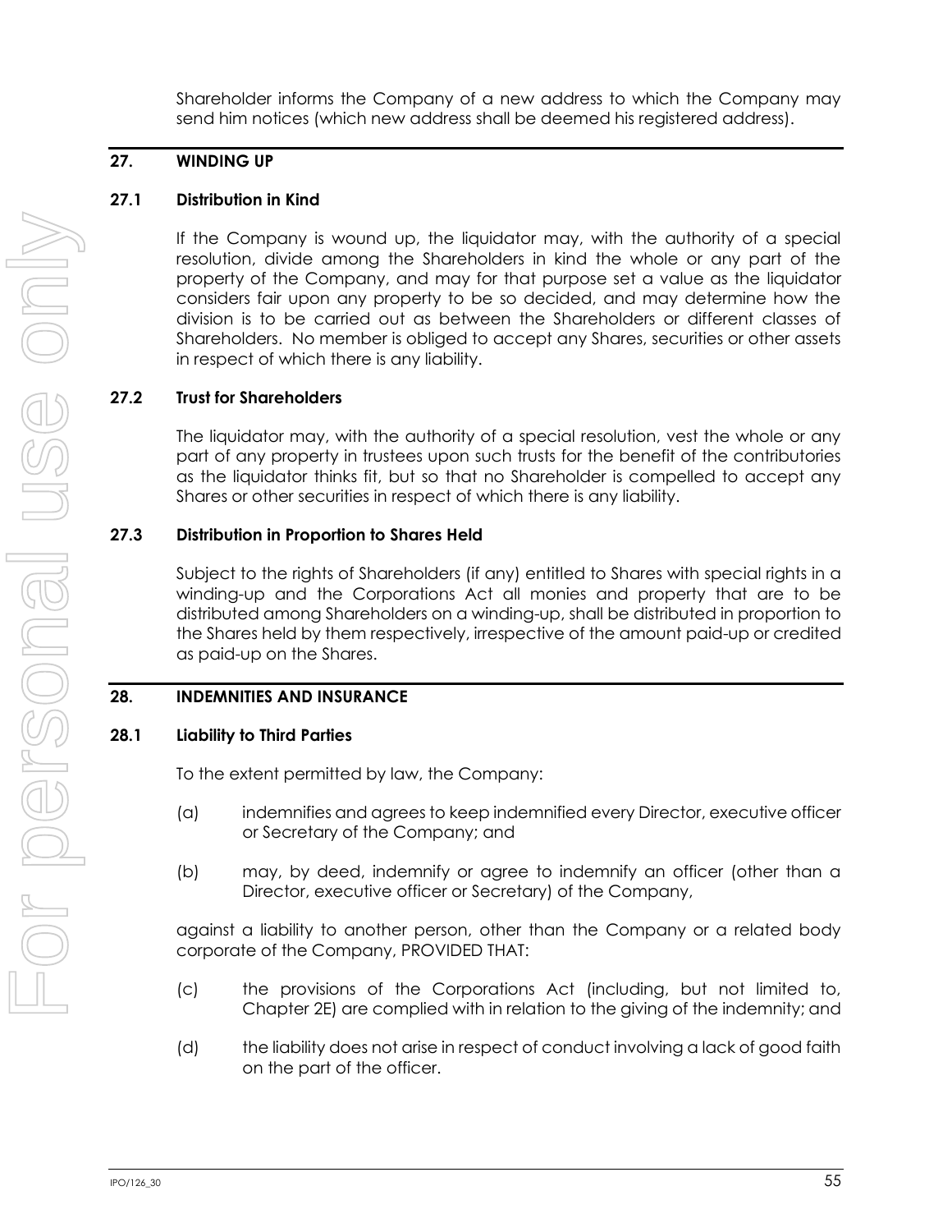Shareholder informs the Company of a new address to which the Company may send him notices (which new address shall be deemed his registered address).

## 27. WINDING UP

### 27.1 Distribution in Kind

If the Company is wound up, the liquidator may, with the authority of a special resolution, divide among the Shareholders in kind the whole or any part of the property of the Company, and may for that purpose set a value as the liquidator considers fair upon any property to be so decided, and may determine how the division is to be carried out as between the Shareholders or different classes of Shareholders. No member is obliged to accept any Shares, securities or other assets in respect of which there is any liability.

### 27.2 Trust for Shareholders

The liquidator may, with the authority of a special resolution, vest the whole or any part of any property in trustees upon such trusts for the benefit of the contributories as the liquidator thinks fit, but so that no Shareholder is compelled to accept any Shares or other securities in respect of which there is any liability.

### 27.3 Distribution in Proportion to Shares Held

Subject to the rights of Shareholders (if any) entitled to Shares with special rights in a winding-up and the Corporations Act all monies and property that are to be distributed among Shareholders on a winding-up, shall be distributed in proportion to the Shares held by them respectively, irrespective of the amount paid-up or credited as paid-up on the Shares.

## 28. INDEMNITIES AND INSURANCE

### 28.1 Liability to Third Parties

To the extent permitted by law, the Company:

(a) indemnifies and agrees to keep indemnified every Director, executive officer or Secretary of the Company; and

(b) may, by deed, indemnify or agree to indemnify an officer (other than a Director, executive officer or Secretary) of the Company,

against a liability to another person, other than the Company or a related body corporate of the Company, PROVIDED THAT:

(c) the provisions of the Corporations Act (including, but not limited to, Chapter 2E) are complied with in relation to the giving of the indemnity; and

(d) the liability does not arise in respect of conduct involving a lack of good faith on the part of the officer.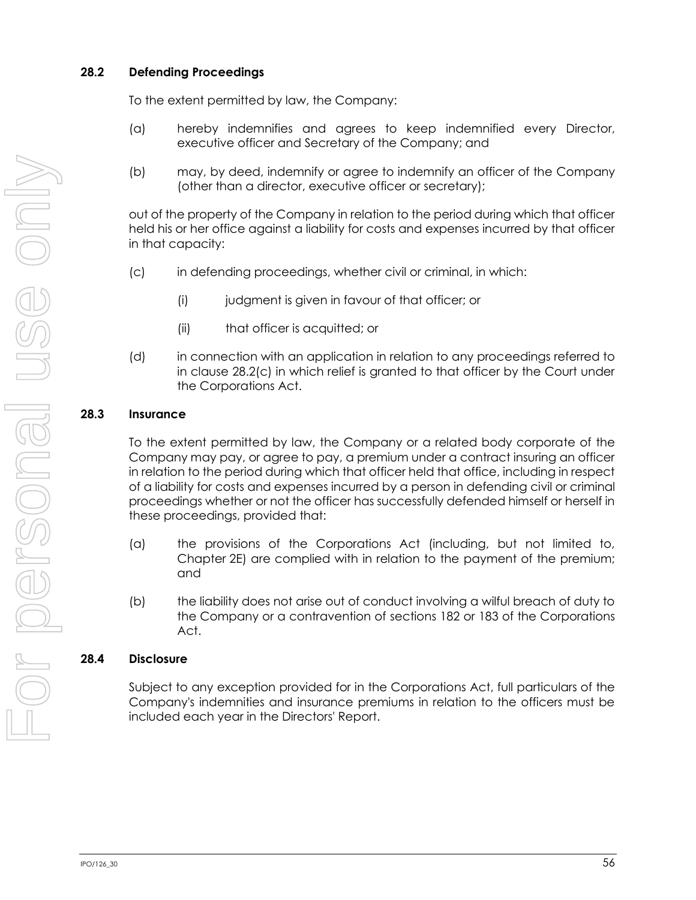### 28.2 Defending Proceedings

To the extent permitted by law, the Company:

(a) hereby indemnifies and agrees to keep indemnified every Director, executive officer and Secretary of the Company; and

(b) may, by deed, indemnify or agree to indemnify an officer of the Company (other than a director, executive officer or secretary);

out of the property of the Company in relation to the period during which that officer held his or her office against a liability for costs and expenses incurred by that officer in that capacity:

(c) in defending proceedings, whether civil or criminal, in which:

(i) judgment is given in favour of that officer; or

(ii) that officer is acquitted; or

(d) in connection with an application in relation to any proceedings referred to in clause 28.2(c) in which relief is granted to that officer by the Court under the Corporations Act.

### 28.3 Insurance

To the extent permitted by law, the Company or a related body corporate of the Company may pay, or agree to pay, a premium under a contract insuring an officer in relation to the period during which that officer held that office, including in respect of a liability for costs and expenses incurred by a person in defending civil or criminal proceedings whether or not the officer has successfully defended himself or herself in these proceedings, provided that:

(a) the provisions of the Corporations Act (including, but not limited to, Chapter 2E) are complied with in relation to the payment of the premium; and

(b) the liability does not arise out of conduct involving a wilful breach of duty to the Company or a contravention of sections 182 or 183 of the Corporations Act.

### 28.4 Disclosure

Subject to any exception provided for in the Corporations Act, full particulars of the Company's indemnities and insurance premiums in relation to the officers must be included each year in the Directors' Report.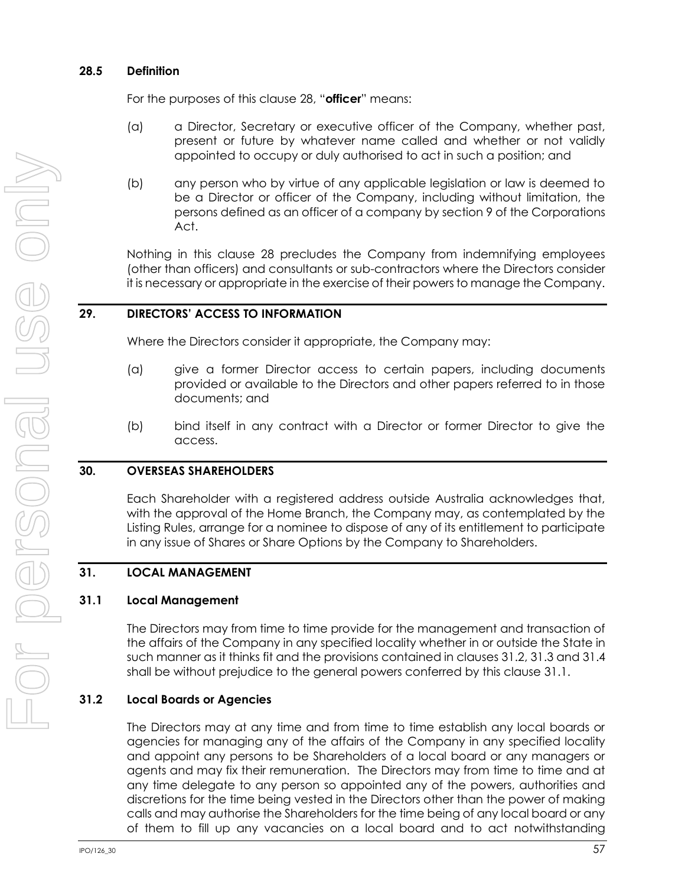### 28.5 Definition

For the purposes of this clause 28, "**officer**" means:

(a) a Director, Secretary or executive officer of the Company, whether past, present or future by whatever name called and whether or not validly appointed to occupy or duly authorised to act in such a position; and

(b) any person who by virtue of any applicable legislation or law is deemed to be a Director or officer of the Company, including without limitation, the persons defined as an officer of a company by section 9 of the Corporations Act.

Nothing in this clause 28 precludes the Company from indemnifying employees (other than officers) and consultants or sub-contractors where the Directors consider it is necessary or appropriate in the exercise of their powers to manage the Company.

## 29. DIRECTORS' ACCESS TO INFORMATION

Where the Directors consider it appropriate, the Company may:

(a) give a former Director access to certain papers, including documents provided or available to the Directors and other papers referred to in those documents; and

(b) bind itself in any contract with a Director or former Director to give the access.

## 30. OVERSEAS SHAREHOLDERS

Each Shareholder with a registered address outside Australia acknowledges that, with the approval of the Home Branch, the Company may, as contemplated by the Listing Rules, arrange for a nominee to dispose of any of its entitlement to participate in any issue of Shares or Share Options by the Company to Shareholders.

## 31. LOCAL MANAGEMENT

### 31.1 Local Management

The Directors may from time to time provide for the management and transaction of the affairs of the Company in any specified locality whether in or outside the State in such manner as it thinks fit and the provisions contained in clauses 31.2, 31.3 and 31.4 shall be without prejudice to the general powers conferred by this clause 31.1.

### 31.2 Local Boards or Agencies

The Directors may at any time and from time to time establish any local boards or agencies for managing any of the affairs of the Company in any specified locality and appoint any persons to be Shareholders of a local board or any managers or agents and may fix their remuneration. The Directors may from time to time and at any time delegate to any person so appointed any of the powers, authorities and discretions for the time being vested in the Directors other than the power of making calls and may authorise the Shareholders for the time being of any local board or any of them to fill up any vacancies on a local board and to act notwithstanding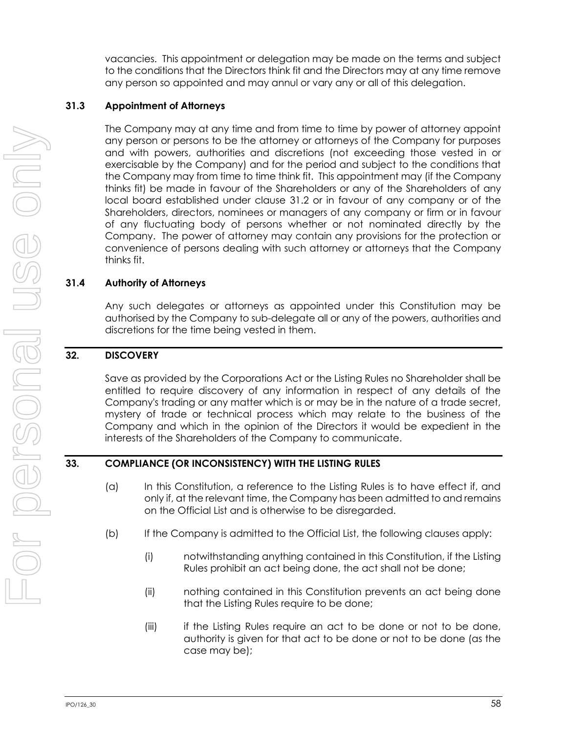vacancies. This appointment or delegation may be made on the terms and subject to the conditions that the Directors think fit and the Directors may at any time remove any person so appointed and may annul or vary any or all of this delegation.

### 31.3 Appointment of Attorneys

The Company may at any time and from time to time by power of attorney appoint any person or persons to be the attorney or attorneys of the Company for purposes and with powers, authorities and discretions (not exceeding those vested in or exercisable by the Company) and for the period and subject to the conditions that the Company may from time to time think fit. This appointment may (if the Company thinks fit) be made in favour of the Shareholders or any of the Shareholders of any local board established under clause 31.2 or in favour of any company or of the Shareholders, directors, nominees or managers of any company or firm or in favour of any fluctuating body of persons whether or not nominated directly by the Company. The power of attorney may contain any provisions for the protection or convenience of persons dealing with such attorney or attorneys that the Company thinks fit.

### 31.4 Authority of Attorneys

Any such delegates or attorneys as appointed under this Constitution may be authorised by the Company to sub-delegate all or any of the powers, authorities and discretions for the time being vested in them.

## 32. DISCOVERY

Save as provided by the Corporations Act or the Listing Rules no Shareholder shall be entitled to require discovery of any information in respect of any details of the Company's trading or any matter which is or may be in the nature of a trade secret, mystery of trade or technical process which may relate to the business of the Company and which in the opinion of the Directors it would be expedient in the interests of the Shareholders of the Company to communicate.

## 33. COMPLIANCE (OR INCONSISTENCY) WITH THE LISTING RULES

(a) In this Constitution, a reference to the Listing Rules is to have effect if, and only if, at the relevant time, the Company has been admitted to and remains on the Official List and is otherwise to be disregarded.

(b) If the Company is admitted to the Official List, the following clauses apply:

(i) notwithstanding anything contained in this Constitution, if the Listing Rules prohibit an act being done, the act shall not be done;

(ii) nothing contained in this Constitution prevents an act being done that the Listing Rules require to be done;

(iii) if the Listing Rules require an act to be done or not to be done, authority is given for that act to be done or not to be done (as the case may be);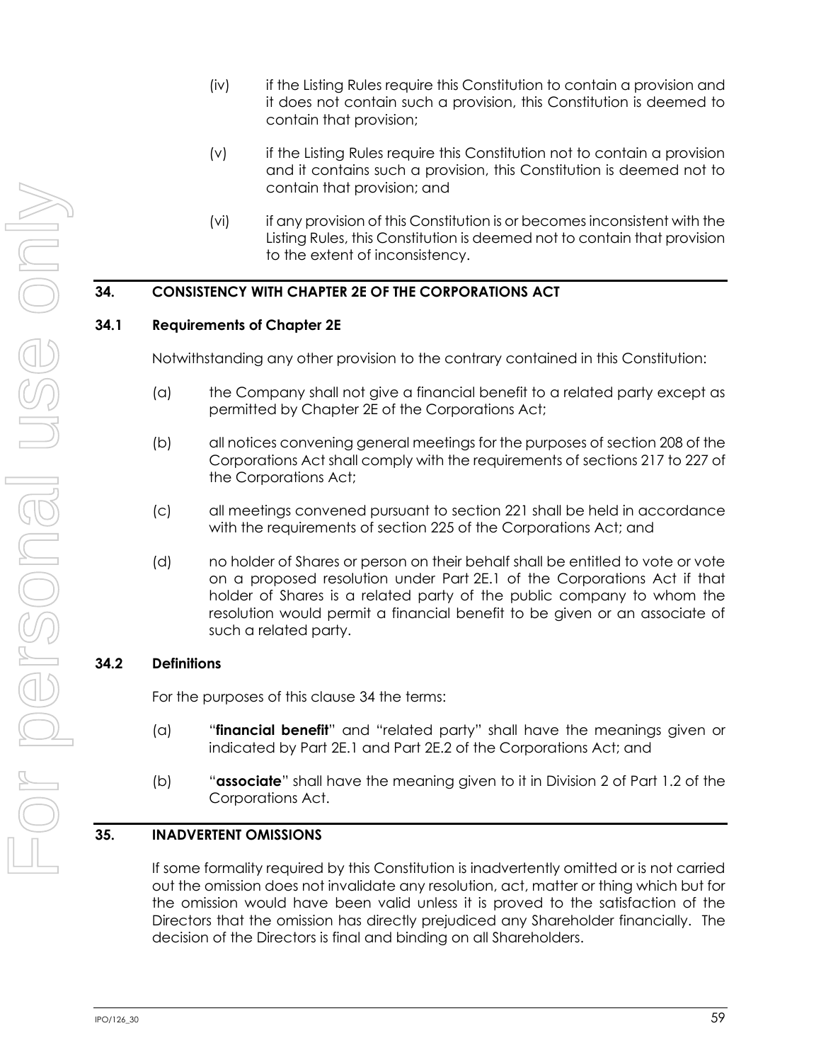(iv) if the Listing Rules require this Constitution to contain a provision and it does not contain such a provision, this Constitution is deemed to contain that provision;

(v) if the Listing Rules require this Constitution not to contain a provision and it contains such a provision, this Constitution is deemed not to contain that provision; and

(vi) if any provision of this Constitution is or becomes inconsistent with the Listing Rules, this Constitution is deemed not to contain that provision to the extent of inconsistency.

## 34. CONSISTENCY WITH CHAPTER 2E OF THE CORPORATIONS ACT

### 34.1 Requirements of Chapter 2E

Notwithstanding any other provision to the contrary contained in this Constitution:

(a) the Company shall not give a financial benefit to a related party except as permitted by Chapter 2E of the Corporations Act;

(b) all notices convening general meetings for the purposes of section 208 of the Corporations Act shall comply with the requirements of sections 217 to 227 of the Corporations Act;

(c) all meetings convened pursuant to section 221 shall be held in accordance with the requirements of section 225 of the Corporations Act; and

(d) no holder of Shares or person on their behalf shall be entitled to vote or vote on a proposed resolution under Part 2E.1 of the Corporations Act if that holder of Shares is a related party of the public company to whom the resolution would permit a financial benefit to be given or an associate of such a related party.

### 34.2 Definitions

For the purposes of this clause 34 the terms:

(a) "**financial benefit**" and "related party" shall have the meanings given or indicated by Part 2E.1 and Part 2E.2 of the Corporations Act; and

(b) "**associate**" shall have the meaning given to it in Division 2 of Part 1.2 of the Corporations Act.

## 35. INADVERTENT OMISSIONS

If some formality required by this Constitution is inadvertently omitted or is not carried out the omission does not invalidate any resolution, act, matter or thing which but for the omission would have been valid unless it is proved to the satisfaction of the Directors that the omission has directly prejudiced any Shareholder financially. The decision of the Directors is final and binding on all Shareholders.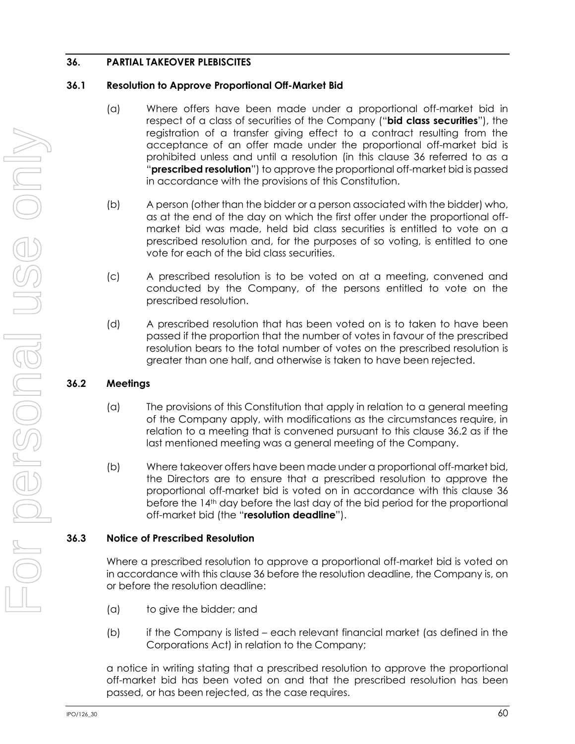## 36. PARTIAL TAKEOVER PLEBISCITES

### 36.1 Resolution to Approve Proportional Off-Market Bid

(a) Where offers have been made under a proportional off-market bid in respect of a class of securities of the Company ("**bid class securities**"), the registration of a transfer giving effect to a contract resulting from the acceptance of an offer made under the proportional off-market bid is prohibited unless and until a resolution (in this clause 36 referred to as a "**prescribed resolution**") to approve the proportional off-market bid is passed in accordance with the provisions of this Constitution.

(b) A person (other than the bidder or a person associated with the bidder) who, as at the end of the day on which the first offer under the proportional off-market bid was made, held bid class securities is entitled to vote on a prescribed resolution and, for the purposes of so voting, is entitled to one vote for each of the bid class securities.

(c) A prescribed resolution is to be voted on at a meeting, convened and conducted by the Company, of the persons entitled to vote on the prescribed resolution.

(d) A prescribed resolution that has been voted on is to taken to have been passed if the proportion that the number of votes in favour of the prescribed resolution bears to the total number of votes on the prescribed resolution is greater than one half, and otherwise is taken to have been rejected.

### 36.2 Meetings

(a) The provisions of this Constitution that apply in relation to a general meeting of the Company apply, with modifications as the circumstances require, in relation to a meeting that is convened pursuant to this clause 36.2 as if the last mentioned meeting was a general meeting of the Company.

(b) Where takeover offers have been made under a proportional off-market bid, the Directors are to ensure that a prescribed resolution to approve the proportional off-market bid is voted on in accordance with this clause 36 before the 14th day before the last day of the bid period for the proportional off-market bid (the "**resolution deadline**").

### 36.3 Notice of Prescribed Resolution

Where a prescribed resolution to approve a proportional off-market bid is voted on in accordance with this clause 36 before the resolution deadline, the Company is, on or before the resolution deadline:

(a) to give the bidder; and

(b) if the Company is listed – each relevant financial market (as defined in the Corporations Act) in relation to the Company;

a notice in writing stating that a prescribed resolution to approve the proportional off-market bid has been voted on and that the prescribed resolution has been passed, or has been rejected, as the case requires.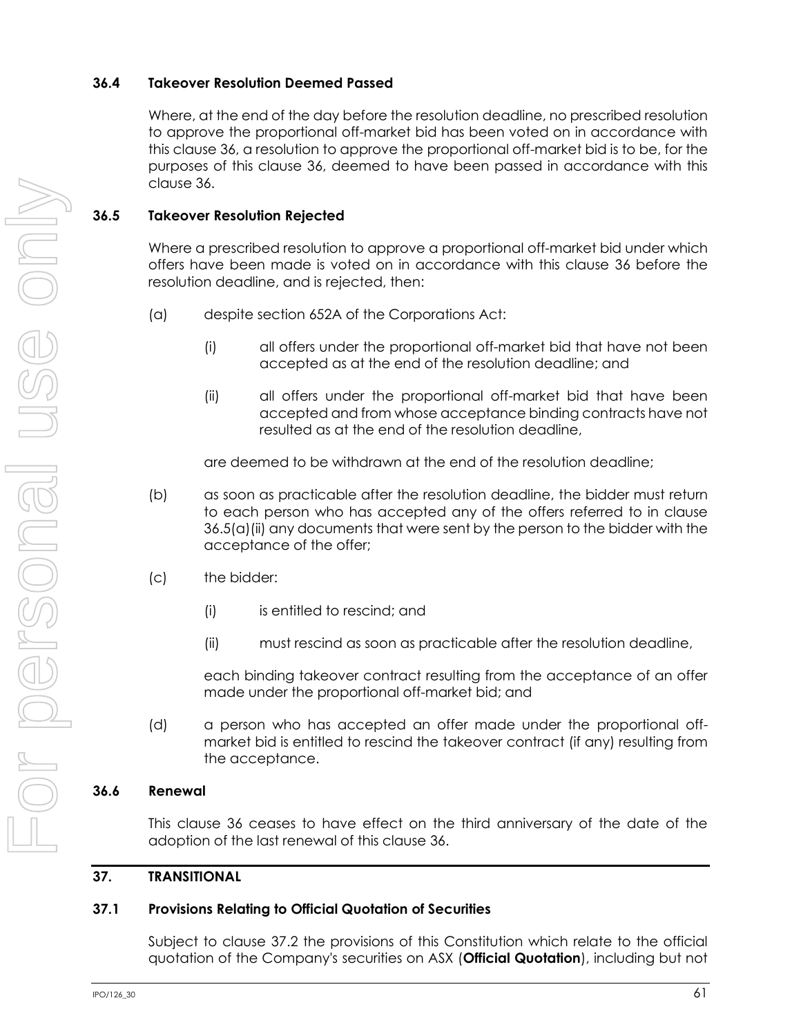### 36.4 Takeover Resolution Deemed Passed

Where, at the end of the day before the resolution deadline, no prescribed resolution to approve the proportional off-market bid has been voted on in accordance with this clause 36, a resolution to approve the proportional off-market bid is to be, for the purposes of this clause 36, deemed to have been passed in accordance with this clause 36.

### 36.5 Takeover Resolution Rejected

Where a prescribed resolution to approve a proportional off-market bid under which offers have been made is voted on in accordance with this clause 36 before the resolution deadline, and is rejected, then:

(a) despite section 652A of the Corporations Act:

(i) all offers under the proportional off-market bid that have not been accepted as at the end of the resolution deadline; and

(ii) all offers under the proportional off-market bid that have been accepted and from whose acceptance binding contracts have not resulted as at the end of the resolution deadline,

are deemed to be withdrawn at the end of the resolution deadline;

(b) as soon as practicable after the resolution deadline, the bidder must return to each person who has accepted any of the offers referred to in clause 36.5(a)(ii) any documents that were sent by the person to the bidder with the acceptance of the offer;

(c) the bidder:

(i) is entitled to rescind; and

(ii) must rescind as soon as practicable after the resolution deadline,

each binding takeover contract resulting from the acceptance of an offer made under the proportional off-market bid; and

(d) a person who has accepted an offer made under the proportional off-market bid is entitled to rescind the takeover contract (if any) resulting from the acceptance.

### 36.6 Renewal

This clause 36 ceases to have effect on the third anniversary of the date of the adoption of the last renewal of this clause 36.

## 37. TRANSITIONAL

### 37.1 Provisions Relating to Official Quotation of Securities

Subject to clause 37.2 the provisions of this Constitution which relate to the official quotation of the Company's securities on ASX (**Official Quotation**), including but not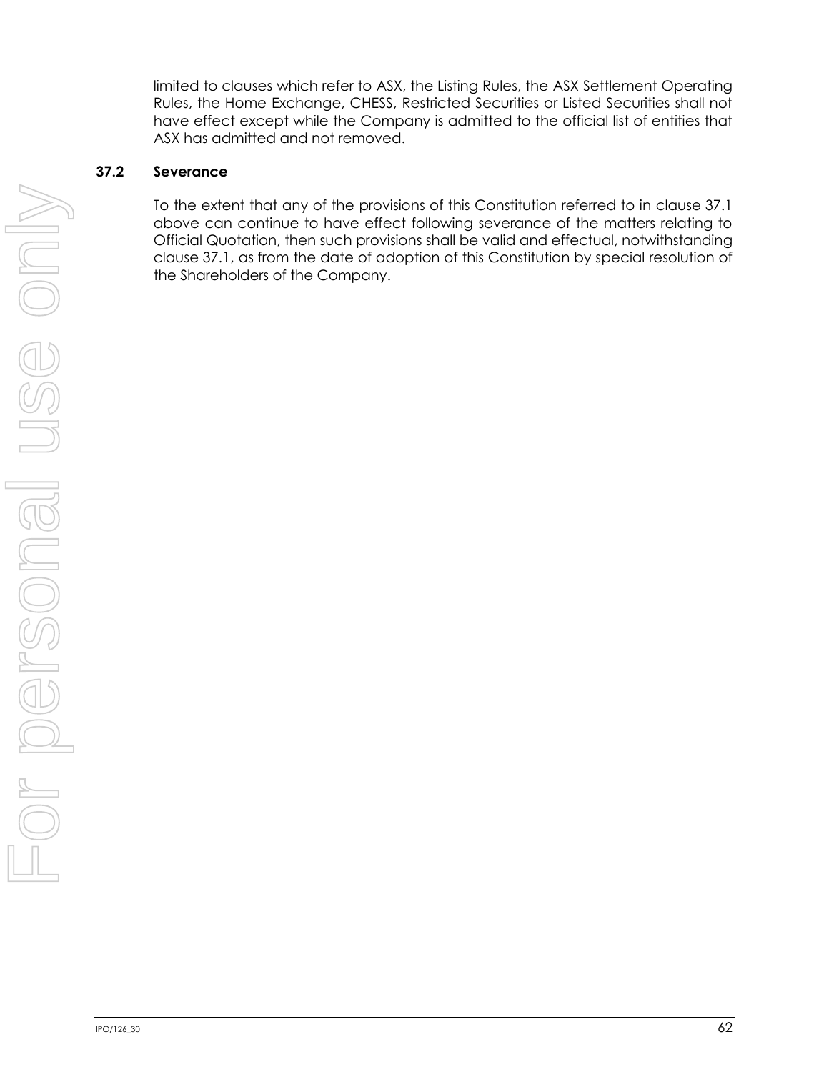limited to clauses which refer to ASX, the Listing Rules, the ASX Settlement Operating Rules, the Home Exchange, CHESS, Restricted Securities or Listed Securities shall not have effect except while the Company is admitted to the official list of entities that ASX has admitted and not removed.

### 37.2 Severance

To the extent that any of the provisions of this Constitution referred to in clause 37.1 above can continue to have effect following severance of the matters relating to Official Quotation, then such provisions shall be valid and effectual, notwithstanding clause 37.1, as from the date of adoption of this Constitution by special resolution of the Shareholders of the Company.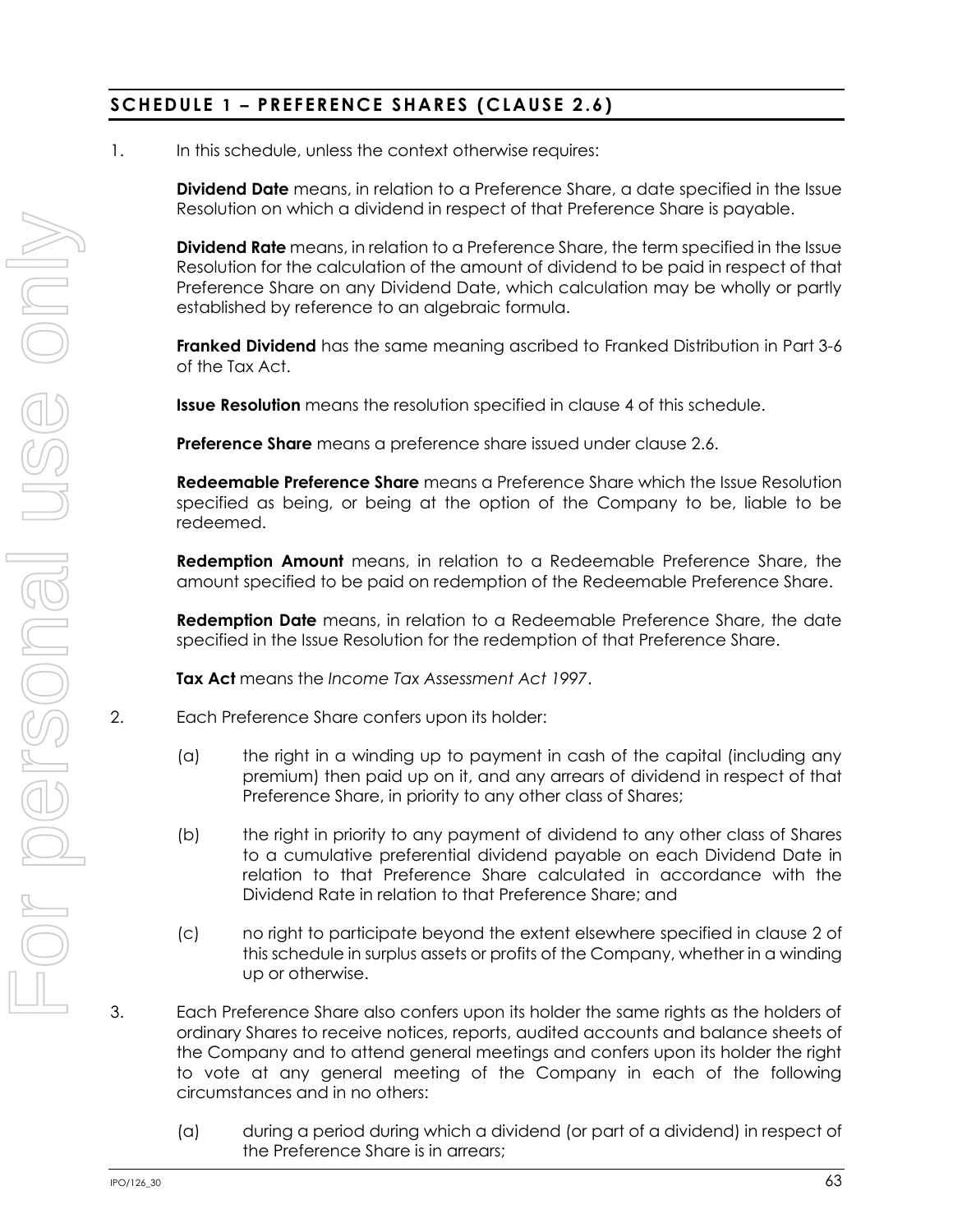## SCHEDULE 1 – PREFERENCE SHARES (CLAUSE 2.6)

1. In this schedule, unless the context otherwise requires:

   **Dividend Date** means, in relation to a Preference Share, a date specified in the Issue Resolution on which a dividend in respect of that Preference Share is payable.

   **Dividend Rate** means, in relation to a Preference Share, the term specified in the Issue Resolution for the calculation of the amount of dividend to be paid in respect of that Preference Share on any Dividend Date, which calculation may be wholly or partly established by reference to an algebraic formula.

   **Franked Dividend** has the same meaning ascribed to Franked Distribution in Part 3-6 of the Tax Act.

   **Issue Resolution** means the resolution specified in clause 4 of this schedule.

   **Preference Share** means a preference share issued under clause 2.6.

   **Redeemable Preference Share** means a Preference Share which the Issue Resolution specified as being, or being at the option of the Company to be, liable to be redeemed.

   **Redemption Amount** means, in relation to a Redeemable Preference Share, the amount specified to be paid on redemption of the Redeemable Preference Share.

   **Redemption Date** means, in relation to a Redeemable Preference Share, the date specified in the Issue Resolution for the redemption of that Preference Share.

   **Tax Act** means the *Income Tax Assessment Act 1997*.

2. Each Preference Share confers upon its holder:

   (a) the right in a winding up to payment in cash of the capital (including any premium) then paid up on it, and any arrears of dividend in respect of that Preference Share, in priority to any other class of Shares;

   (b) the right in priority to any payment of dividend to any other class of Shares to a cumulative preferential dividend payable on each Dividend Date in relation to that Preference Share calculated in accordance with the Dividend Rate in relation to that Preference Share; and

   (c) no right to participate beyond the extent elsewhere specified in clause 2 of this schedule in surplus assets or profits of the Company, whether in a winding up or otherwise.

3. Each Preference Share also confers upon its holder the same rights as the holders of ordinary Shares to receive notices, reports, audited accounts and balance sheets of the Company and to attend general meetings and confers upon its holder the right to vote at any general meeting of the Company in each of the following circumstances and in no others:

   (a) during a period during which a dividend (or part of a dividend) in respect of the Preference Share is in arrears;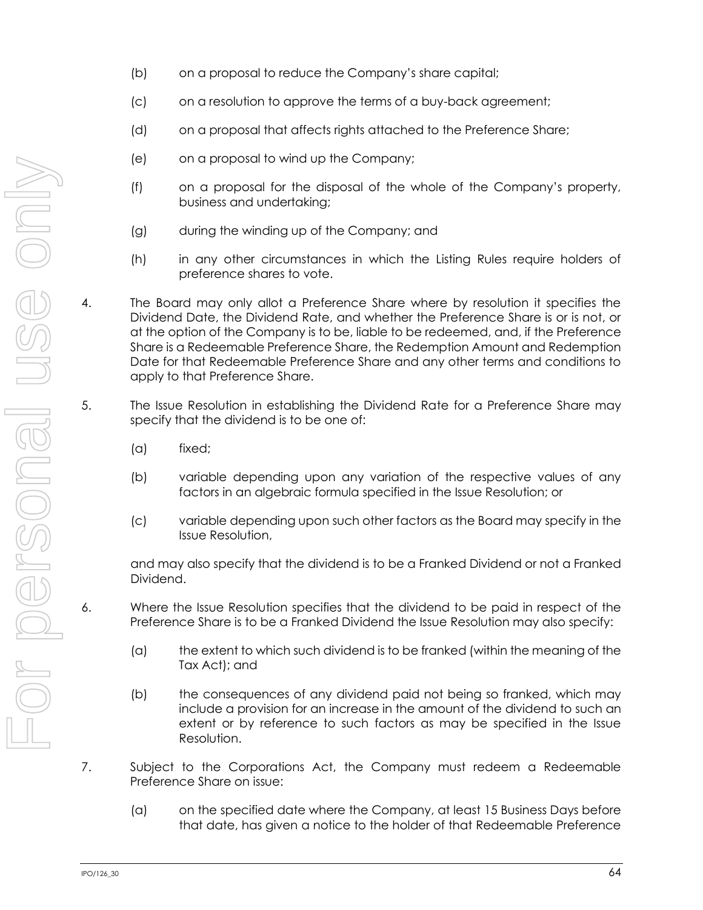(b) on a proposal to reduce the Company's share capital;

(c) on a resolution to approve the terms of a buy-back agreement;

(d) on a proposal that affects rights attached to the Preference Share;

(e) on a proposal to wind up the Company;

(f) on a proposal for the disposal of the whole of the Company's property, business and undertaking;

(g) during the winding up of the Company; and

(h) in any other circumstances in which the Listing Rules require holders of preference shares to vote.

4. The Board may only allot a Preference Share where by resolution it specifies the Dividend Date, the Dividend Rate, and whether the Preference Share is or is not, or at the option of the Company is to be, liable to be redeemed, and, if the Preference Share is a Redeemable Preference Share, the Redemption Amount and Redemption Date for that Redeemable Preference Share and any other terms and conditions to apply to that Preference Share.

5. The Issue Resolution in establishing the Dividend Rate for a Preference Share may specify that the dividend is to be one of:

   (a) fixed;

   (b) variable depending upon any variation of the respective values of any factors in an algebraic formula specified in the Issue Resolution; or

   (c) variable depending upon such other factors as the Board may specify in the Issue Resolution,

   and may also specify that the dividend is to be a Franked Dividend or not a Franked Dividend.

6. Where the Issue Resolution specifies that the dividend to be paid in respect of the Preference Share is to be a Franked Dividend the Issue Resolution may also specify:

   (a) the extent to which such dividend is to be franked (within the meaning of the Tax Act); and

   (b) the consequences of any dividend paid not being so franked, which may include a provision for an increase in the amount of the dividend to such an extent or by reference to such factors as may be specified in the Issue Resolution.

7. Subject to the Corporations Act, the Company must redeem a Redeemable Preference Share on issue:

   (a) on the specified date where the Company, at least 15 Business Days before that date, has given a notice to the holder of that Redeemable Preference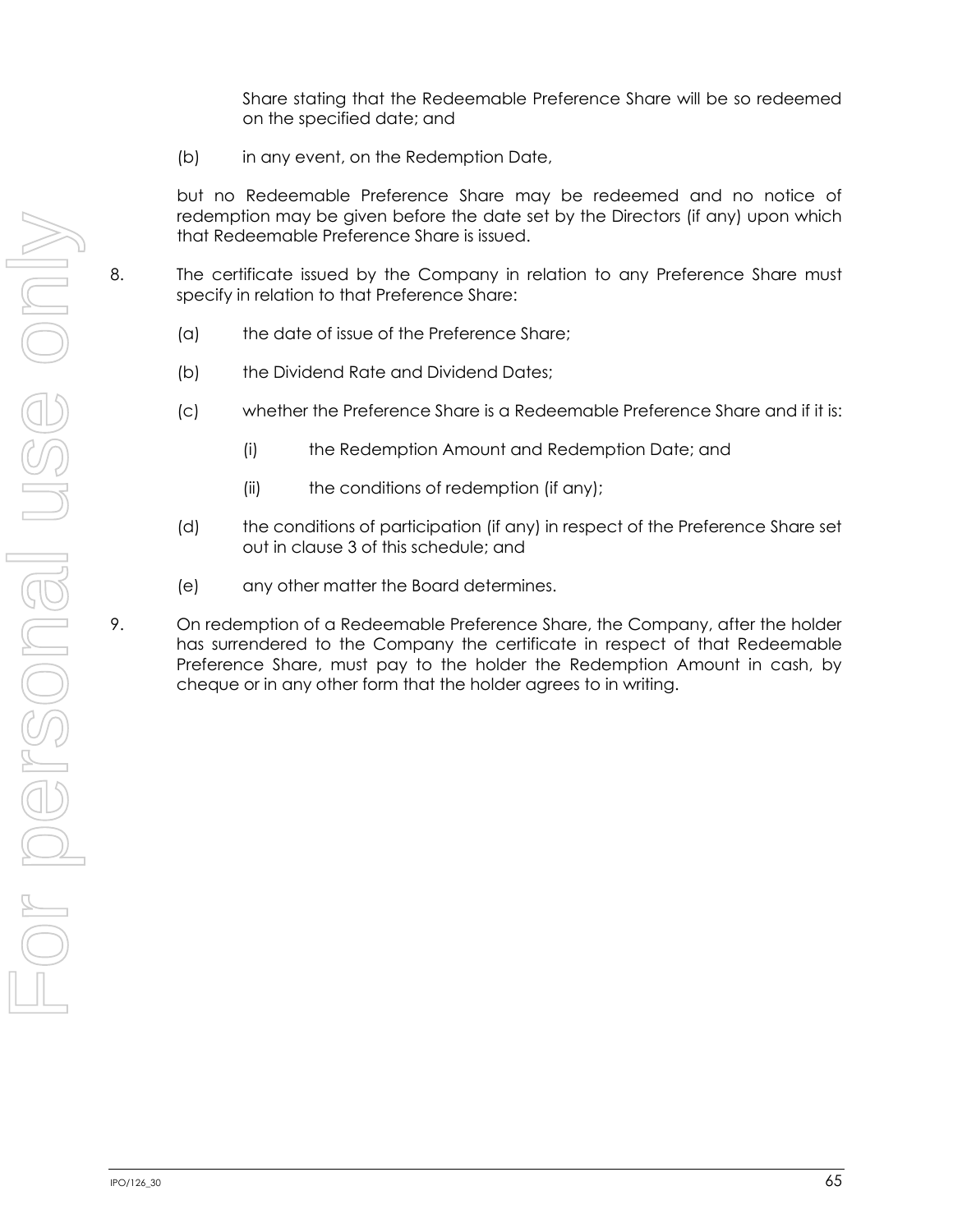Share stating that the Redeemable Preference Share will be so redeemed on the specified date; and

(b) in any event, on the Redemption Date,

but no Redeemable Preference Share may be redeemed and no notice of redemption may be given before the date set by the Directors (if any) upon which that Redeemable Preference Share is issued.

8. The certificate issued by the Company in relation to any Preference Share must specify in relation to that Preference Share:

   (a) the date of issue of the Preference Share;

   (b) the Dividend Rate and Dividend Dates;

   (c) whether the Preference Share is a Redeemable Preference Share and if it is:

      (i) the Redemption Amount and Redemption Date; and

      (ii) the conditions of redemption (if any);

   (d) the conditions of participation (if any) in respect of the Preference Share set out in clause 3 of this schedule; and

   (e) any other matter the Board determines.

9. On redemption of a Redeemable Preference Share, the Company, after the holder has surrendered to the Company the certificate in respect of that Redeemable Preference Share, must pay to the holder the Redemption Amount in cash, by cheque or in any other form that the holder agrees to in writing.